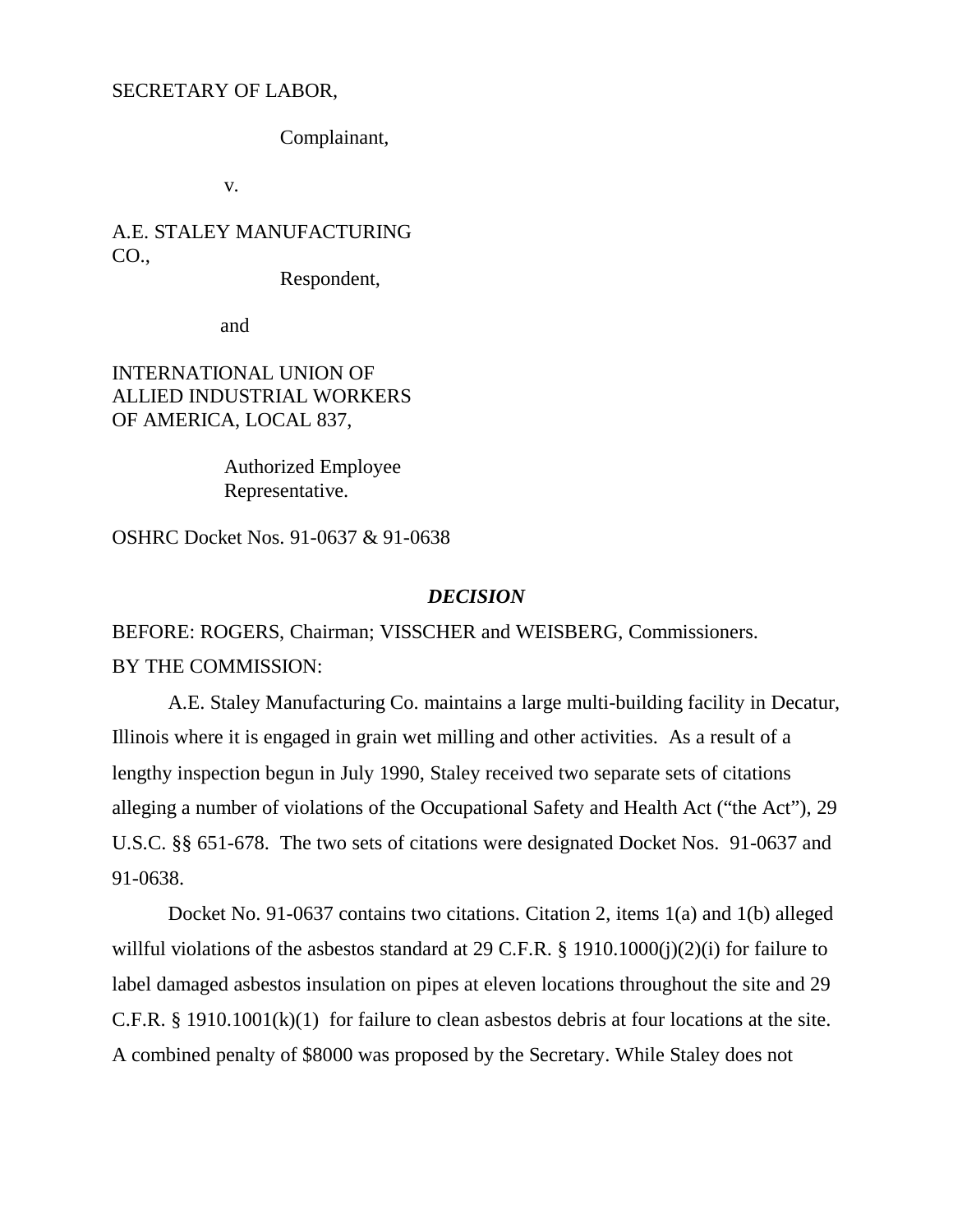SECRETARY OF LABOR,

Complainant,

v.

A.E. STALEY MANUFACTURING CO.,

Respondent,

and

INTERNATIONAL UNION OF ALLIED INDUSTRIAL WORKERS OF AMERICA, LOCAL 837,

Authorized Employee Representative.

OSHRC Docket Nos. 91-0637 & 91-0638

## *DECISION*

BEFORE: ROGERS, Chairman; VISSCHER and WEISBERG, Commissioners.

BY THE COMMISSION:

A.E. Staley Manufacturing Co. maintains a large multi-building facility in Decatur, Illinois where it is engaged in grain wet milling and other activities. As a result of a lengthy inspection begun in July 1990, Staley received two separate sets of citations alleging a number of violations of the Occupational Safety and Health Act ("the Act"), 29 U.S.C. §§ 651-678. The two sets of citations were designated Docket Nos. 91-0637 and 91-0638.

Docket No. 91-0637 contains two citations. Citation 2, items 1(a) and 1(b) alleged willful violations of the asbestos standard at 29 C.F.R. § 1910.1000(j)(2)(i) for failure to label damaged asbestos insulation on pipes at eleven locations throughout the site and 29 C.F.R. § 1910.1001(k)(1) for failure to clean asbestos debris at four locations at the site. A combined penalty of $8000 was proposed by the Secretary. While Staley does not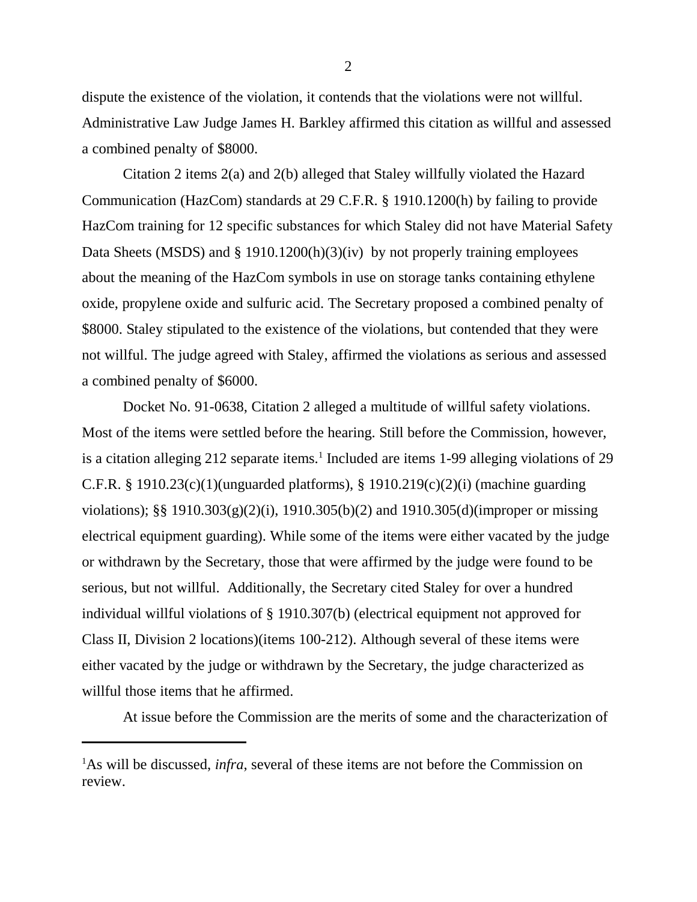dispute the existence of the violation, it contends that the violations were not willful. Administrative Law Judge James H. Barkley affirmed this citation as willful and assessed a combined penalty of $8000.

Citation 2 items 2(a) and 2(b) alleged that Staley willfully violated the Hazard Communication (HazCom) standards at 29 C.F.R. § 1910.1200(h) by failing to provide HazCom training for 12 specific substances for which Staley did not have Material Safety Data Sheets (MSDS) and § 1910.1200(h)(3)(iv) by not properly training employees about the meaning of the HazCom symbols in use on storage tanks containing ethylene oxide, propylene oxide and sulfuric acid. The Secretary proposed a combined penalty of $8000. Staley stipulated to the existence of the violations, but contended that they were not willful. The judge agreed with Staley, affirmed the violations as serious and assessed a combined penalty of $6000.

Docket No. 91-0638, Citation 2 alleged a multitude of willful safety violations. Most of the items were settled before the hearing. Still before the Commission, however, is a citation alleging 212 separate items.[1] Included are items 1-99 alleging violations of 29 C.F.R. § 1910.23(c)(1)(unguarded platforms), § 1910.219(c)(2)(i) (machine guarding violations); §§ 1910.303(g)(2)(i), 1910.305(b)(2) and 1910.305(d)(improper or missing electrical equipment guarding). While some of the items were either vacated by the judge or withdrawn by the Secretary, those that were affirmed by the judge were found to be serious, but not willful. Additionally, the Secretary cited Staley for over a hundred individual willful violations of § 1910.307(b) (electrical equipment not approved for Class II, Division 2 locations)(items 100-212). Although several of these items were either vacated by the judge or withdrawn by the Secretary, the judge characterized as willful those items that he affirmed.

At issue before the Commission are the merits of some and the characterization of

[1]As will be discussed, *infra*, several of these items are not before the Commission on review.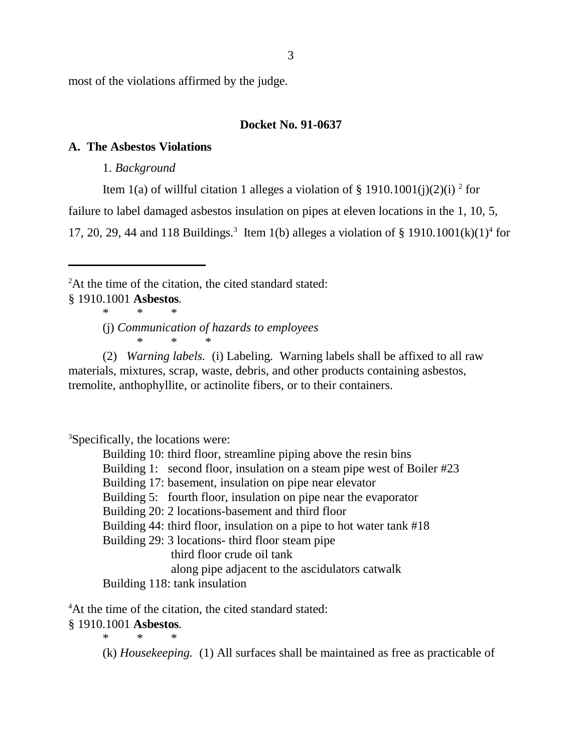most of the violations affirmed by the judge.

## Docket No. 91-0637

### A. The Asbestos Violations

1. *Background*

Item 1(a) of willful citation 1 alleges a violation of § 1910.1001(j)(2)(i) [2] for failure to label damaged asbestos insulation on pipes at eleven locations in the 1, 10, 5, 17, 20, 29, 44 and 118 Buildings.[3] Item 1(b) alleges a violation of § 1910.1001(k)(1)[4] for

---

[2]At the time of the citation, the cited standard stated:
§ 1910.1001 **Asbestos**.

\* \* \*

(j) *Communication of hazards to employees*

\* \* \*

(2) *Warning labels.* (i) Labeling. Warning labels shall be affixed to all raw materials, mixtures, scrap, waste, debris, and other products containing asbestos, tremolite, anthophyllite, or actinolite fibers, or to their containers.

[3]Specifically, the locations were:

Building 10: third floor, streamline piping above the resin bins
Building 1: second floor, insulation on a steam pipe west of Boiler #23
Building 17: basement, insulation on pipe near elevator
Building 5: fourth floor, insulation on pipe near the evaporator
Building 20: 2 locations-basement and third floor
Building 44: third floor, insulation on a pipe to hot water tank #18
Building 29: 3 locations- third floor steam pipe
third floor crude oil tank
along pipe adjacent to the ascidulators catwalk
Building 118: tank insulation

[4]At the time of the citation, the cited standard stated:
§ 1910.1001 **Asbestos**.

\* \* \*

(k) *Housekeeping.* (1) All surfaces shall be maintained as free as practicable of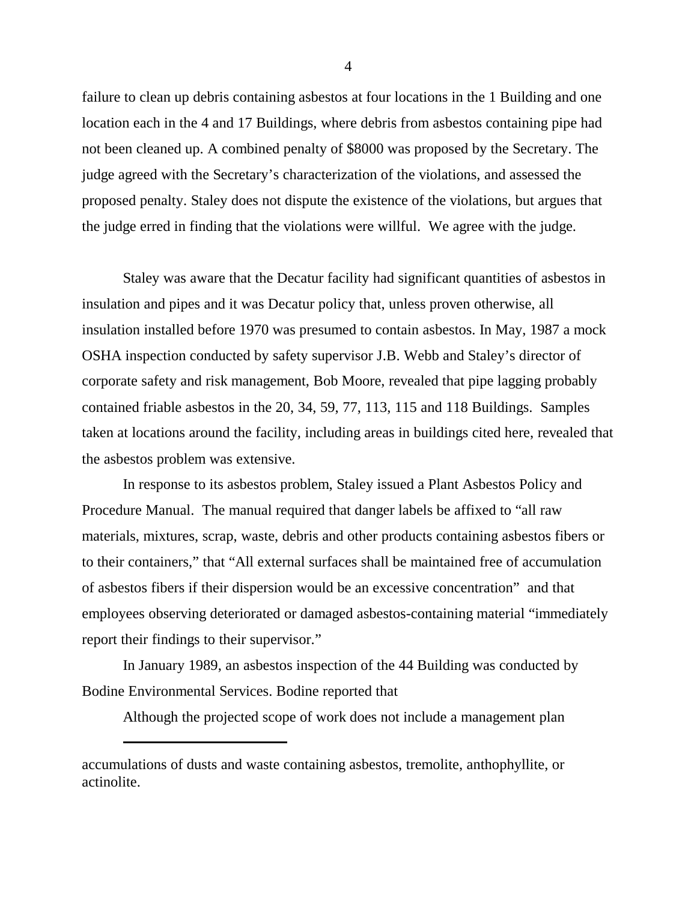failure to clean up debris containing asbestos at four locations in the 1 Building and one location each in the 4 and 17 Buildings, where debris from asbestos containing pipe had not been cleaned up. A combined penalty of $8000 was proposed by the Secretary. The judge agreed with the Secretary's characterization of the violations, and assessed the proposed penalty. Staley does not dispute the existence of the violations, but argues that the judge erred in finding that the violations were willful. We agree with the judge.

Staley was aware that the Decatur facility had significant quantities of asbestos in insulation and pipes and it was Decatur policy that, unless proven otherwise, all insulation installed before 1970 was presumed to contain asbestos. In May, 1987 a mock OSHA inspection conducted by safety supervisor J.B. Webb and Staley's director of corporate safety and risk management, Bob Moore, revealed that pipe lagging probably contained friable asbestos in the 20, 34, 59, 77, 113, 115 and 118 Buildings. Samples taken at locations around the facility, including areas in buildings cited here, revealed that the asbestos problem was extensive.

In response to its asbestos problem, Staley issued a Plant Asbestos Policy and Procedure Manual. The manual required that danger labels be affixed to "all raw materials, mixtures, scrap, waste, debris and other products containing asbestos fibers or to their containers," that "All external surfaces shall be maintained free of accumulation of asbestos fibers if their dispersion would be an excessive concentration" and that employees observing deteriorated or damaged asbestos-containing material "immediately report their findings to their supervisor."

In January 1989, an asbestos inspection of the 44 Building was conducted by Bodine Environmental Services. Bodine reported that

Although the projected scope of work does not include a management plan

---

accumulations of dusts and waste containing asbestos, tremolite, anthophyllite, or actinolite.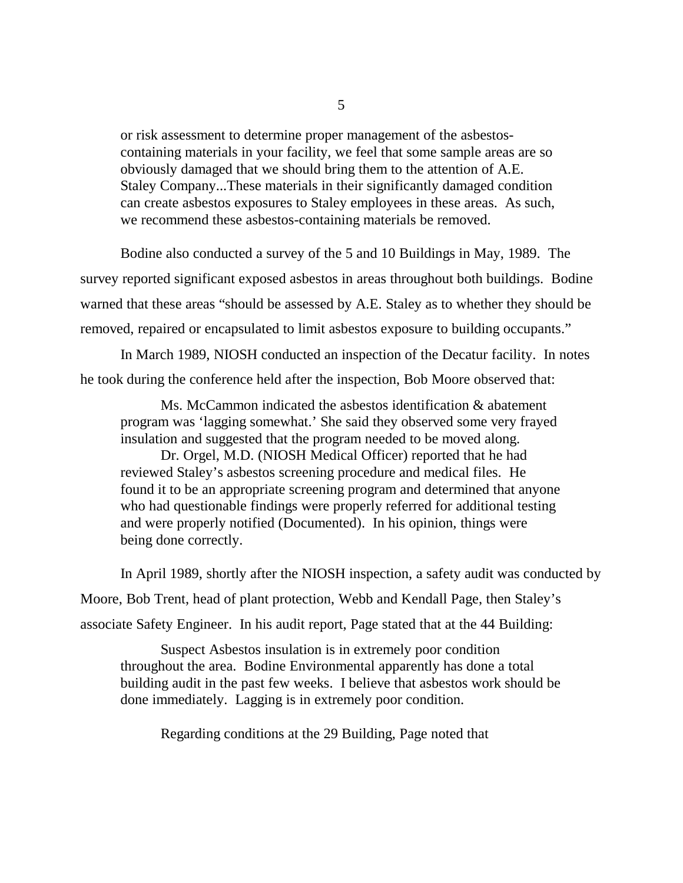> or risk assessment to determine proper management of the asbestos-containing materials in your facility, we feel that some sample areas are so obviously damaged that we should bring them to the attention of A.E. Staley Company...These materials in their significantly damaged condition can create asbestos exposures to Staley employees in these areas. As such, we recommend these asbestos-containing materials be removed.

Bodine also conducted a survey of the 5 and 10 Buildings in May, 1989. The survey reported significant exposed asbestos in areas throughout both buildings. Bodine warned that these areas "should be assessed by A.E. Staley as to whether they should be removed, repaired or encapsulated to limit asbestos exposure to building occupants."

In March 1989, NIOSH conducted an inspection of the Decatur facility. In notes he took during the conference held after the inspection, Bob Moore observed that:

> Ms. McCammon indicated the asbestos identification & abatement program was 'lagging somewhat.' She said they observed some very frayed insulation and suggested that the program needed to be moved along.
>
> Dr. Orgel, M.D. (NIOSH Medical Officer) reported that he had reviewed Staley's asbestos screening procedure and medical files. He found it to be an appropriate screening program and determined that anyone who had questionable findings were properly referred for additional testing and were properly notified (Documented). In his opinion, things were being done correctly.

In April 1989, shortly after the NIOSH inspection, a safety audit was conducted by Moore, Bob Trent, head of plant protection, Webb and Kendall Page, then Staley's associate Safety Engineer. In his audit report, Page stated that at the 44 Building:

> Suspect Asbestos insulation is in extremely poor condition throughout the area. Bodine Environmental apparently has done a total building audit in the past few weeks. I believe that asbestos work should be done immediately. Lagging is in extremely poor condition.

Regarding conditions at the 29 Building, Page noted that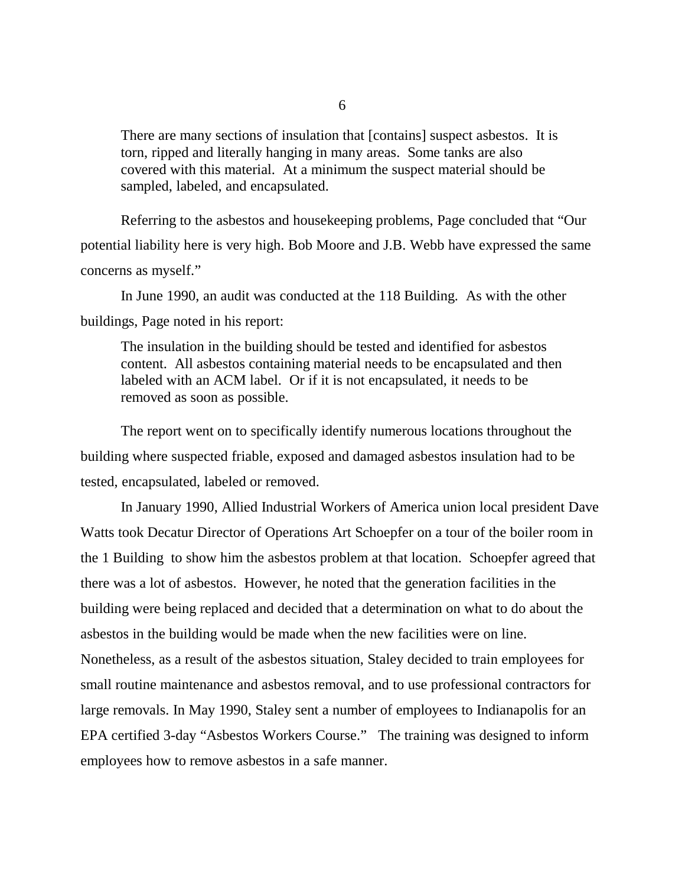> There are many sections of insulation that [contains] suspect asbestos. It is torn, ripped and literally hanging in many areas. Some tanks are also covered with this material. At a minimum the suspect material should be sampled, labeled, and encapsulated.

Referring to the asbestos and housekeeping problems, Page concluded that "Our potential liability here is very high. Bob Moore and J.B. Webb have expressed the same concerns as myself."

In June 1990, an audit was conducted at the 118 Building. As with the other buildings, Page noted in his report:

> The insulation in the building should be tested and identified for asbestos content. All asbestos containing material needs to be encapsulated and then labeled with an ACM label. Or if it is not encapsulated, it needs to be removed as soon as possible.

The report went on to specifically identify numerous locations throughout the building where suspected friable, exposed and damaged asbestos insulation had to be tested, encapsulated, labeled or removed.

In January 1990, Allied Industrial Workers of America union local president Dave Watts took Decatur Director of Operations Art Schoepfer on a tour of the boiler room in the 1 Building to show him the asbestos problem at that location. Schoepfer agreed that there was a lot of asbestos. However, he noted that the generation facilities in the building were being replaced and decided that a determination on what to do about the asbestos in the building would be made when the new facilities were on line. Nonetheless, as a result of the asbestos situation, Staley decided to train employees for small routine maintenance and asbestos removal, and to use professional contractors for large removals. In May 1990, Staley sent a number of employees to Indianapolis for an EPA certified 3-day "Asbestos Workers Course." The training was designed to inform employees how to remove asbestos in a safe manner.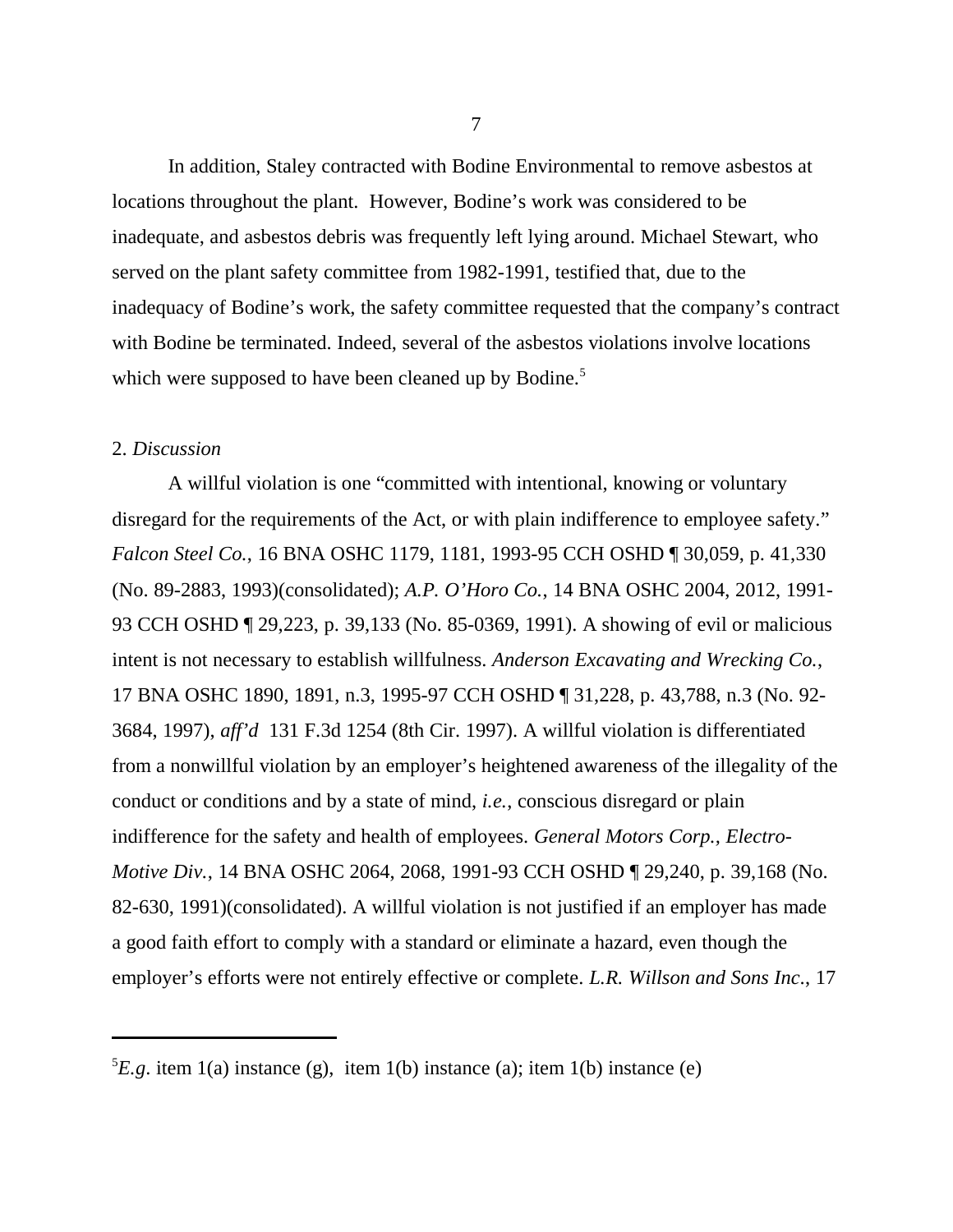In addition, Staley contracted with Bodine Environmental to remove asbestos at locations throughout the plant. However, Bodine's work was considered to be inadequate, and asbestos debris was frequently left lying around. Michael Stewart, who served on the plant safety committee from 1982-1991, testified that, due to the inadequacy of Bodine's work, the safety committee requested that the company's contract with Bodine be terminated. Indeed, several of the asbestos violations involve locations which were supposed to have been cleaned up by Bodine.[5]

2. *Discussion*

A willful violation is one "committed with intentional, knowing or voluntary disregard for the requirements of the Act, or with plain indifference to employee safety." *Falcon Steel Co.*, 16 BNA OSHC 1179, 1181, 1993-95 CCH OSHD ¶ 30,059, p. 41,330 (No. 89-2883, 1993)(consolidated); *A.P. O'Horo Co.*, 14 BNA OSHC 2004, 2012, 1991-93 CCH OSHD ¶ 29,223, p. 39,133 (No. 85-0369, 1991). A showing of evil or malicious intent is not necessary to establish willfulness. *Anderson Excavating and Wrecking Co.*, 17 BNA OSHC 1890, 1891, n.3, 1995-97 CCH OSHD ¶ 31,228, p. 43,788, n.3 (No. 92-3684, 1997), *aff'd* 131 F.3d 1254 (8th Cir. 1997). A willful violation is differentiated from a nonwillful violation by an employer's heightened awareness of the illegality of the conduct or conditions and by a state of mind, *i.e.*, conscious disregard or plain indifference for the safety and health of employees. *General Motors Corp., Electro-Motive Div.*, 14 BNA OSHC 2064, 2068, 1991-93 CCH OSHD ¶ 29,240, p. 39,168 (No. 82-630, 1991)(consolidated). A willful violation is not justified if an employer has made a good faith effort to comply with a standard or eliminate a hazard, even though the employer's efforts were not entirely effective or complete. *L.R. Willson and Sons Inc.*, 17

---

[5] *E.g*. item 1(a) instance (g), item 1(b) instance (a); item 1(b) instance (e)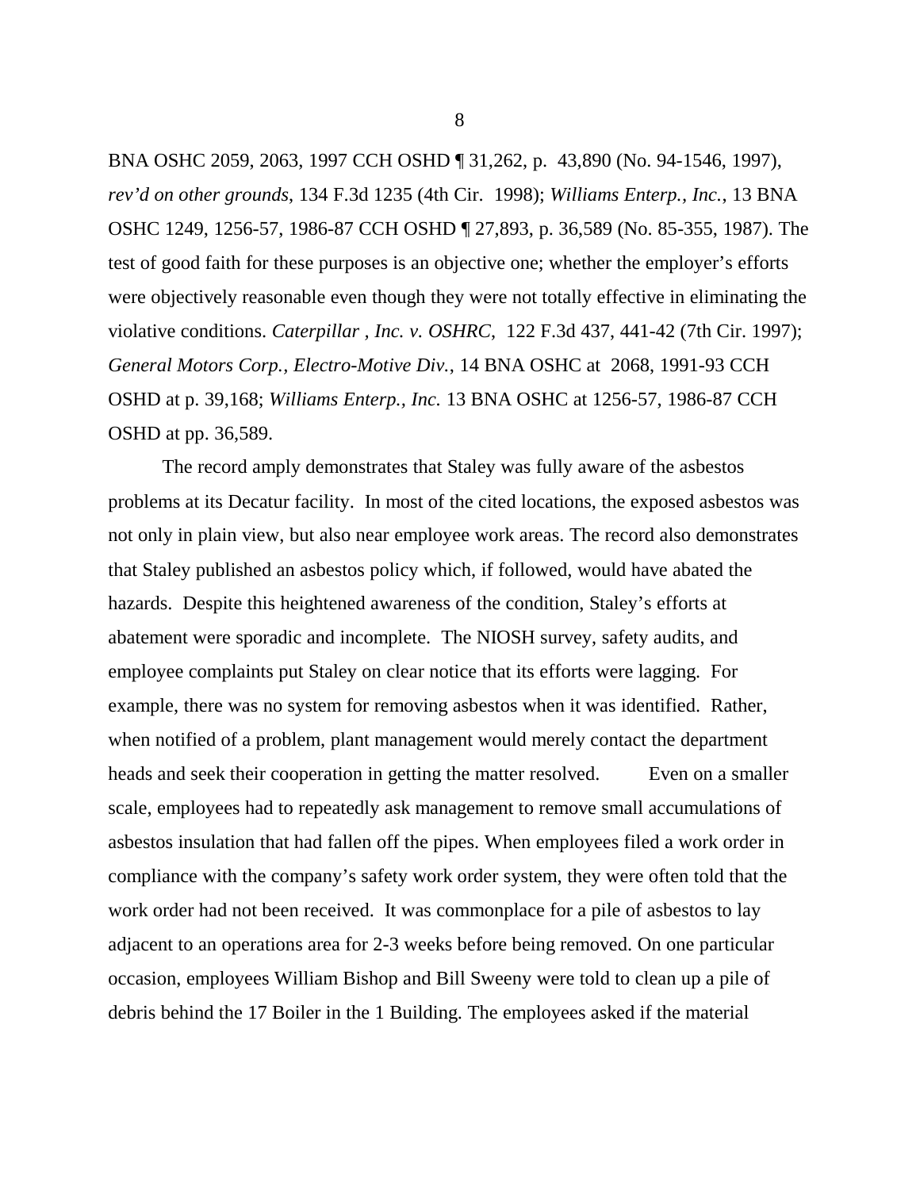BNA OSHC 2059, 2063, 1997 CCH OSHD ¶ 31,262, p. 43,890 (No. 94-1546, 1997), *rev'd on other grounds*, 134 F.3d 1235 (4th Cir. 1998); *Williams Enterp., Inc.*, 13 BNA OSHC 1249, 1256-57, 1986-87 CCH OSHD ¶ 27,893, p. 36,589 (No. 85-355, 1987). The test of good faith for these purposes is an objective one; whether the employer's efforts were objectively reasonable even though they were not totally effective in eliminating the violative conditions. *Caterpillar , Inc. v. OSHRC*, 122 F.3d 437, 441-42 (7th Cir. 1997); *General Motors Corp., Electro-Motive Div.*, 14 BNA OSHC at 2068, 1991-93 CCH OSHD at p. 39,168; *Williams Enterp., Inc.* 13 BNA OSHC at 1256-57, 1986-87 CCH OSHD at pp. 36,589.

The record amply demonstrates that Staley was fully aware of the asbestos problems at its Decatur facility. In most of the cited locations, the exposed asbestos was not only in plain view, but also near employee work areas. The record also demonstrates that Staley published an asbestos policy which, if followed, would have abated the hazards. Despite this heightened awareness of the condition, Staley's efforts at abatement were sporadic and incomplete. The NIOSH survey, safety audits, and employee complaints put Staley on clear notice that its efforts were lagging. For example, there was no system for removing asbestos when it was identified. Rather, when notified of a problem, plant management would merely contact the department heads and seek their cooperation in getting the matter resolved. Even on a smaller scale, employees had to repeatedly ask management to remove small accumulations of asbestos insulation that had fallen off the pipes. When employees filed a work order in compliance with the company's safety work order system, they were often told that the work order had not been received. It was commonplace for a pile of asbestos to lay adjacent to an operations area for 2-3 weeks before being removed. On one particular occasion, employees William Bishop and Bill Sweeny were told to clean up a pile of debris behind the 17 Boiler in the 1 Building. The employees asked if the material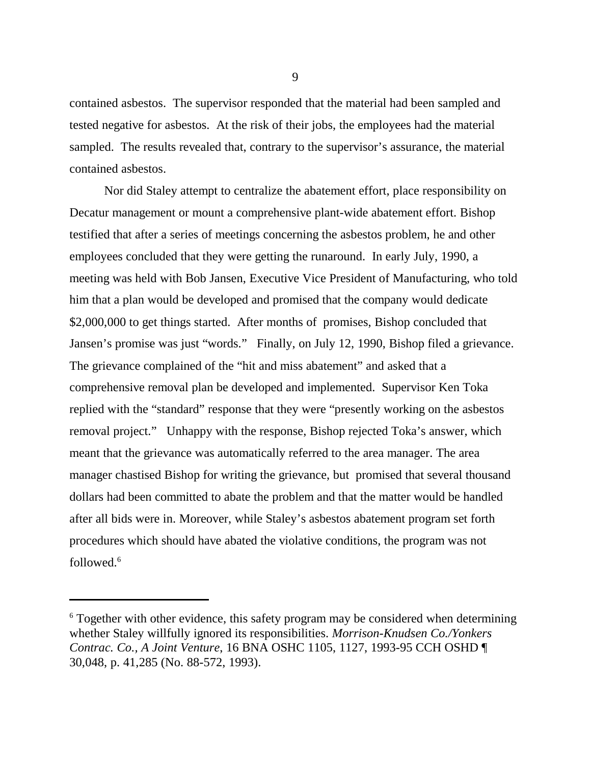contained asbestos. The supervisor responded that the material had been sampled and tested negative for asbestos. At the risk of their jobs, the employees had the material sampled. The results revealed that, contrary to the supervisor's assurance, the material contained asbestos.

Nor did Staley attempt to centralize the abatement effort, place responsibility on Decatur management or mount a comprehensive plant-wide abatement effort. Bishop testified that after a series of meetings concerning the asbestos problem, he and other employees concluded that they were getting the runaround. In early July, 1990, a meeting was held with Bob Jansen, Executive Vice President of Manufacturing, who told him that a plan would be developed and promised that the company would dedicate \$2,000,000 to get things started. After months of promises, Bishop concluded that Jansen's promise was just "words." Finally, on July 12, 1990, Bishop filed a grievance. The grievance complained of the "hit and miss abatement" and asked that a comprehensive removal plan be developed and implemented. Supervisor Ken Toka replied with the "standard" response that they were "presently working on the asbestos removal project." Unhappy with the response, Bishop rejected Toka's answer, which meant that the grievance was automatically referred to the area manager. The area manager chastised Bishop for writing the grievance, but promised that several thousand dollars had been committed to abate the problem and that the matter would be handled after all bids were in. Moreover, while Staley's asbestos abatement program set forth procedures which should have abated the violative conditions, the program was not followed.[6]

---

[6] Together with other evidence, this safety program may be considered when determining whether Staley willfully ignored its responsibilities. *Morrison-Knudsen Co./Yonkers Contrac. Co., A Joint Venture*, 16 BNA OSHC 1105, 1127, 1993-95 CCH OSHD ¶ 30,048, p. 41,285 (No. 88-572, 1993).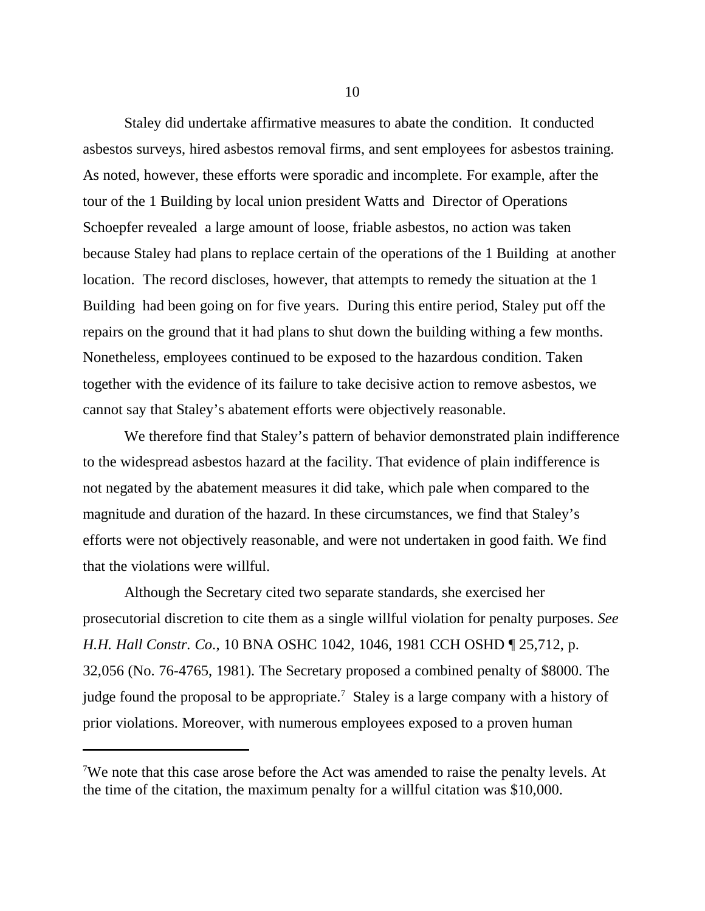Staley did undertake affirmative measures to abate the condition. It conducted asbestos surveys, hired asbestos removal firms, and sent employees for asbestos training. As noted, however, these efforts were sporadic and incomplete. For example, after the tour of the 1 Building by local union president Watts and Director of Operations Schoepfer revealed a large amount of loose, friable asbestos, no action was taken because Staley had plans to replace certain of the operations of the 1 Building at another location. The record discloses, however, that attempts to remedy the situation at the 1 Building had been going on for five years. During this entire period, Staley put off the repairs on the ground that it had plans to shut down the building withing a few months. Nonetheless, employees continued to be exposed to the hazardous condition. Taken together with the evidence of its failure to take decisive action to remove asbestos, we cannot say that Staley's abatement efforts were objectively reasonable.

We therefore find that Staley's pattern of behavior demonstrated plain indifference to the widespread asbestos hazard at the facility. That evidence of plain indifference is not negated by the abatement measures it did take, which pale when compared to the magnitude and duration of the hazard. In these circumstances, we find that Staley's efforts were not objectively reasonable, and were not undertaken in good faith. We find that the violations were willful.

Although the Secretary cited two separate standards, she exercised her prosecutorial discretion to cite them as a single willful violation for penalty purposes. *See H.H. Hall Constr. Co.*, 10 BNA OSHC 1042, 1046, 1981 CCH OSHD ¶ 25,712, p. 32,056 (No. 76-4765, 1981). The Secretary proposed a combined penalty of $8000. The judge found the proposal to be appropriate.[7] Staley is a large company with a history of prior violations. Moreover, with numerous employees exposed to a proven human

---

[7]We note that this case arose before the Act was amended to raise the penalty levels. At the time of the citation, the maximum penalty for a willful citation was $10,000.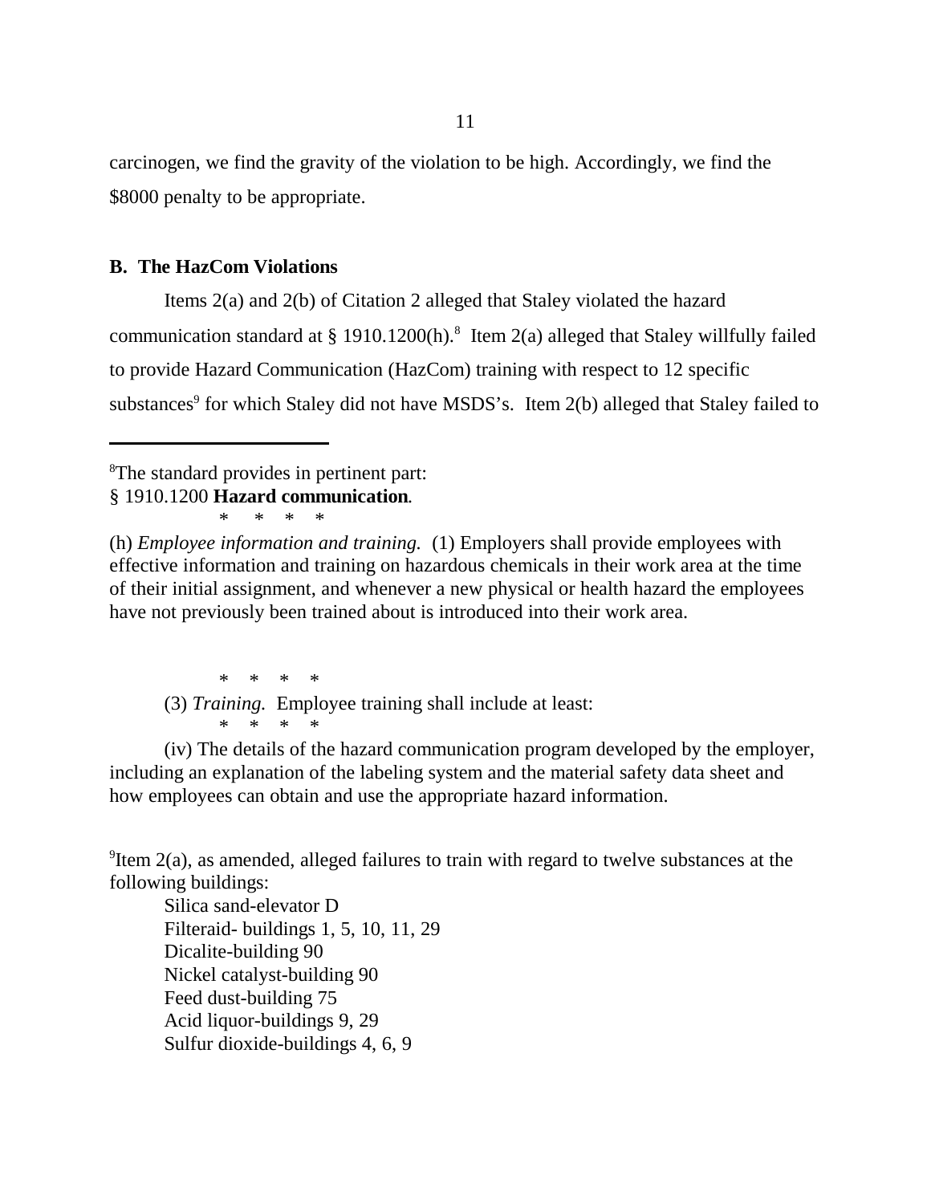carcinogen, we find the gravity of the violation to be high. Accordingly, we find the $8000 penalty to be appropriate.

### B. The HazCom Violations

Items 2(a) and 2(b) of Citation 2 alleged that Staley violated the hazard communication standard at § 1910.1200(h).[8] Item 2(a) alleged that Staley willfully failed to provide Hazard Communication (HazCom) training with respect to 12 specific substances[9] for which Staley did not have MSDS's. Item 2(b) alleged that Staley failed to

---

[8]The standard provides in pertinent part:
§ 1910.1200 **Hazard communication**.

\* \* \* \*

(h) *Employee information and training.* (1) Employers shall provide employees with effective information and training on hazardous chemicals in their work area at the time of their initial assignment, and whenever a new physical or health hazard the employees have not previously been trained about is introduced into their work area.

\* \* \* \*

(3) *Training.* Employee training shall include at least:

\* \* \* \*

(iv) The details of the hazard communication program developed by the employer, including an explanation of the labeling system and the material safety data sheet and how employees can obtain and use the appropriate hazard information.

[9]Item 2(a), as amended, alleged failures to train with regard to twelve substances at the following buildings:

Silica sand-elevator D
Filteraid- buildings 1, 5, 10, 11, 29
Dicalite-building 90
Nickel catalyst-building 90
Feed dust-building 75
Acid liquor-buildings 9, 29
Sulfur dioxide-buildings 4, 6, 9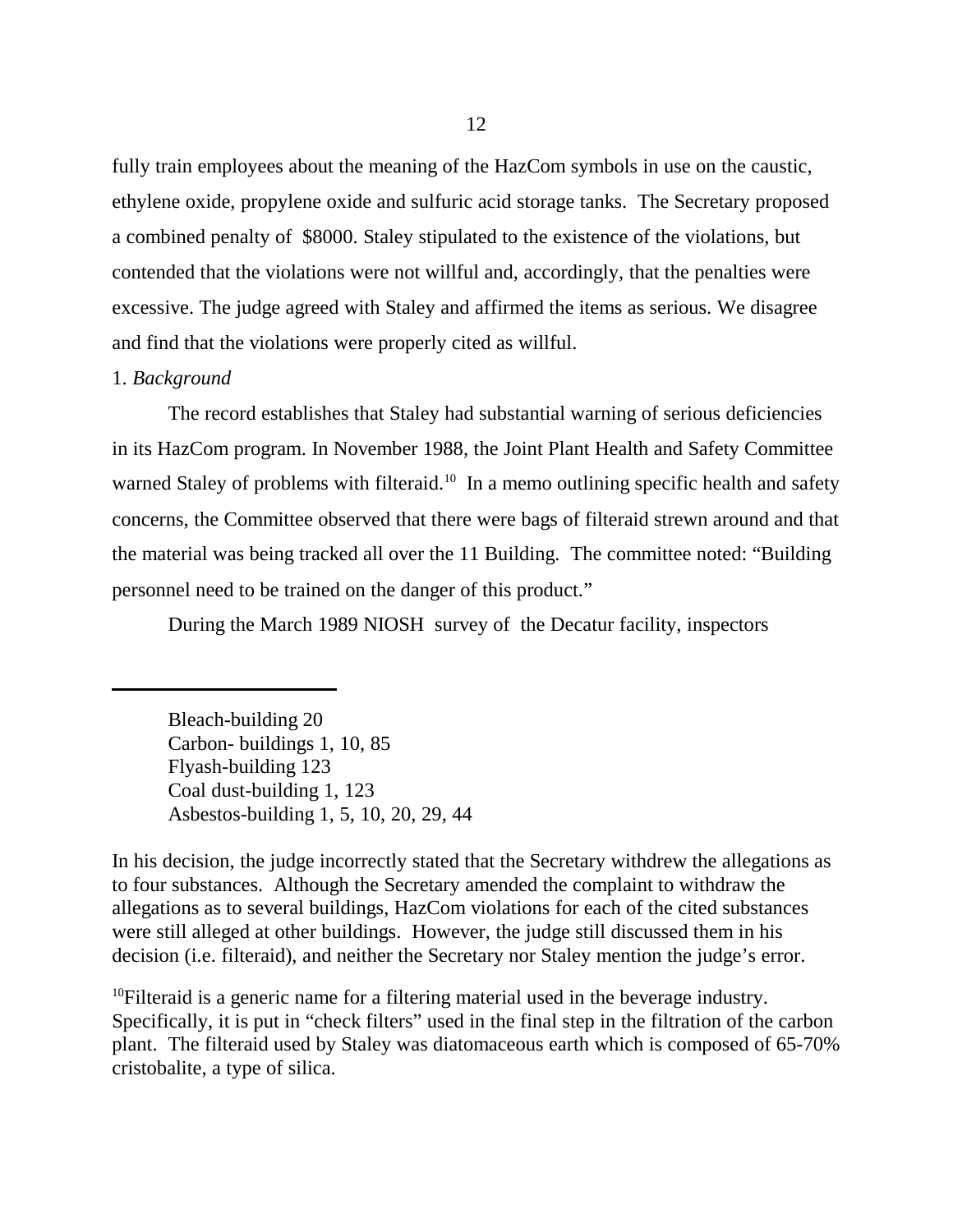fully train employees about the meaning of the HazCom symbols in use on the caustic, ethylene oxide, propylene oxide and sulfuric acid storage tanks. The Secretary proposed a combined penalty of $8000. Staley stipulated to the existence of the violations, but contended that the violations were not willful and, accordingly, that the penalties were excessive. The judge agreed with Staley and affirmed the items as serious. We disagree and find that the violations were properly cited as willful.

1. *Background*

The record establishes that Staley had substantial warning of serious deficiencies in its HazCom program. In November 1988, the Joint Plant Health and Safety Committee warned Staley of problems with filteraid.[10] In a memo outlining specific health and safety concerns, the Committee observed that there were bags of filteraid strewn around and that the material was being tracked all over the 11 Building. The committee noted: "Building personnel need to be trained on the danger of this product."

During the March 1989 NIOSH survey of the Decatur facility, inspectors

---

Bleach-building 20
Carbon- buildings 1, 10, 85
Flyash-building 123
Coal dust-building 1, 123
Asbestos-building 1, 5, 10, 20, 29, 44

In his decision, the judge incorrectly stated that the Secretary withdrew the allegations as to four substances. Although the Secretary amended the complaint to withdraw the allegations as to several buildings, HazCom violations for each of the cited substances were still alleged at other buildings. However, the judge still discussed them in his decision (i.e. filteraid), and neither the Secretary nor Staley mention the judge's error.

[10]Filteraid is a generic name for a filtering material used in the beverage industry. Specifically, it is put in "check filters" used in the final step in the filtration of the carbon plant. The filteraid used by Staley was diatomaceous earth which is composed of 65-70% cristobalite, a type of silica.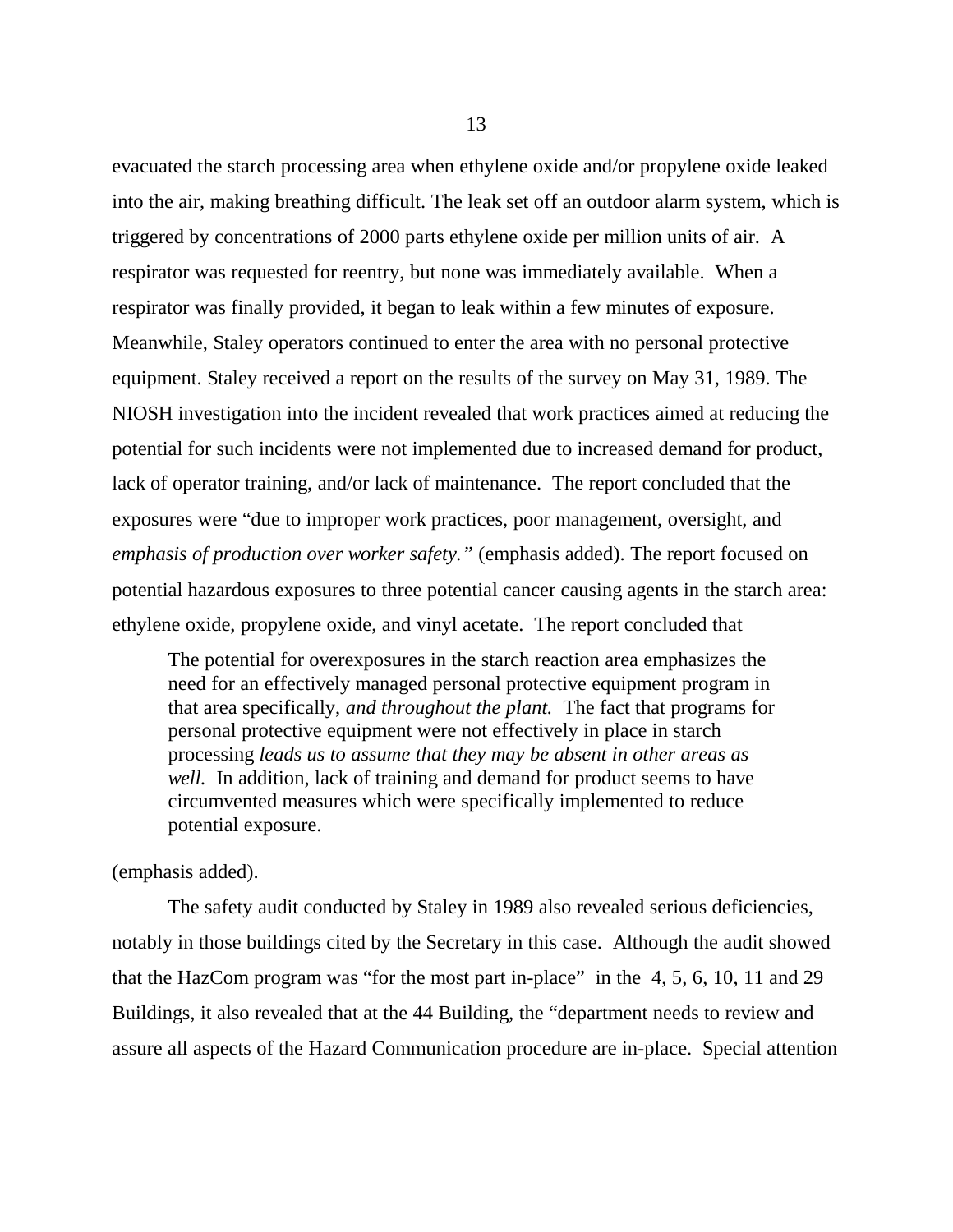evacuated the starch processing area when ethylene oxide and/or propylene oxide leaked into the air, making breathing difficult. The leak set off an outdoor alarm system, which is triggered by concentrations of 2000 parts ethylene oxide per million units of air. A respirator was requested for reentry, but none was immediately available. When a respirator was finally provided, it began to leak within a few minutes of exposure. Meanwhile, Staley operators continued to enter the area with no personal protective equipment. Staley received a report on the results of the survey on May 31, 1989. The NIOSH investigation into the incident revealed that work practices aimed at reducing the potential for such incidents were not implemented due to increased demand for product, lack of operator training, and/or lack of maintenance. The report concluded that the exposures were "due to improper work practices, poor management, oversight, and *emphasis of production over worker safety."* (emphasis added). The report focused on potential hazardous exposures to three potential cancer causing agents in the starch area: ethylene oxide, propylene oxide, and vinyl acetate. The report concluded that

> The potential for overexposures in the starch reaction area emphasizes the need for an effectively managed personal protective equipment program in that area specifically, *and throughout the plant.* The fact that programs for personal protective equipment were not effectively in place in starch processing *leads us to assume that they may be absent in other areas as well.* In addition, lack of training and demand for product seems to have circumvented measures which were specifically implemented to reduce potential exposure.

(emphasis added).

The safety audit conducted by Staley in 1989 also revealed serious deficiencies, notably in those buildings cited by the Secretary in this case. Although the audit showed that the HazCom program was "for the most part in-place" in the 4, 5, 6, 10, 11 and 29 Buildings, it also revealed that at the 44 Building, the "department needs to review and assure all aspects of the Hazard Communication procedure are in-place. Special attention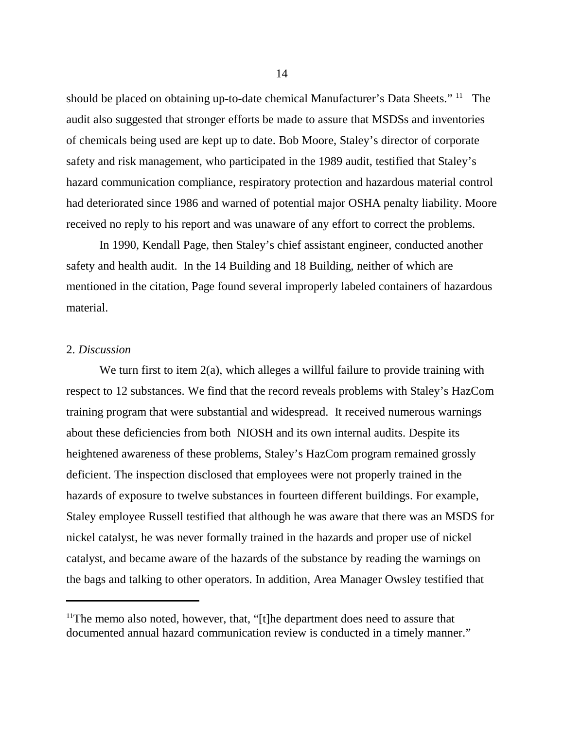should be placed on obtaining up-to-date chemical Manufacturer's Data Sheets." [11] The audit also suggested that stronger efforts be made to assure that MSDSs and inventories of chemicals being used are kept up to date. Bob Moore, Staley's director of corporate safety and risk management, who participated in the 1989 audit, testified that Staley's hazard communication compliance, respiratory protection and hazardous material control had deteriorated since 1986 and warned of potential major OSHA penalty liability. Moore received no reply to his report and was unaware of any effort to correct the problems.

In 1990, Kendall Page, then Staley's chief assistant engineer, conducted another safety and health audit. In the 14 Building and 18 Building, neither of which are mentioned in the citation, Page found several improperly labeled containers of hazardous material.

2. *Discussion*

We turn first to item 2(a), which alleges a willful failure to provide training with respect to 12 substances. We find that the record reveals problems with Staley's HazCom training program that were substantial and widespread. It received numerous warnings about these deficiencies from both NIOSH and its own internal audits. Despite its heightened awareness of these problems, Staley's HazCom program remained grossly deficient. The inspection disclosed that employees were not properly trained in the hazards of exposure to twelve substances in fourteen different buildings. For example, Staley employee Russell testified that although he was aware that there was an MSDS for nickel catalyst, he was never formally trained in the hazards and proper use of nickel catalyst, and became aware of the hazards of the substance by reading the warnings on the bags and talking to other operators. In addition, Area Manager Owsley testified that

---

[11] The memo also noted, however, that, "[t]he department does need to assure that documented annual hazard communication review is conducted in a timely manner."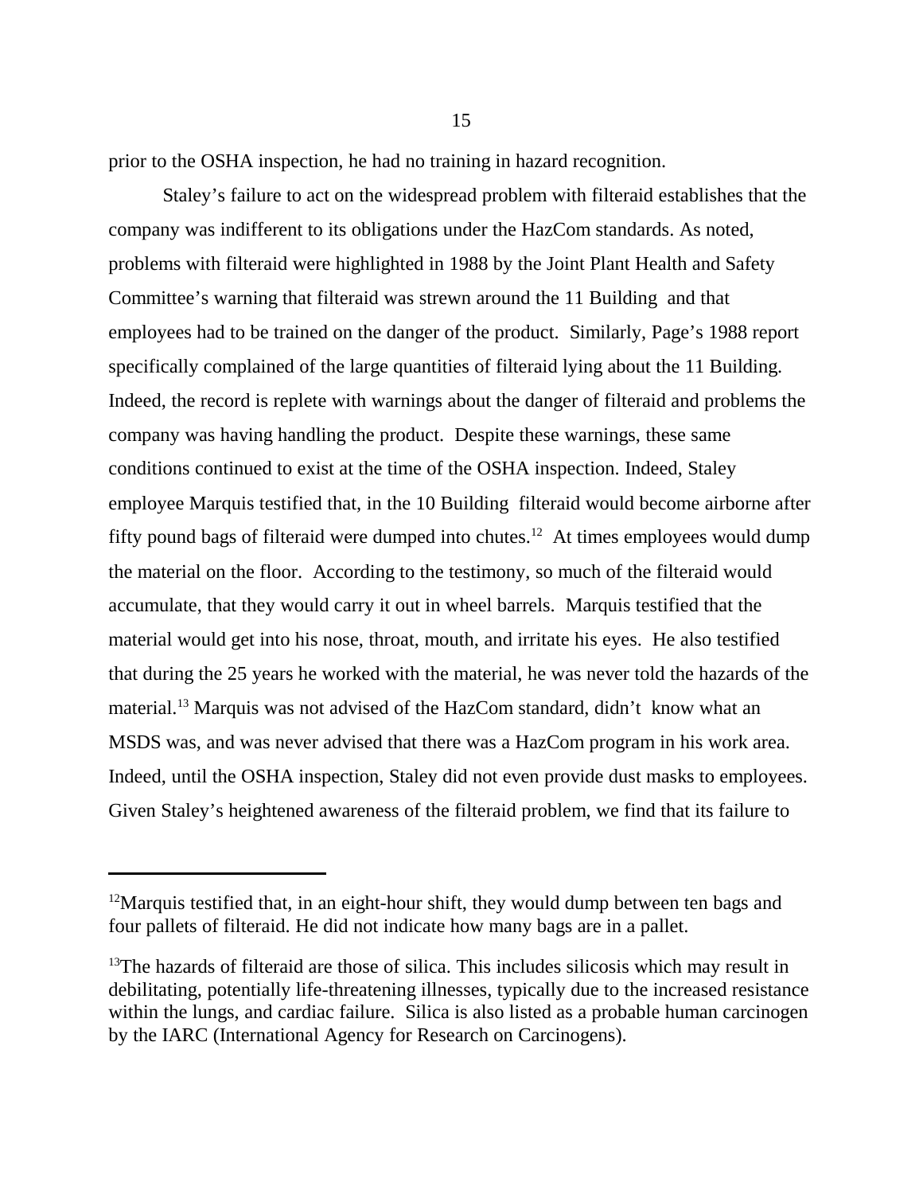prior to the OSHA inspection, he had no training in hazard recognition.

Staley's failure to act on the widespread problem with filteraid establishes that the company was indifferent to its obligations under the HazCom standards. As noted, problems with filteraid were highlighted in 1988 by the Joint Plant Health and Safety Committee's warning that filteraid was strewn around the 11 Building and that employees had to be trained on the danger of the product. Similarly, Page's 1988 report specifically complained of the large quantities of filteraid lying about the 11 Building. Indeed, the record is replete with warnings about the danger of filteraid and problems the company was having handling the product. Despite these warnings, these same conditions continued to exist at the time of the OSHA inspection. Indeed, Staley employee Marquis testified that, in the 10 Building filteraid would become airborne after fifty pound bags of filteraid were dumped into chutes.[12] At times employees would dump the material on the floor. According to the testimony, so much of the filteraid would accumulate, that they would carry it out in wheel barrels. Marquis testified that the material would get into his nose, throat, mouth, and irritate his eyes. He also testified that during the 25 years he worked with the material, he was never told the hazards of the material.[13] Marquis was not advised of the HazCom standard, didn't know what an MSDS was, and was never advised that there was a HazCom program in his work area. Indeed, until the OSHA inspection, Staley did not even provide dust masks to employees. Given Staley's heightened awareness of the filteraid problem, we find that its failure to

---

[12]Marquis testified that, in an eight-hour shift, they would dump between ten bags and four pallets of filteraid. He did not indicate how many bags are in a pallet.

[13]The hazards of filteraid are those of silica. This includes silicosis which may result in debilitating, potentially life-threatening illnesses, typically due to the increased resistance within the lungs, and cardiac failure. Silica is also listed as a probable human carcinogen by the IARC (International Agency for Research on Carcinogens).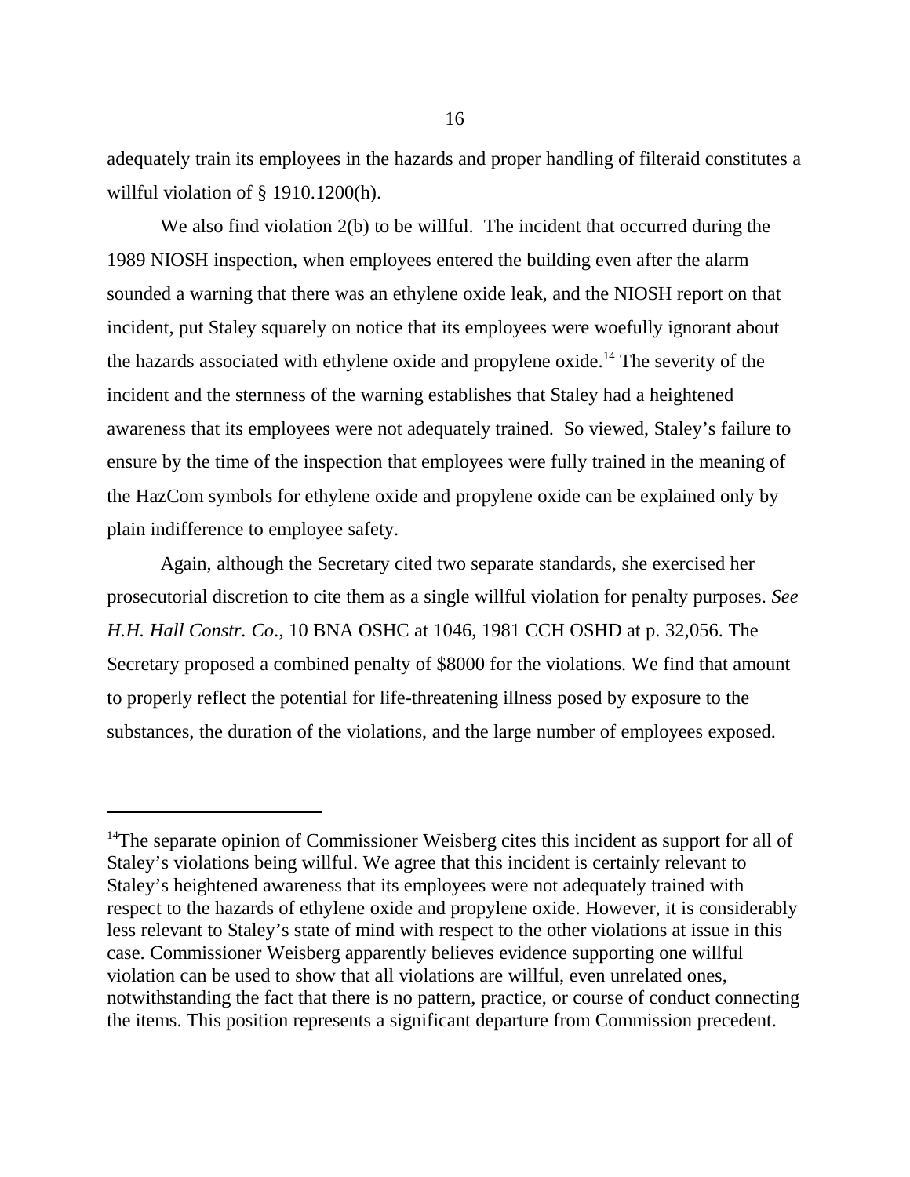adequately train its employees in the hazards and proper handling of filteraid constitutes a willful violation of § 1910.1200(h).

We also find violation 2(b) to be willful. The incident that occurred during the 1989 NIOSH inspection, when employees entered the building even after the alarm sounded a warning that there was an ethylene oxide leak, and the NIOSH report on that incident, put Staley squarely on notice that its employees were woefully ignorant about the hazards associated with ethylene oxide and propylene oxide.[14] The severity of the incident and the sternness of the warning establishes that Staley had a heightened awareness that its employees were not adequately trained. So viewed, Staley's failure to ensure by the time of the inspection that employees were fully trained in the meaning of the HazCom symbols for ethylene oxide and propylene oxide can be explained only by plain indifference to employee safety.

Again, although the Secretary cited two separate standards, she exercised her prosecutorial discretion to cite them as a single willful violation for penalty purposes. *See H.H. Hall Constr. Co.*, 10 BNA OSHC at 1046, 1981 CCH OSHD at p. 32,056. The Secretary proposed a combined penalty of $8000 for the violations. We find that amount to properly reflect the potential for life-threatening illness posed by exposure to the substances, the duration of the violations, and the large number of employees exposed.

---

[14]The separate opinion of Commissioner Weisberg cites this incident as support for all of Staley's violations being willful. We agree that this incident is certainly relevant to Staley's heightened awareness that its employees were not adequately trained with respect to the hazards of ethylene oxide and propylene oxide. However, it is considerably less relevant to Staley's state of mind with respect to the other violations at issue in this case. Commissioner Weisberg apparently believes evidence supporting one willful violation can be used to show that all violations are willful, even unrelated ones, notwithstanding the fact that there is no pattern, practice, or course of conduct connecting the items. This position represents a significant departure from Commission precedent.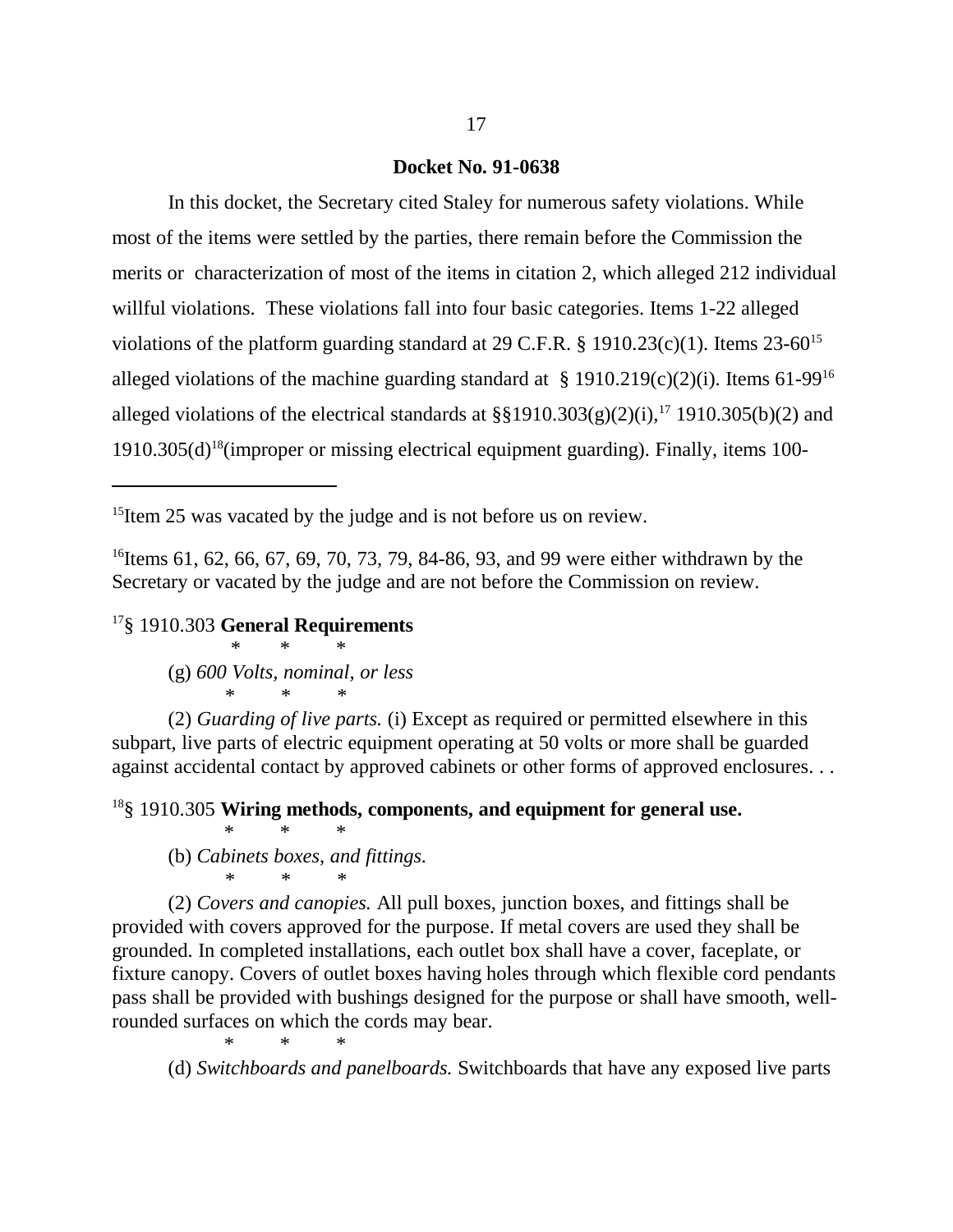**Docket No. 91-0638**

In this docket, the Secretary cited Staley for numerous safety violations. While most of the items were settled by the parties, there remain before the Commission the merits or characterization of most of the items in citation 2, which alleged 212 individual willful violations. These violations fall into four basic categories. Items 1-22 alleged violations of the platform guarding standard at 29 C.F.R. § 1910.23(c)(1). Items 23-60[15] alleged violations of the machine guarding standard at § 1910.219(c)(2)(i). Items 61-99[16] alleged violations of the electrical standards at §§1910.303(g)(2)(i),[17] 1910.305(b)(2) and 1910.305(d)[18](improper or missing electrical equipment guarding). Finally, items 100-

---

[15]Item 25 was vacated by the judge and is not before us on review.

[16]Items 61, 62, 66, 67, 69, 70, 73, 79, 84-86, 93, and 99 were either withdrawn by the Secretary or vacated by the judge and are not before the Commission on review.

[17]§ 1910.303 **General Requirements**

\* \* \*

(g) *600 Volts, nominal, or less*

\* \* \*

(2) *Guarding of live parts.* (i) Except as required or permitted elsewhere in this subpart, live parts of electric equipment operating at 50 volts or more shall be guarded against accidental contact by approved cabinets or other forms of approved enclosures. . .

[18]§ 1910.305 **Wiring methods, components, and equipment for general use.**

\* \* \*

(b) *Cabinets boxes, and fittings.*

\* \* \*

(2) *Covers and canopies.* All pull boxes, junction boxes, and fittings shall be provided with covers approved for the purpose. If metal covers are used they shall be grounded. In completed installations, each outlet box shall have a cover, faceplate, or fixture canopy. Covers of outlet boxes having holes through which flexible cord pendants pass shall be provided with bushings designed for the purpose or shall have smooth, well-rounded surfaces on which the cords may bear.

\* \* \*

(d) *Switchboards and panelboards.* Switchboards that have any exposed live parts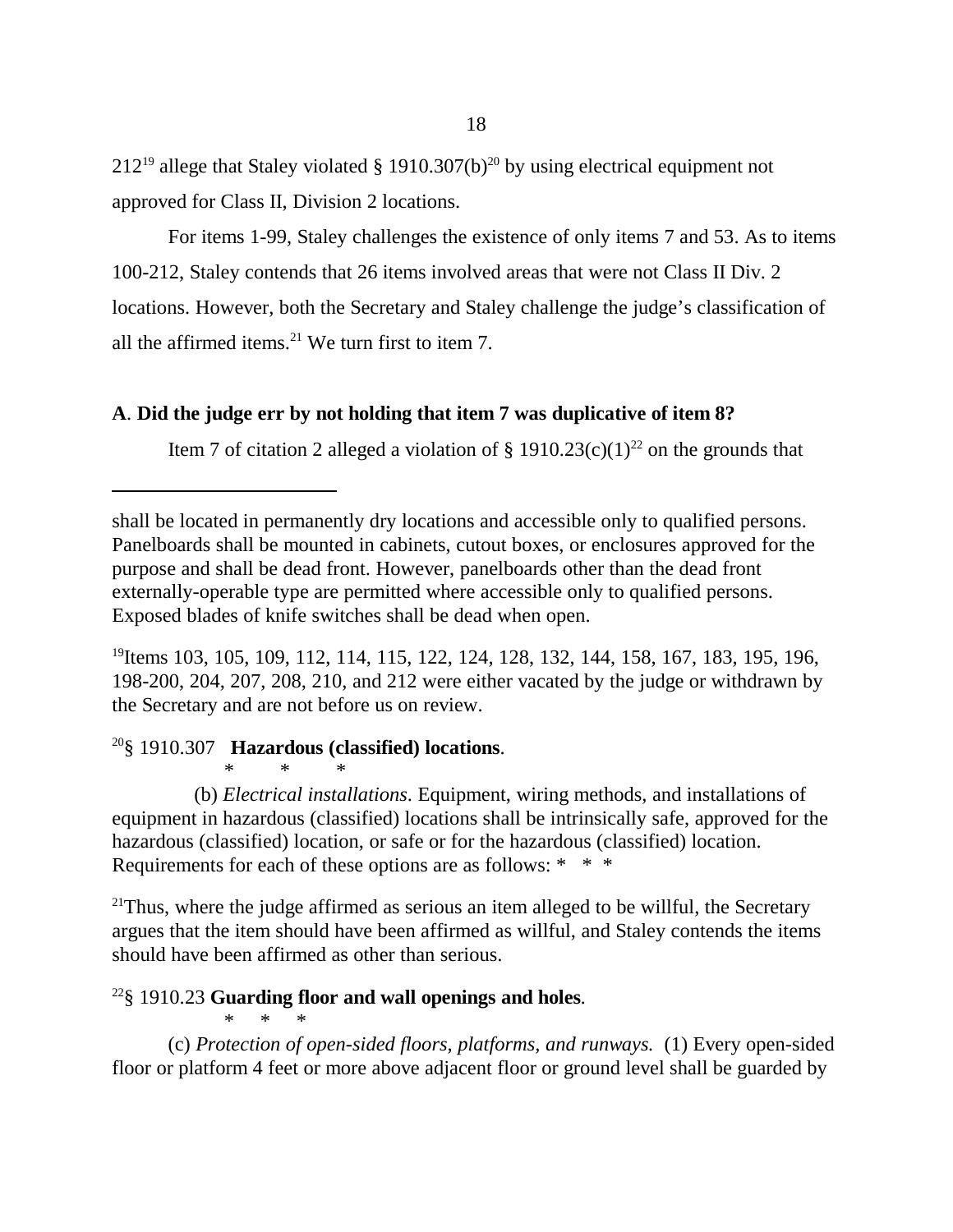212[19] allege that Staley violated § 1910.307(b)[20] by using electrical equipment not approved for Class II, Division 2 locations.

For items 1-99, Staley challenges the existence of only items 7 and 53. As to items 100-212, Staley contends that 26 items involved areas that were not Class II Div. 2 locations. However, both the Secretary and Staley challenge the judge's classification of all the affirmed items.[21] We turn first to item 7.

**A**. **Did the judge err by not holding that item 7 was duplicative of item 8?**

Item 7 of citation 2 alleged a violation of § 1910.23(c)(1)[22] on the grounds that

---

shall be located in permanently dry locations and accessible only to qualified persons. Panelboards shall be mounted in cabinets, cutout boxes, or enclosures approved for the purpose and shall be dead front. However, panelboards other than the dead front externally-operable type are permitted where accessible only to qualified persons. Exposed blades of knife switches shall be dead when open.

[19]Items 103, 105, 109, 112, 114, 115, 122, 124, 128, 132, 144, 158, 167, 183, 195, 196, 198-200, 204, 207, 208, 210, and 212 were either vacated by the judge or withdrawn by the Secretary and are not before us on review.

[20]§ 1910.307 **Hazardous (classified) locations**.

\* \* \*

(b) *Electrical installations*. Equipment, wiring methods, and installations of equipment in hazardous (classified) locations shall be intrinsically safe, approved for the hazardous (classified) location, or safe or for the hazardous (classified) location. Requirements for each of these options are as follows: \* \* \*

[21]Thus, where the judge affirmed as serious an item alleged to be willful, the Secretary argues that the item should have been affirmed as willful, and Staley contends the items should have been affirmed as other than serious.

[22]§ 1910.23 **Guarding floor and wall openings and holes**.

\* \* \*

(c) *Protection of open-sided floors, platforms, and runways.* (1) Every open-sided floor or platform 4 feet or more above adjacent floor or ground level shall be guarded by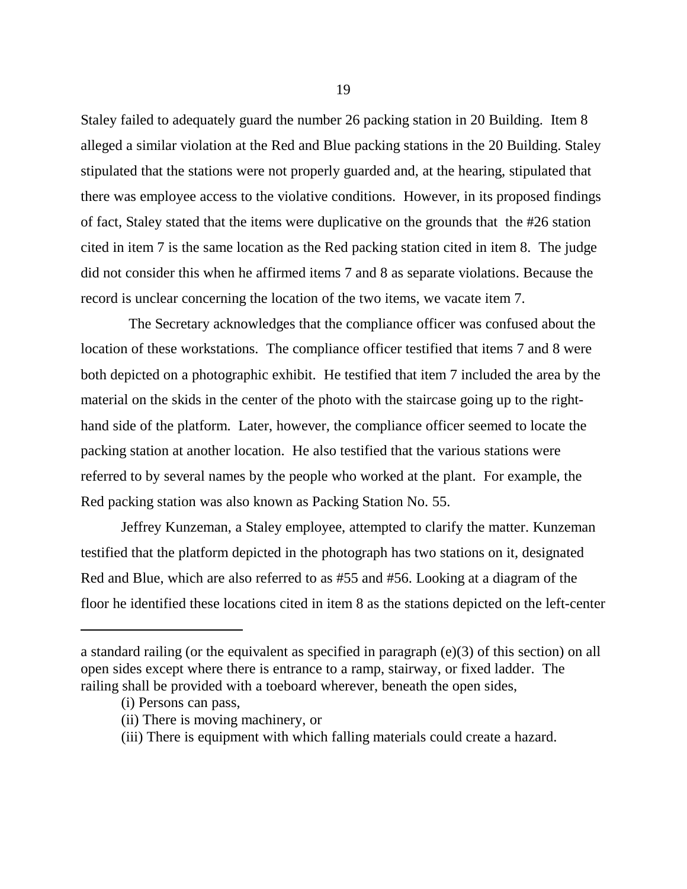Staley failed to adequately guard the number 26 packing station in 20 Building. Item 8 alleged a similar violation at the Red and Blue packing stations in the 20 Building. Staley stipulated that the stations were not properly guarded and, at the hearing, stipulated that there was employee access to the violative conditions. However, in its proposed findings of fact, Staley stated that the items were duplicative on the grounds that the #26 station cited in item 7 is the same location as the Red packing station cited in item 8. The judge did not consider this when he affirmed items 7 and 8 as separate violations. Because the record is unclear concerning the location of the two items, we vacate item 7.

The Secretary acknowledges that the compliance officer was confused about the location of these workstations. The compliance officer testified that items 7 and 8 were both depicted on a photographic exhibit. He testified that item 7 included the area by the material on the skids in the center of the photo with the staircase going up to the right-hand side of the platform. Later, however, the compliance officer seemed to locate the packing station at another location. He also testified that the various stations were referred to by several names by the people who worked at the plant. For example, the Red packing station was also known as Packing Station No. 55.

Jeffrey Kunzeman, a Staley employee, attempted to clarify the matter. Kunzeman testified that the platform depicted in the photograph has two stations on it, designated Red and Blue, which are also referred to as #55 and #56. Looking at a diagram of the floor he identified these locations cited in item 8 as the stations depicted on the left-center

---

a standard railing (or the equivalent as specified in paragraph (e)(3) of this section) on all open sides except where there is entrance to a ramp, stairway, or fixed ladder. The railing shall be provided with a toeboard wherever, beneath the open sides,

(i) Persons can pass,

(ii) There is moving machinery, or

(iii) There is equipment with which falling materials could create a hazard.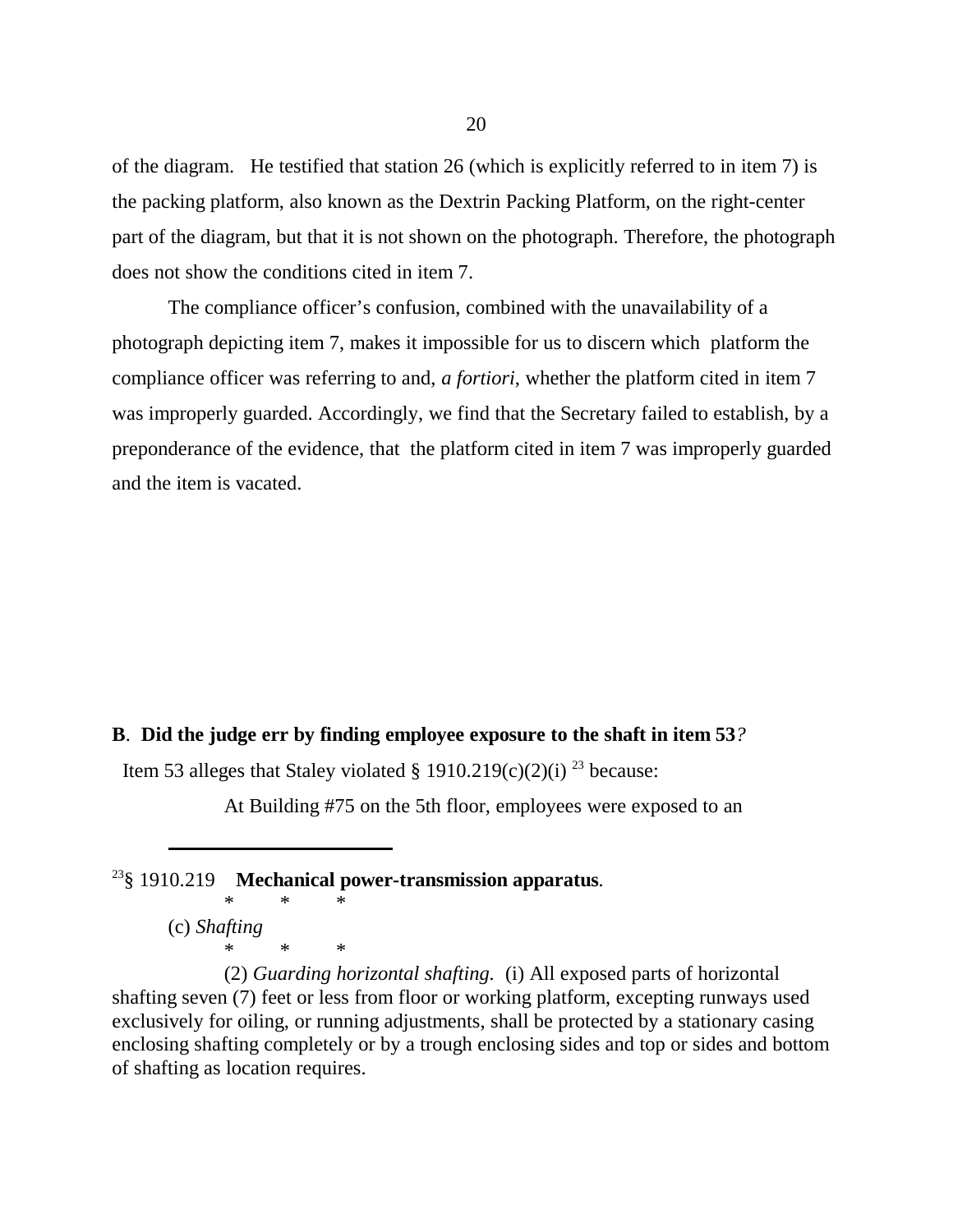of the diagram. He testified that station 26 (which is explicitly referred to in item 7) is the packing platform, also known as the Dextrin Packing Platform, on the right-center part of the diagram, but that it is not shown on the photograph. Therefore, the photograph does not show the conditions cited in item 7.

The compliance officer's confusion, combined with the unavailability of a photograph depicting item 7, makes it impossible for us to discern which platform the compliance officer was referring to and, *a fortiori*, whether the platform cited in item 7 was improperly guarded. Accordingly, we find that the Secretary failed to establish, by a preponderance of the evidence, that the platform cited in item 7 was improperly guarded and the item is vacated.

**B**. **Did the judge err by finding employee exposure to the shaft in item 53**?

Item 53 alleges that Staley violated § 1910.219(c)(2)(i) [23] because:

> At Building #75 on the 5th floor, employees were exposed to an

---

[23]§ 1910.219 **Mechanical power-transmission apparatus**.

\* \* \*

(c) *Shafting*

\* \* \*

(2) *Guarding horizontal shafting.* (i) All exposed parts of horizontal shafting seven (7) feet or less from floor or working platform, excepting runways used exclusively for oiling, or running adjustments, shall be protected by a stationary casing enclosing shafting completely or by a trough enclosing sides and top or sides and bottom of shafting as location requires.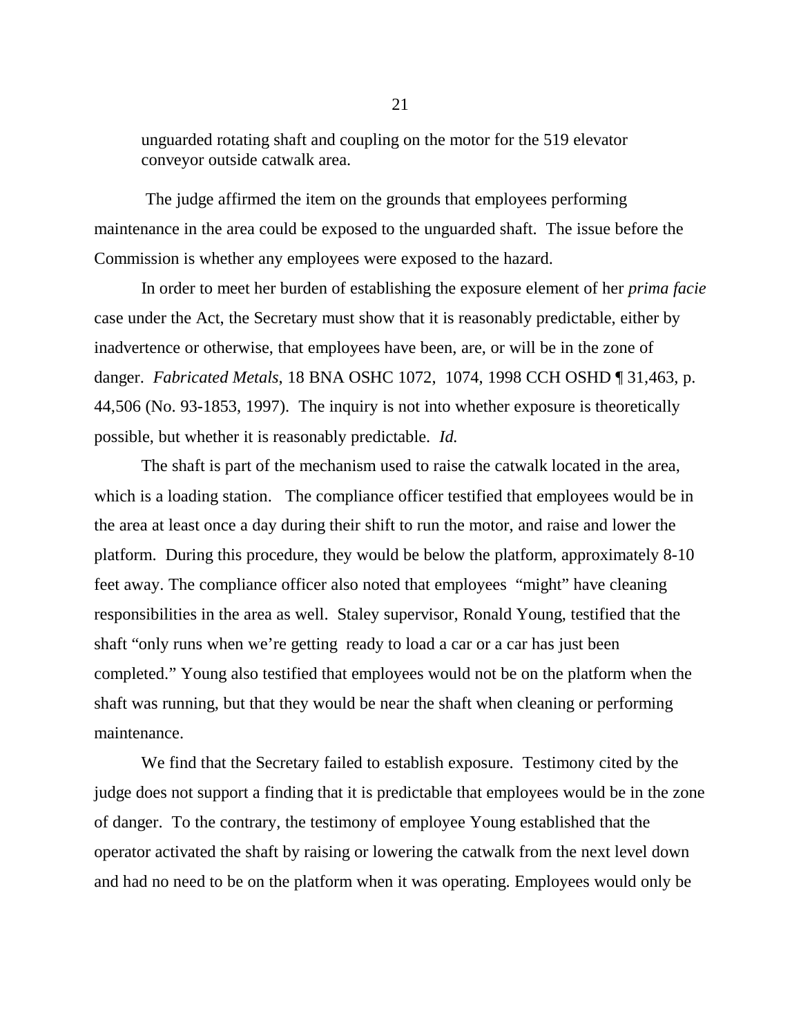unguarded rotating shaft and coupling on the motor for the 519 elevator conveyor outside catwalk area.

The judge affirmed the item on the grounds that employees performing maintenance in the area could be exposed to the unguarded shaft. The issue before the Commission is whether any employees were exposed to the hazard.

In order to meet her burden of establishing the exposure element of her *prima facie* case under the Act, the Secretary must show that it is reasonably predictable, either by inadvertence or otherwise, that employees have been, are, or will be in the zone of danger. *Fabricated Metals*, 18 BNA OSHC 1072, 1074, 1998 CCH OSHD ¶ 31,463, p. 44,506 (No. 93-1853, 1997). The inquiry is not into whether exposure is theoretically possible, but whether it is reasonably predictable. *Id.*

The shaft is part of the mechanism used to raise the catwalk located in the area, which is a loading station. The compliance officer testified that employees would be in the area at least once a day during their shift to run the motor, and raise and lower the platform. During this procedure, they would be below the platform, approximately 8-10 feet away. The compliance officer also noted that employees "might" have cleaning responsibilities in the area as well. Staley supervisor, Ronald Young, testified that the shaft "only runs when we're getting ready to load a car or a car has just been completed." Young also testified that employees would not be on the platform when the shaft was running, but that they would be near the shaft when cleaning or performing maintenance.

We find that the Secretary failed to establish exposure. Testimony cited by the judge does not support a finding that it is predictable that employees would be in the zone of danger. To the contrary, the testimony of employee Young established that the operator activated the shaft by raising or lowering the catwalk from the next level down and had no need to be on the platform when it was operating. Employees would only be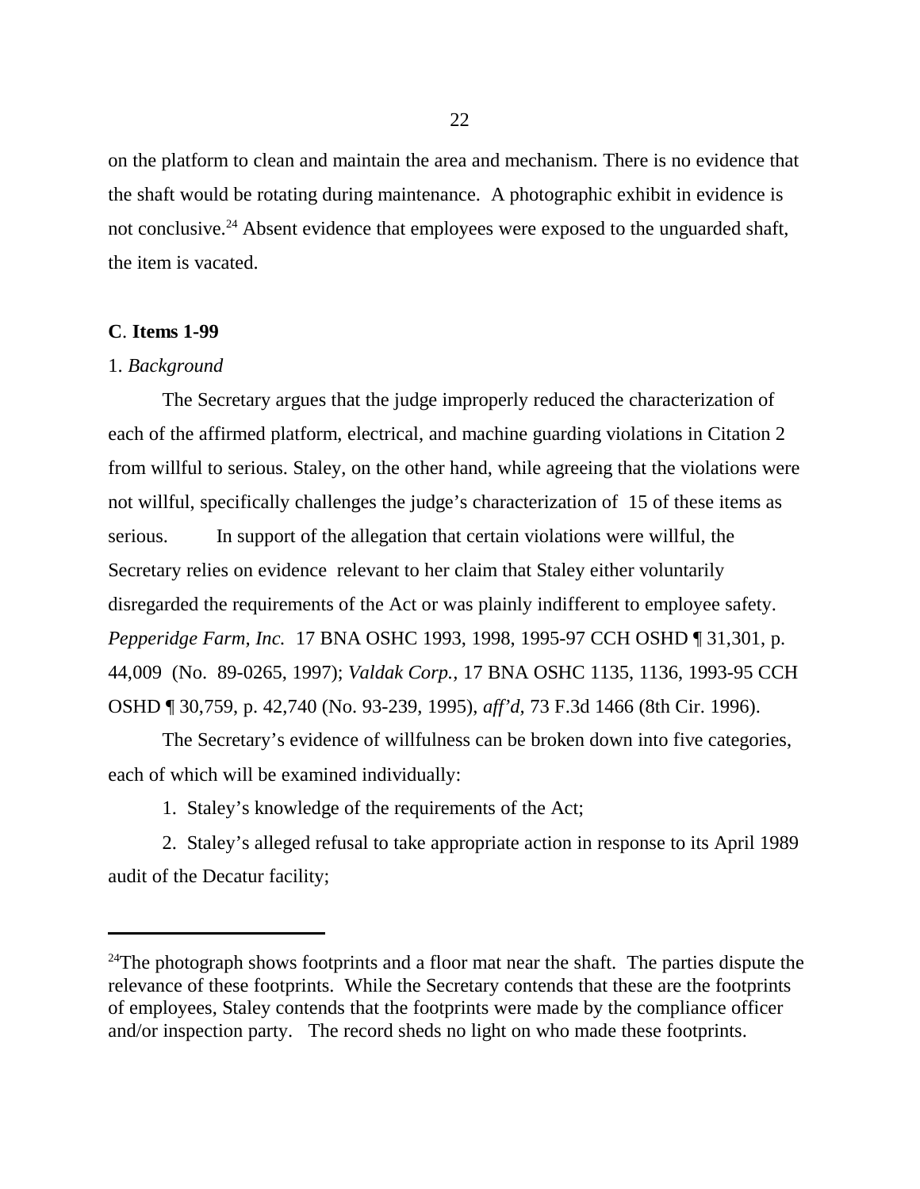on the platform to clean and maintain the area and mechanism. There is no evidence that the shaft would be rotating during maintenance. A photographic exhibit in evidence is not conclusive.[24] Absent evidence that employees were exposed to the unguarded shaft, the item is vacated.

**C**. **Items 1-99**

1. *Background*

The Secretary argues that the judge improperly reduced the characterization of each of the affirmed platform, electrical, and machine guarding violations in Citation 2 from willful to serious. Staley, on the other hand, while agreeing that the violations were not willful, specifically challenges the judge's characterization of 15 of these items as serious. In support of the allegation that certain violations were willful, the Secretary relies on evidence relevant to her claim that Staley either voluntarily disregarded the requirements of the Act or was plainly indifferent to employee safety. *Pepperidge Farm, Inc.* 17 BNA OSHC 1993, 1998, 1995-97 CCH OSHD ¶ 31,301, p. 44,009 (No. 89-0265, 1997); *Valdak Corp.*, 17 BNA OSHC 1135, 1136, 1993-95 CCH OSHD ¶ 30,759, p. 42,740 (No. 93-239, 1995), *aff'd*, 73 F.3d 1466 (8th Cir. 1996).

The Secretary's evidence of willfulness can be broken down into five categories, each of which will be examined individually:

1. Staley's knowledge of the requirements of the Act;

2. Staley's alleged refusal to take appropriate action in response to its April 1989 audit of the Decatur facility;

---

[24]The photograph shows footprints and a floor mat near the shaft. The parties dispute the relevance of these footprints. While the Secretary contends that these are the footprints of employees, Staley contends that the footprints were made by the compliance officer and/or inspection party. The record sheds no light on who made these footprints.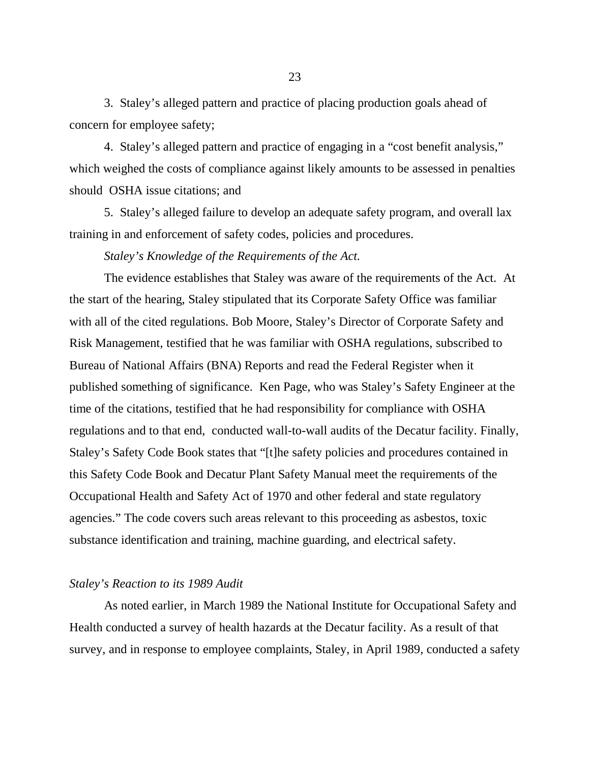3. Staley's alleged pattern and practice of placing production goals ahead of concern for employee safety;

4. Staley's alleged pattern and practice of engaging in a "cost benefit analysis," which weighed the costs of compliance against likely amounts to be assessed in penalties should OSHA issue citations; and

5. Staley's alleged failure to develop an adequate safety program, and overall lax training in and enforcement of safety codes, policies and procedures.

*Staley's Knowledge of the Requirements of the Act.*

The evidence establishes that Staley was aware of the requirements of the Act. At the start of the hearing, Staley stipulated that its Corporate Safety Office was familiar with all of the cited regulations. Bob Moore, Staley's Director of Corporate Safety and Risk Management, testified that he was familiar with OSHA regulations, subscribed to Bureau of National Affairs (BNA) Reports and read the Federal Register when it published something of significance. Ken Page, who was Staley's Safety Engineer at the time of the citations, testified that he had responsibility for compliance with OSHA regulations and to that end, conducted wall-to-wall audits of the Decatur facility. Finally, Staley's Safety Code Book states that "[t]he safety policies and procedures contained in this Safety Code Book and Decatur Plant Safety Manual meet the requirements of the Occupational Health and Safety Act of 1970 and other federal and state regulatory agencies." The code covers such areas relevant to this proceeding as asbestos, toxic substance identification and training, machine guarding, and electrical safety.

*Staley's Reaction to its 1989 Audit*

As noted earlier, in March 1989 the National Institute for Occupational Safety and Health conducted a survey of health hazards at the Decatur facility. As a result of that survey, and in response to employee complaints, Staley, in April 1989, conducted a safety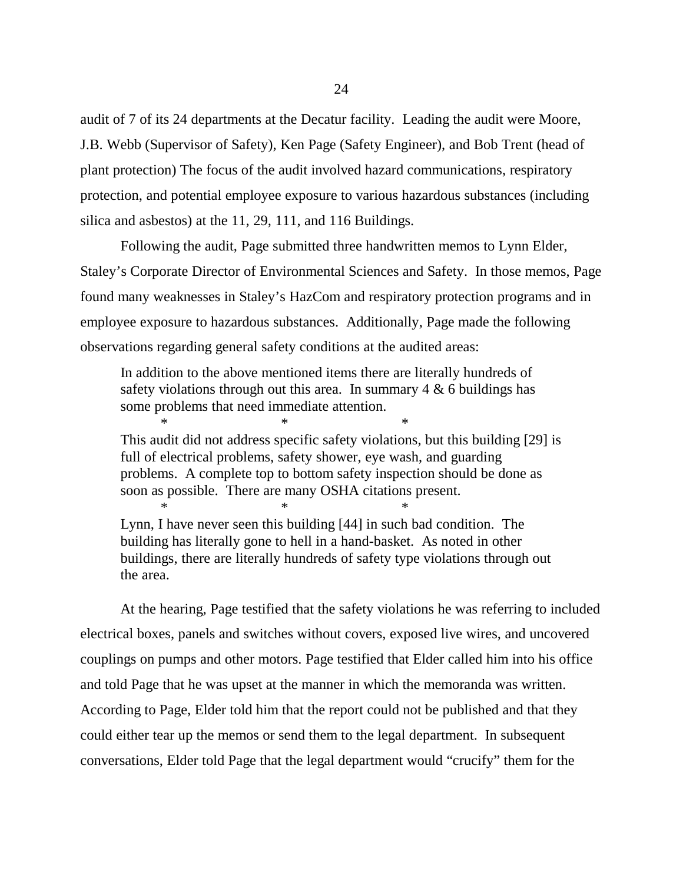audit of 7 of its 24 departments at the Decatur facility. Leading the audit were Moore, J.B. Webb (Supervisor of Safety), Ken Page (Safety Engineer), and Bob Trent (head of plant protection) The focus of the audit involved hazard communications, respiratory protection, and potential employee exposure to various hazardous substances (including silica and asbestos) at the 11, 29, 111, and 116 Buildings.

Following the audit, Page submitted three handwritten memos to Lynn Elder, Staley's Corporate Director of Environmental Sciences and Safety. In those memos, Page found many weaknesses in Staley's HazCom and respiratory protection programs and in employee exposure to hazardous substances. Additionally, Page made the following observations regarding general safety conditions at the audited areas:

> In addition to the above mentioned items there are literally hundreds of safety violations through out this area. In summary 4 & 6 buildings has some problems that need immediate attention.
>
> \* \* \*
>
> This audit did not address specific safety violations, but this building [29] is full of electrical problems, safety shower, eye wash, and guarding problems. A complete top to bottom safety inspection should be done as soon as possible. There are many OSHA citations present.
>
> \* \* \*
>
> Lynn, I have never seen this building [44] in such bad condition. The building has literally gone to hell in a hand-basket. As noted in other buildings, there are literally hundreds of safety type violations through out the area.

At the hearing, Page testified that the safety violations he was referring to included electrical boxes, panels and switches without covers, exposed live wires, and uncovered couplings on pumps and other motors. Page testified that Elder called him into his office and told Page that he was upset at the manner in which the memoranda was written. According to Page, Elder told him that the report could not be published and that they could either tear up the memos or send them to the legal department. In subsequent conversations, Elder told Page that the legal department would "crucify" them for the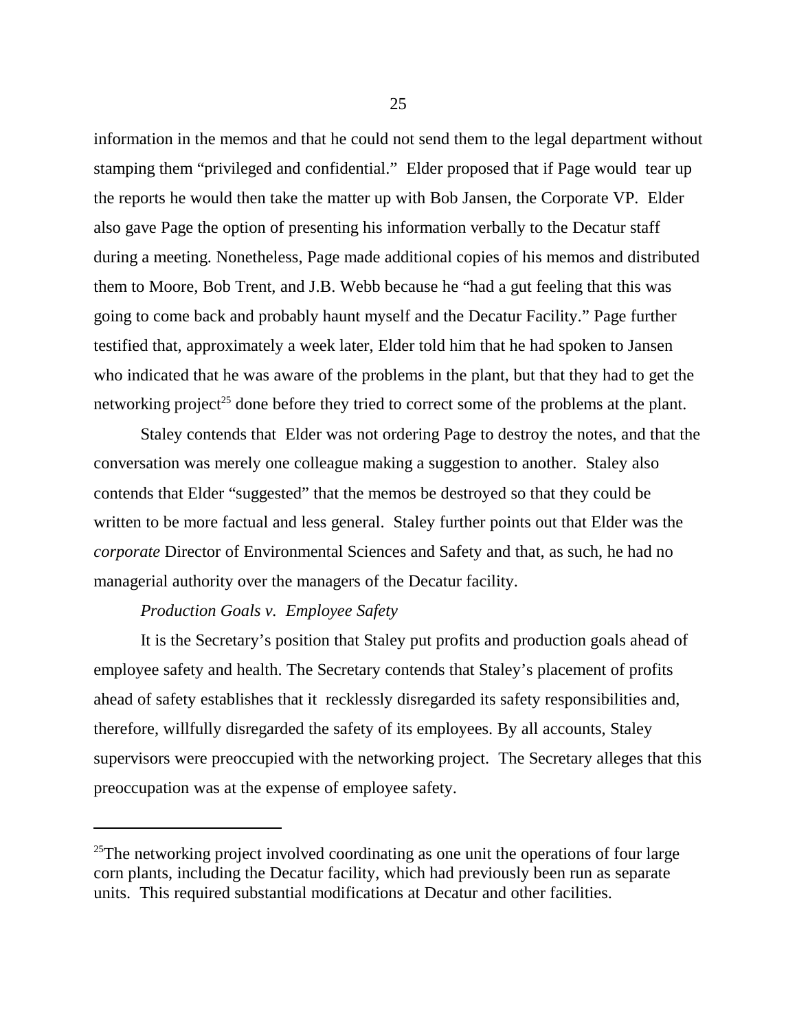information in the memos and that he could not send them to the legal department without stamping them "privileged and confidential." Elder proposed that if Page would tear up the reports he would then take the matter up with Bob Jansen, the Corporate VP. Elder also gave Page the option of presenting his information verbally to the Decatur staff during a meeting. Nonetheless, Page made additional copies of his memos and distributed them to Moore, Bob Trent, and J.B. Webb because he "had a gut feeling that this was going to come back and probably haunt myself and the Decatur Facility." Page further testified that, approximately a week later, Elder told him that he had spoken to Jansen who indicated that he was aware of the problems in the plant, but that they had to get the networking project[25] done before they tried to correct some of the problems at the plant.

Staley contends that Elder was not ordering Page to destroy the notes, and that the conversation was merely one colleague making a suggestion to another. Staley also contends that Elder "suggested" that the memos be destroyed so that they could be written to be more factual and less general. Staley further points out that Elder was the *corporate* Director of Environmental Sciences and Safety and that, as such, he had no managerial authority over the managers of the Decatur facility.

*Production Goals v. Employee Safety*

It is the Secretary's position that Staley put profits and production goals ahead of employee safety and health. The Secretary contends that Staley's placement of profits ahead of safety establishes that it recklessly disregarded its safety responsibilities and, therefore, willfully disregarded the safety of its employees. By all accounts, Staley supervisors were preoccupied with the networking project. The Secretary alleges that this preoccupation was at the expense of employee safety.

---

[25]The networking project involved coordinating as one unit the operations of four large corn plants, including the Decatur facility, which had previously been run as separate units. This required substantial modifications at Decatur and other facilities.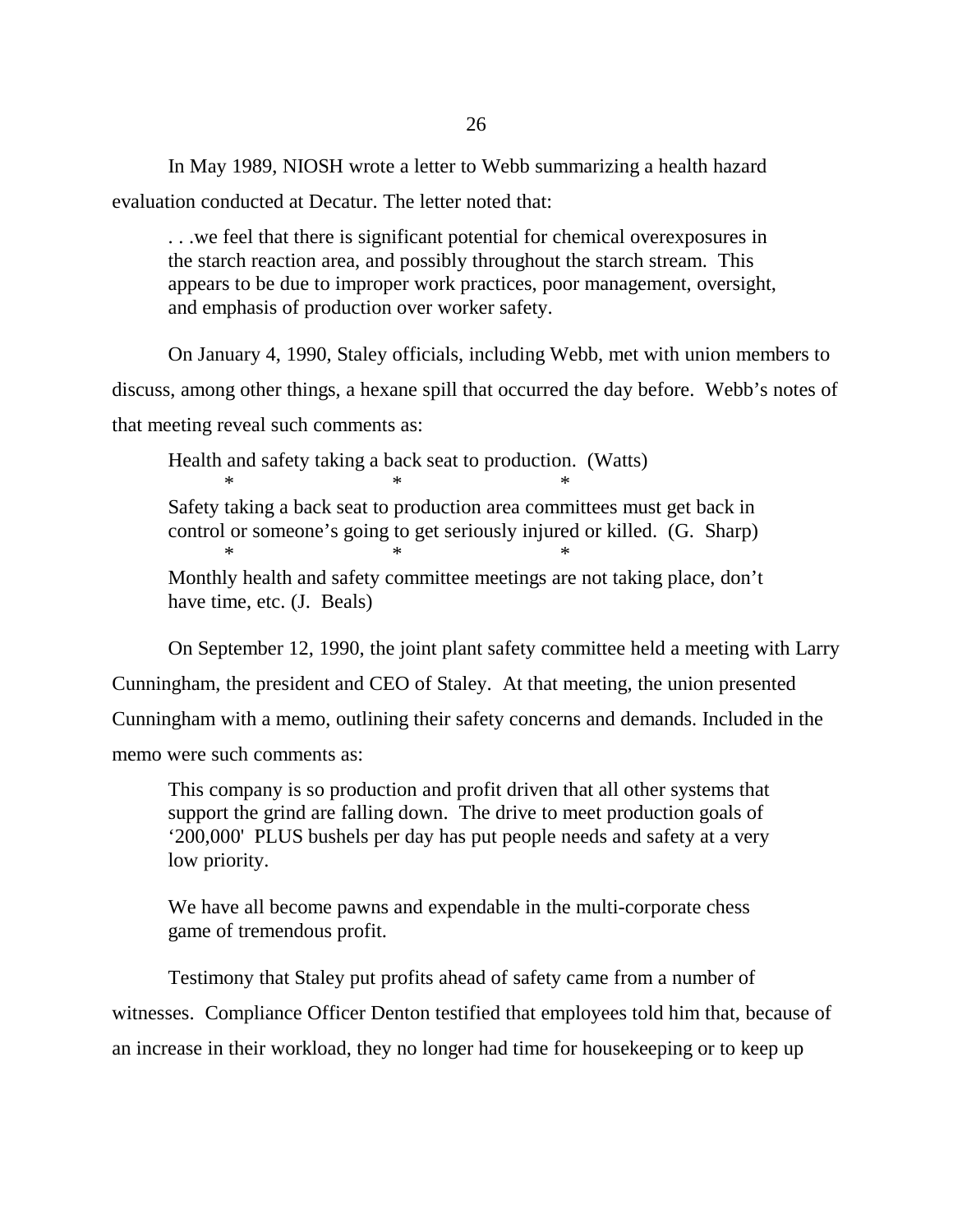In May 1989, NIOSH wrote a letter to Webb summarizing a health hazard evaluation conducted at Decatur. The letter noted that:

> . . .we feel that there is significant potential for chemical overexposures in the starch reaction area, and possibly throughout the starch stream. This appears to be due to improper work practices, poor management, oversight, and emphasis of production over worker safety.

On January 4, 1990, Staley officials, including Webb, met with union members to discuss, among other things, a hexane spill that occurred the day before. Webb's notes of that meeting reveal such comments as:

> Health and safety taking a back seat to production. (Watts)
>
> \* \* \*
>
> Safety taking a back seat to production area committees must get back in control or someone's going to get seriously injured or killed. (G. Sharp)
>
> \* \* \*
>
> Monthly health and safety committee meetings are not taking place, don't have time, etc. (J. Beals)

On September 12, 1990, the joint plant safety committee held a meeting with Larry Cunningham, the president and CEO of Staley. At that meeting, the union presented Cunningham with a memo, outlining their safety concerns and demands. Included in the memo were such comments as:

> This company is so production and profit driven that all other systems that support the grind are falling down. The drive to meet production goals of '200,000' PLUS bushels per day has put people needs and safety at a very low priority.
>
> We have all become pawns and expendable in the multi-corporate chess game of tremendous profit.

Testimony that Staley put profits ahead of safety came from a number of witnesses. Compliance Officer Denton testified that employees told him that, because of an increase in their workload, they no longer had time for housekeeping or to keep up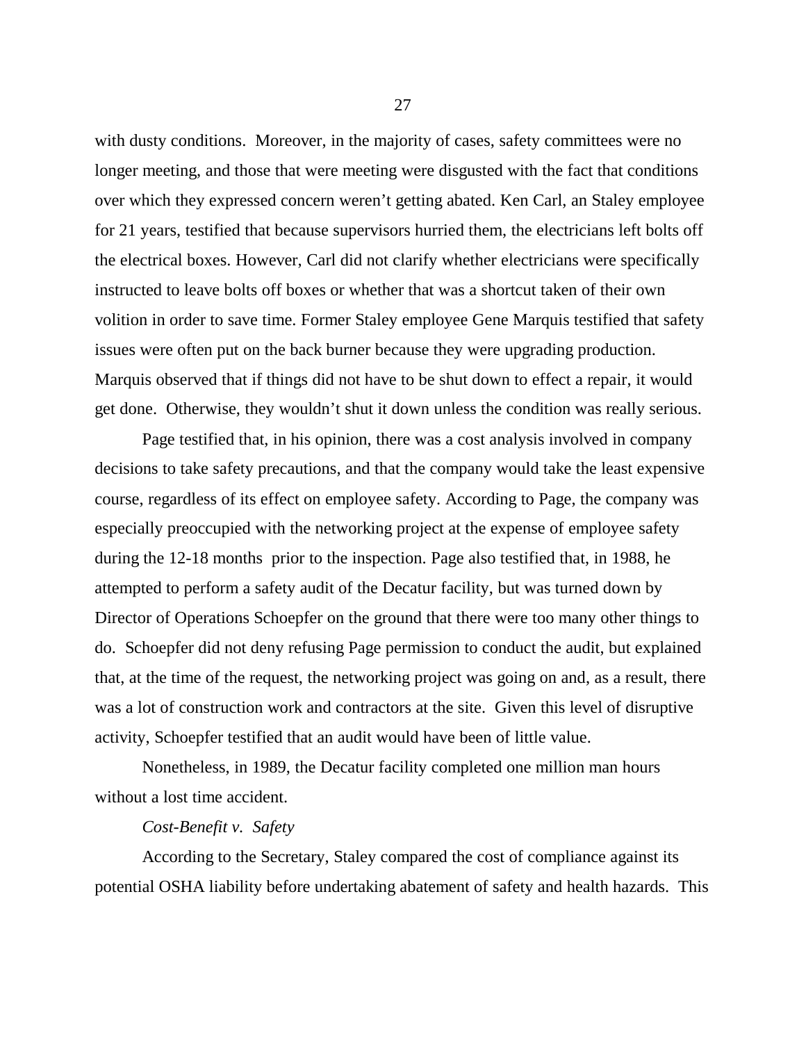with dusty conditions. Moreover, in the majority of cases, safety committees were no longer meeting, and those that were meeting were disgusted with the fact that conditions over which they expressed concern weren't getting abated. Ken Carl, an Staley employee for 21 years, testified that because supervisors hurried them, the electricians left bolts off the electrical boxes. However, Carl did not clarify whether electricians were specifically instructed to leave bolts off boxes or whether that was a shortcut taken of their own volition in order to save time. Former Staley employee Gene Marquis testified that safety issues were often put on the back burner because they were upgrading production. Marquis observed that if things did not have to be shut down to effect a repair, it would get done. Otherwise, they wouldn't shut it down unless the condition was really serious.

Page testified that, in his opinion, there was a cost analysis involved in company decisions to take safety precautions, and that the company would take the least expensive course, regardless of its effect on employee safety. According to Page, the company was especially preoccupied with the networking project at the expense of employee safety during the 12-18 months prior to the inspection. Page also testified that, in 1988, he attempted to perform a safety audit of the Decatur facility, but was turned down by Director of Operations Schoepfer on the ground that there were too many other things to do. Schoepfer did not deny refusing Page permission to conduct the audit, but explained that, at the time of the request, the networking project was going on and, as a result, there was a lot of construction work and contractors at the site. Given this level of disruptive activity, Schoepfer testified that an audit would have been of little value.

Nonetheless, in 1989, the Decatur facility completed one million man hours without a lost time accident.

*Cost-Benefit v. Safety*

According to the Secretary, Staley compared the cost of compliance against its potential OSHA liability before undertaking abatement of safety and health hazards. This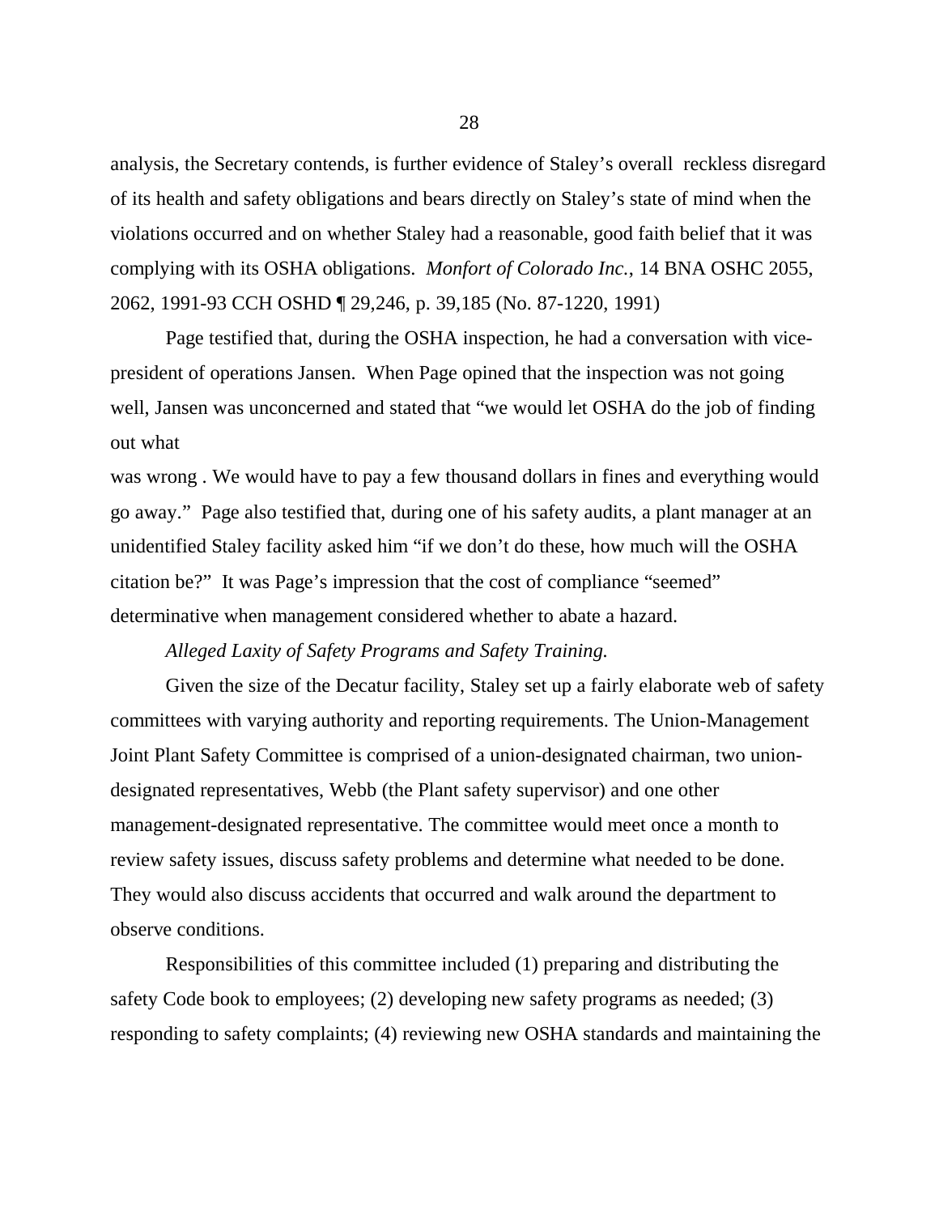analysis, the Secretary contends, is further evidence of Staley's overall reckless disregard of its health and safety obligations and bears directly on Staley's state of mind when the violations occurred and on whether Staley had a reasonable, good faith belief that it was complying with its OSHA obligations. *Monfort of Colorado Inc.*, 14 BNA OSHC 2055, 2062, 1991-93 CCH OSHD ¶ 29,246, p. 39,185 (No. 87-1220, 1991)

Page testified that, during the OSHA inspection, he had a conversation with vice-president of operations Jansen. When Page opined that the inspection was not going well, Jansen was unconcerned and stated that "we would let OSHA do the job of finding out what was wrong . We would have to pay a few thousand dollars in fines and everything would go away." Page also testified that, during one of his safety audits, a plant manager at an unidentified Staley facility asked him "if we don't do these, how much will the OSHA citation be?" It was Page's impression that the cost of compliance "seemed" determinative when management considered whether to abate a hazard.

*Alleged Laxity of Safety Programs and Safety Training.*

Given the size of the Decatur facility, Staley set up a fairly elaborate web of safety committees with varying authority and reporting requirements. The Union-Management Joint Plant Safety Committee is comprised of a union-designated chairman, two union-designated representatives, Webb (the Plant safety supervisor) and one other management-designated representative. The committee would meet once a month to review safety issues, discuss safety problems and determine what needed to be done. They would also discuss accidents that occurred and walk around the department to observe conditions.

Responsibilities of this committee included (1) preparing and distributing the safety Code book to employees; (2) developing new safety programs as needed; (3) responding to safety complaints; (4) reviewing new OSHA standards and maintaining the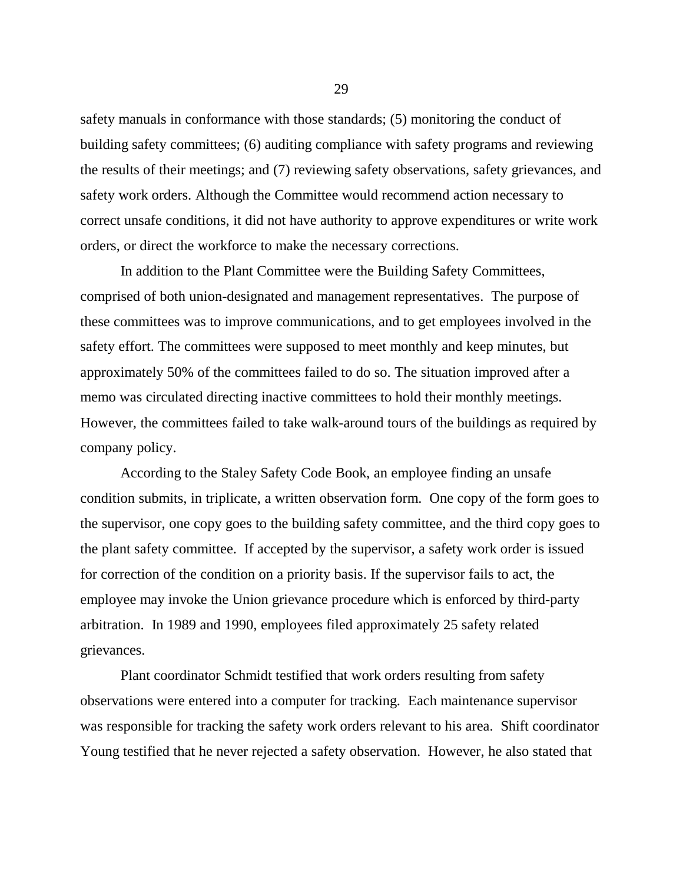safety manuals in conformance with those standards; (5) monitoring the conduct of building safety committees; (6) auditing compliance with safety programs and reviewing the results of their meetings; and (7) reviewing safety observations, safety grievances, and safety work orders. Although the Committee would recommend action necessary to correct unsafe conditions, it did not have authority to approve expenditures or write work orders, or direct the workforce to make the necessary corrections.

In addition to the Plant Committee were the Building Safety Committees, comprised of both union-designated and management representatives. The purpose of these committees was to improve communications, and to get employees involved in the safety effort. The committees were supposed to meet monthly and keep minutes, but approximately 50% of the committees failed to do so. The situation improved after a memo was circulated directing inactive committees to hold their monthly meetings. However, the committees failed to take walk-around tours of the buildings as required by company policy.

According to the Staley Safety Code Book, an employee finding an unsafe condition submits, in triplicate, a written observation form. One copy of the form goes to the supervisor, one copy goes to the building safety committee, and the third copy goes to the plant safety committee. If accepted by the supervisor, a safety work order is issued for correction of the condition on a priority basis. If the supervisor fails to act, the employee may invoke the Union grievance procedure which is enforced by third-party arbitration. In 1989 and 1990, employees filed approximately 25 safety related grievances.

Plant coordinator Schmidt testified that work orders resulting from safety observations were entered into a computer for tracking. Each maintenance supervisor was responsible for tracking the safety work orders relevant to his area. Shift coordinator Young testified that he never rejected a safety observation. However, he also stated that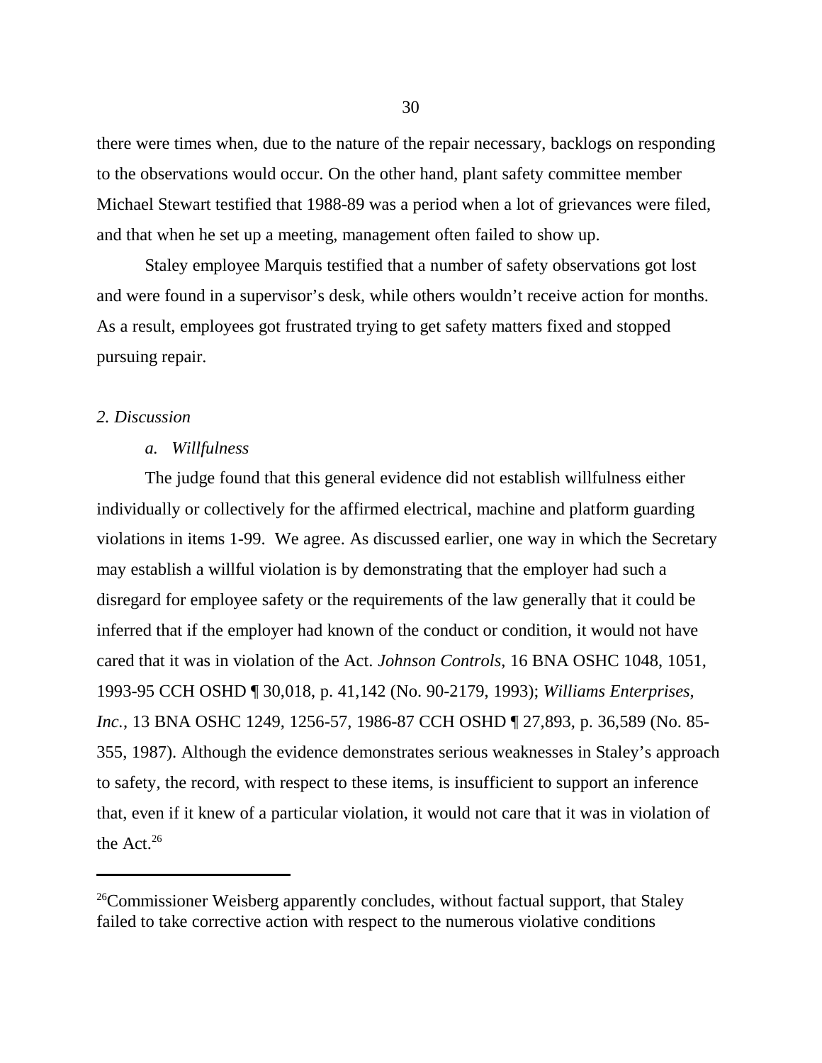there were times when, due to the nature of the repair necessary, backlogs on responding to the observations would occur. On the other hand, plant safety committee member Michael Stewart testified that 1988-89 was a period when a lot of grievances were filed, and that when he set up a meeting, management often failed to show up.

Staley employee Marquis testified that a number of safety observations got lost and were found in a supervisor's desk, while others wouldn't receive action for months. As a result, employees got frustrated trying to get safety matters fixed and stopped pursuing repair.

*2. Discussion*

*a. Willfulness*

The judge found that this general evidence did not establish willfulness either individually or collectively for the affirmed electrical, machine and platform guarding violations in items 1-99. We agree. As discussed earlier, one way in which the Secretary may establish a willful violation is by demonstrating that the employer had such a disregard for employee safety or the requirements of the law generally that it could be inferred that if the employer had known of the conduct or condition, it would not have cared that it was in violation of the Act. *Johnson Controls*, 16 BNA OSHC 1048, 1051, 1993-95 CCH OSHD ¶ 30,018, p. 41,142 (No. 90-2179, 1993); *Williams Enterprises, Inc.*, 13 BNA OSHC 1249, 1256-57, 1986-87 CCH OSHD ¶ 27,893, p. 36,589 (No. 85-355, 1987). Although the evidence demonstrates serious weaknesses in Staley's approach to safety, the record, with respect to these items, is insufficient to support an inference that, even if it knew of a particular violation, it would not care that it was in violation of the Act.[26]

---

[26]Commissioner Weisberg apparently concludes, without factual support, that Staley failed to take corrective action with respect to the numerous violative conditions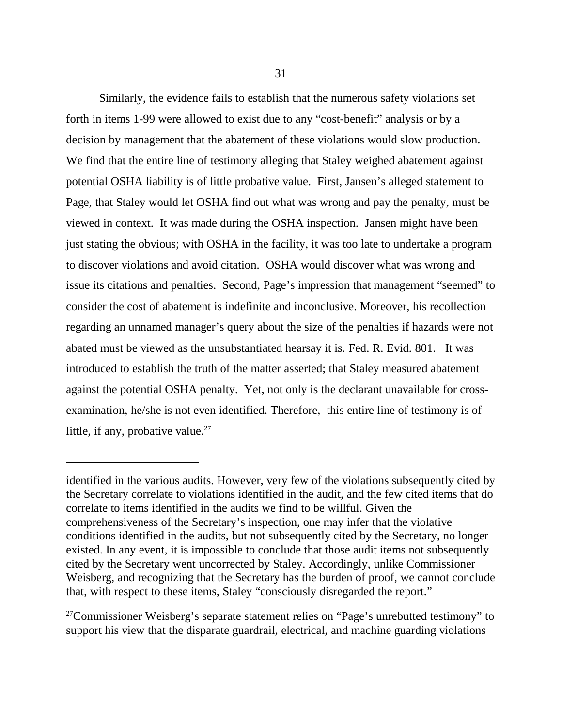Similarly, the evidence fails to establish that the numerous safety violations set forth in items 1-99 were allowed to exist due to any "cost-benefit" analysis or by a decision by management that the abatement of these violations would slow production. We find that the entire line of testimony alleging that Staley weighed abatement against potential OSHA liability is of little probative value. First, Jansen's alleged statement to Page, that Staley would let OSHA find out what was wrong and pay the penalty, must be viewed in context. It was made during the OSHA inspection. Jansen might have been just stating the obvious; with OSHA in the facility, it was too late to undertake a program to discover violations and avoid citation. OSHA would discover what was wrong and issue its citations and penalties. Second, Page's impression that management "seemed" to consider the cost of abatement is indefinite and inconclusive. Moreover, his recollection regarding an unnamed manager's query about the size of the penalties if hazards were not abated must be viewed as the unsubstantiated hearsay it is. Fed. R. Evid. 801. It was introduced to establish the truth of the matter asserted; that Staley measured abatement against the potential OSHA penalty. Yet, not only is the declarant unavailable for cross-examination, he/she is not even identified. Therefore, this entire line of testimony is of little, if any, probative value.[27]

---

identified in the various audits. However, very few of the violations subsequently cited by the Secretary correlate to violations identified in the audit, and the few cited items that do correlate to items identified in the audits we find to be willful. Given the comprehensiveness of the Secretary's inspection, one may infer that the violative conditions identified in the audits, but not subsequently cited by the Secretary, no longer existed. In any event, it is impossible to conclude that those audit items not subsequently cited by the Secretary went uncorrected by Staley. Accordingly, unlike Commissioner Weisberg, and recognizing that the Secretary has the burden of proof, we cannot conclude that, with respect to these items, Staley "consciously disregarded the report."

[27]Commissioner Weisberg's separate statement relies on "Page's unrebutted testimony" to support his view that the disparate guardrail, electrical, and machine guarding violations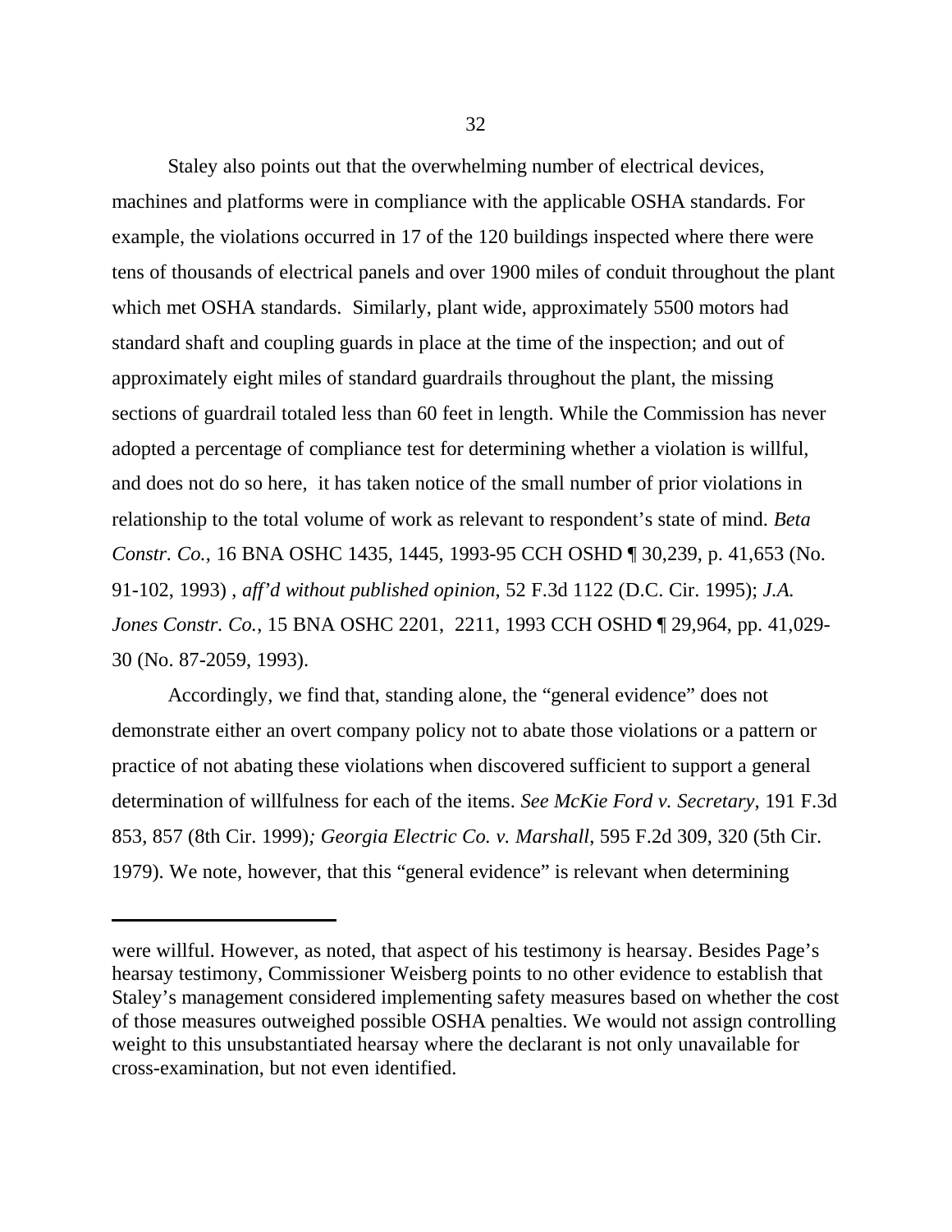Staley also points out that the overwhelming number of electrical devices, machines and platforms were in compliance with the applicable OSHA standards. For example, the violations occurred in 17 of the 120 buildings inspected where there were tens of thousands of electrical panels and over 1900 miles of conduit throughout the plant which met OSHA standards. Similarly, plant wide, approximately 5500 motors had standard shaft and coupling guards in place at the time of the inspection; and out of approximately eight miles of standard guardrails throughout the plant, the missing sections of guardrail totaled less than 60 feet in length. While the Commission has never adopted a percentage of compliance test for determining whether a violation is willful, and does not do so here, it has taken notice of the small number of prior violations in relationship to the total volume of work as relevant to respondent's state of mind. *Beta Constr. Co.*, 16 BNA OSHC 1435, 1445, 1993-95 CCH OSHD ¶ 30,239, p. 41,653 (No. 91-102, 1993) , *aff'd without published opinion*, 52 F.3d 1122 (D.C. Cir. 1995); *J.A. Jones Constr. Co.*, 15 BNA OSHC 2201, 2211, 1993 CCH OSHD ¶ 29,964, pp. 41,029-30 (No. 87-2059, 1993).

Accordingly, we find that, standing alone, the "general evidence" does not demonstrate either an overt company policy not to abate those violations or a pattern or practice of not abating these violations when discovered sufficient to support a general determination of willfulness for each of the items. *See McKie Ford v. Secretary*, 191 F.3d 853, 857 (8th Cir. 1999)*; Georgia Electric Co. v. Marshall*, 595 F.2d 309, 320 (5th Cir. 1979). We note, however, that this "general evidence" is relevant when determining

---

were willful. However, as noted, that aspect of his testimony is hearsay. Besides Page's hearsay testimony, Commissioner Weisberg points to no other evidence to establish that Staley's management considered implementing safety measures based on whether the cost of those measures outweighed possible OSHA penalties. We would not assign controlling weight to this unsubstantiated hearsay where the declarant is not only unavailable for cross-examination, but not even identified.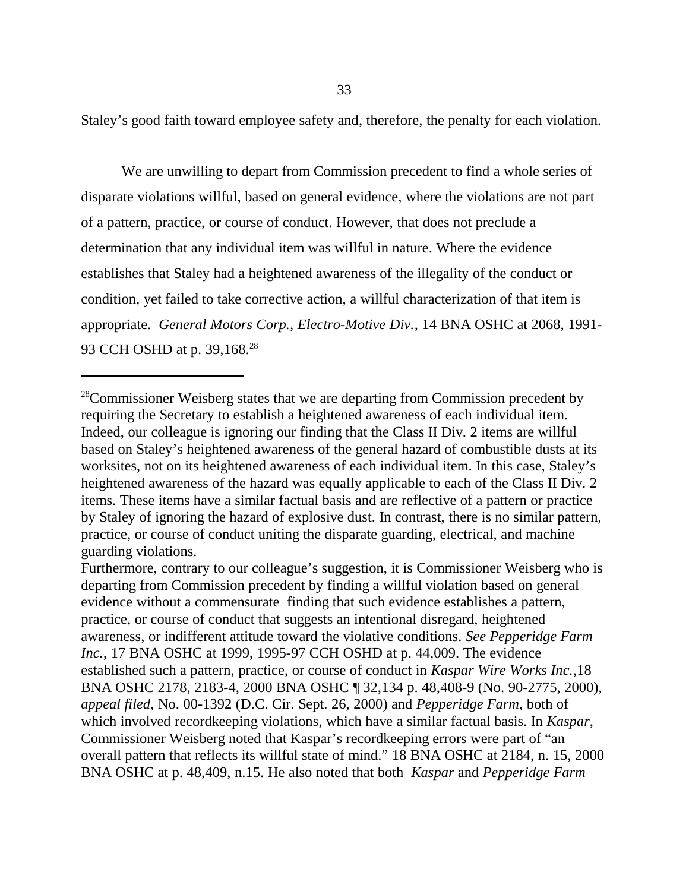Staley's good faith toward employee safety and, therefore, the penalty for each violation.

We are unwilling to depart from Commission precedent to find a whole series of disparate violations willful, based on general evidence, where the violations are not part of a pattern, practice, or course of conduct. However, that does not preclude a determination that any individual item was willful in nature. Where the evidence establishes that Staley had a heightened awareness of the illegality of the conduct or condition, yet failed to take corrective action, a willful characterization of that item is appropriate. *General Motors Corp., Electro-Motive Div.*, 14 BNA OSHC at 2068, 1991-93 CCH OSHD at p. 39,168.[28]

---

[28]Commissioner Weisberg states that we are departing from Commission precedent by requiring the Secretary to establish a heightened awareness of each individual item. Indeed, our colleague is ignoring our finding that the Class II Div. 2 items are willful based on Staley's heightened awareness of the general hazard of combustible dusts at its worksites, not on its heightened awareness of each individual item. In this case, Staley's heightened awareness of the hazard was equally applicable to each of the Class II Div. 2 items. These items have a similar factual basis and are reflective of a pattern or practice by Staley of ignoring the hazard of explosive dust. In contrast, there is no similar pattern, practice, or course of conduct uniting the disparate guarding, electrical, and machine guarding violations.

Furthermore, contrary to our colleague's suggestion, it is Commissioner Weisberg who is departing from Commission precedent by finding a willful violation based on general evidence without a commensurate finding that such evidence establishes a pattern, practice, or course of conduct that suggests an intentional disregard, heightened awareness, or indifferent attitude toward the violative conditions. *See Pepperidge Farm Inc.*, 17 BNA OSHC at 1999, 1995-97 CCH OSHD at p. 44,009. The evidence established such a pattern, practice, or course of conduct in *Kaspar Wire Works Inc.*,18 BNA OSHC 2178, 2183-4, 2000 BNA OSHC ¶ 32,134 p. 48,408-9 (No. 90-2775, 2000), *appeal filed*, No. 00-1392 (D.C. Cir. Sept. 26, 2000) and *Pepperidge Farm*, both of which involved recordkeeping violations, which have a similar factual basis. In *Kaspar*, Commissioner Weisberg noted that Kaspar's recordkeeping errors were part of "an overall pattern that reflects its willful state of mind." 18 BNA OSHC at 2184, n. 15, 2000 BNA OSHC at p. 48,409, n.15. He also noted that both *Kaspar* and *Pepperidge Farm*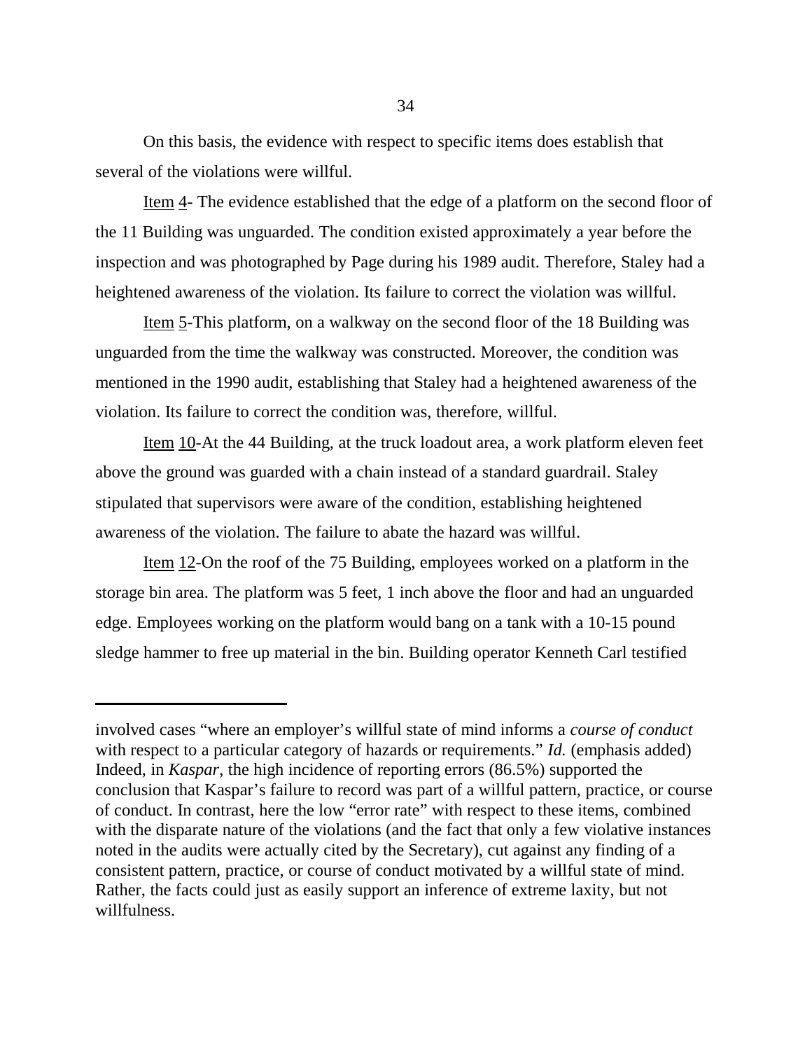On this basis, the evidence with respect to specific items does establish that several of the violations were willful.

Item 4- The evidence established that the edge of a platform on the second floor of the 11 Building was unguarded. The condition existed approximately a year before the inspection and was photographed by Page during his 1989 audit. Therefore, Staley had a heightened awareness of the violation. Its failure to correct the violation was willful.

Item 5-This platform, on a walkway on the second floor of the 18 Building was unguarded from the time the walkway was constructed. Moreover, the condition was mentioned in the 1990 audit, establishing that Staley had a heightened awareness of the violation. Its failure to correct the condition was, therefore, willful.

Item 10-At the 44 Building, at the truck loadout area, a work platform eleven feet above the ground was guarded with a chain instead of a standard guardrail. Staley stipulated that supervisors were aware of the condition, establishing heightened awareness of the violation. The failure to abate the hazard was willful.

Item 12-On the roof of the 75 Building, employees worked on a platform in the storage bin area. The platform was 5 feet, 1 inch above the floor and had an unguarded edge. Employees working on the platform would bang on a tank with a 10-15 pound sledge hammer to free up material in the bin. Building operator Kenneth Carl testified

---

involved cases "where an employer's willful state of mind informs a *course of conduct* with respect to a particular category of hazards or requirements." *Id.* (emphasis added) Indeed, in *Kaspar*, the high incidence of reporting errors (86.5%) supported the conclusion that Kaspar's failure to record was part of a willful pattern, practice, or course of conduct. In contrast, here the low "error rate" with respect to these items, combined with the disparate nature of the violations (and the fact that only a few violative instances noted in the audits were actually cited by the Secretary), cut against any finding of a consistent pattern, practice, or course of conduct motivated by a willful state of mind. Rather, the facts could just as easily support an inference of extreme laxity, but not willfulness.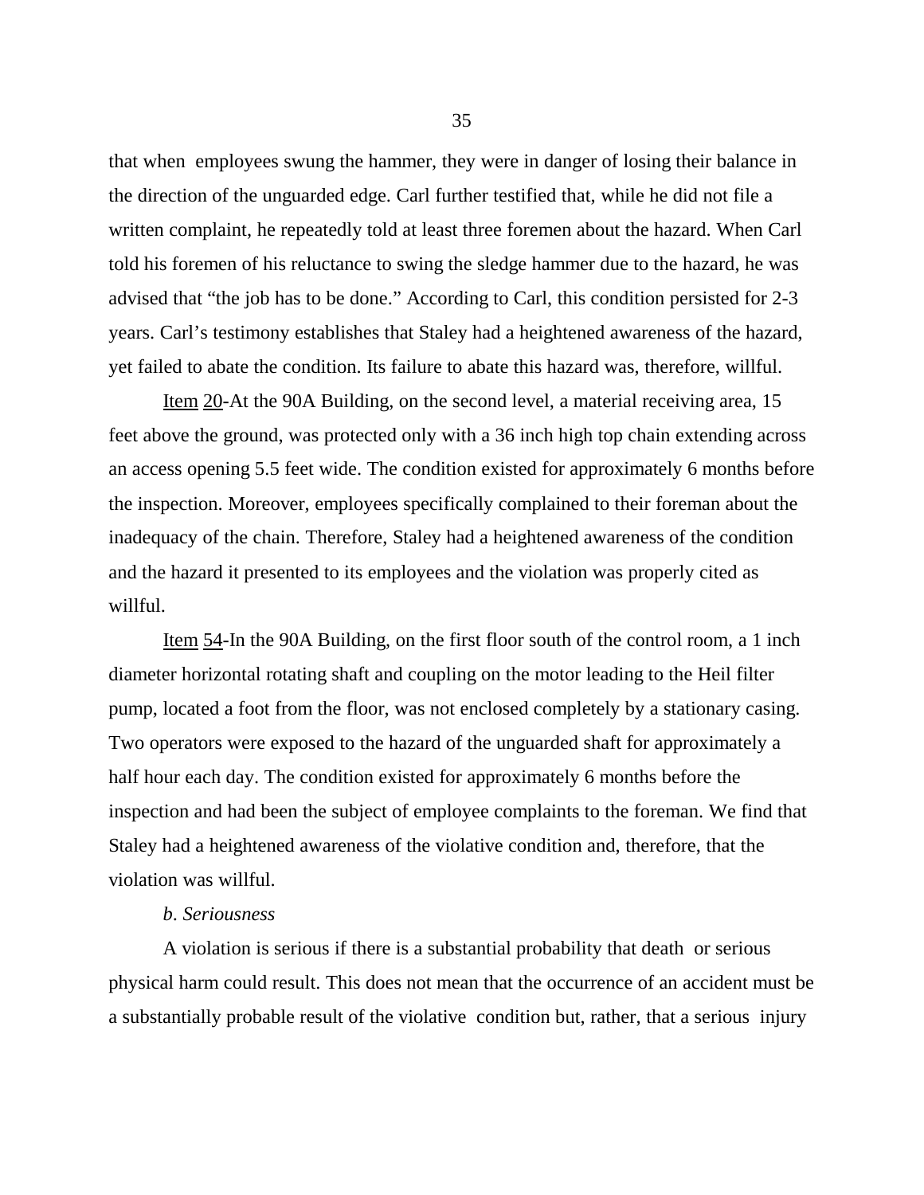that when employees swung the hammer, they were in danger of losing their balance in the direction of the unguarded edge. Carl further testified that, while he did not file a written complaint, he repeatedly told at least three foremen about the hazard. When Carl told his foremen of his reluctance to swing the sledge hammer due to the hazard, he was advised that "the job has to be done." According to Carl, this condition persisted for 2-3 years. Carl's testimony establishes that Staley had a heightened awareness of the hazard, yet failed to abate the condition. Its failure to abate this hazard was, therefore, willful.

Item 20-At the 90A Building, on the second level, a material receiving area, 15 feet above the ground, was protected only with a 36 inch high top chain extending across an access opening 5.5 feet wide. The condition existed for approximately 6 months before the inspection. Moreover, employees specifically complained to their foreman about the inadequacy of the chain. Therefore, Staley had a heightened awareness of the condition and the hazard it presented to its employees and the violation was properly cited as willful.

Item 54-In the 90A Building, on the first floor south of the control room, a 1 inch diameter horizontal rotating shaft and coupling on the motor leading to the Heil filter pump, located a foot from the floor, was not enclosed completely by a stationary casing. Two operators were exposed to the hazard of the unguarded shaft for approximately a half hour each day. The condition existed for approximately 6 months before the inspection and had been the subject of employee complaints to the foreman. We find that Staley had a heightened awareness of the violative condition and, therefore, that the violation was willful.

*b. Seriousness*

A violation is serious if there is a substantial probability that death or serious physical harm could result. This does not mean that the occurrence of an accident must be a substantially probable result of the violative condition but, rather, that a serious injury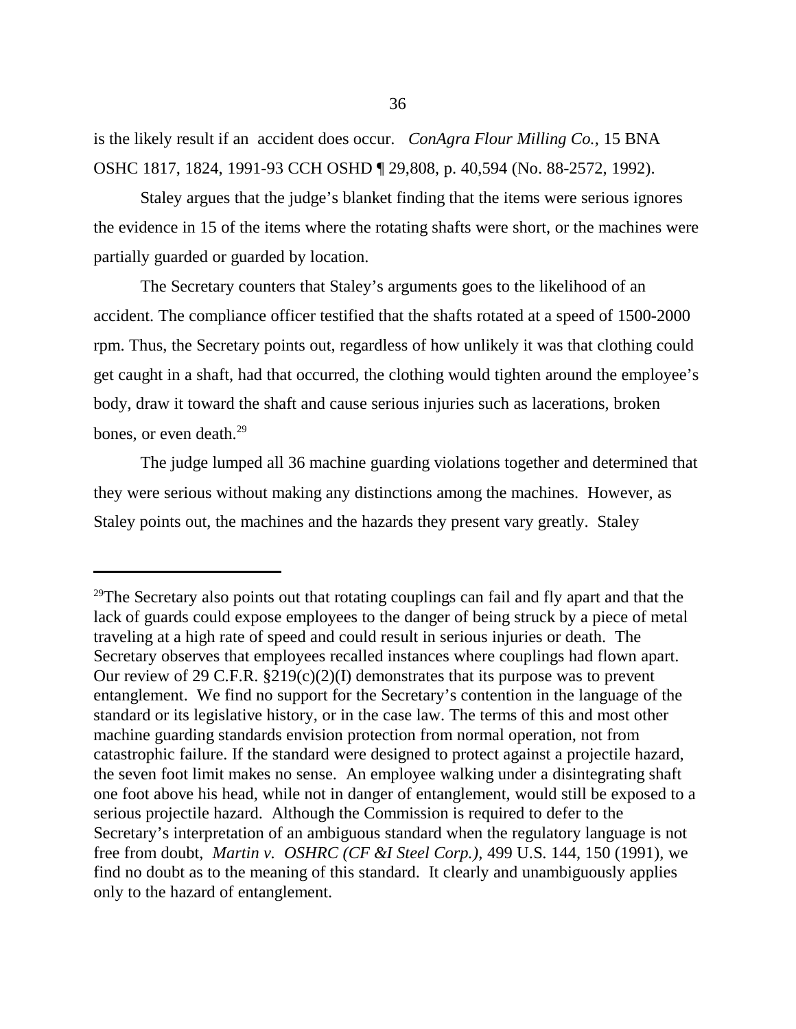is the likely result if an accident does occur. *ConAgra Flour Milling Co.*, 15 BNA OSHC 1817, 1824, 1991-93 CCH OSHD ¶ 29,808, p. 40,594 (No. 88-2572, 1992).

Staley argues that the judge's blanket finding that the items were serious ignores the evidence in 15 of the items where the rotating shafts were short, or the machines were partially guarded or guarded by location.

The Secretary counters that Staley's arguments goes to the likelihood of an accident. The compliance officer testified that the shafts rotated at a speed of 1500-2000 rpm. Thus, the Secretary points out, regardless of how unlikely it was that clothing could get caught in a shaft, had that occurred, the clothing would tighten around the employee's body, draw it toward the shaft and cause serious injuries such as lacerations, broken bones, or even death.[29]

The judge lumped all 36 machine guarding violations together and determined that they were serious without making any distinctions among the machines. However, as Staley points out, the machines and the hazards they present vary greatly. Staley

---

[29]The Secretary also points out that rotating couplings can fail and fly apart and that the lack of guards could expose employees to the danger of being struck by a piece of metal traveling at a high rate of speed and could result in serious injuries or death. The Secretary observes that employees recalled instances where couplings had flown apart. Our review of 29 C.F.R. §219(c)(2)(I) demonstrates that its purpose was to prevent entanglement. We find no support for the Secretary's contention in the language of the standard or its legislative history, or in the case law. The terms of this and most other machine guarding standards envision protection from normal operation, not from catastrophic failure. If the standard were designed to protect against a projectile hazard, the seven foot limit makes no sense. An employee walking under a disintegrating shaft one foot above his head, while not in danger of entanglement, would still be exposed to a serious projectile hazard. Although the Commission is required to defer to the Secretary's interpretation of an ambiguous standard when the regulatory language is not free from doubt, *Martin v. OSHRC (CF &I Steel Corp.)*, 499 U.S. 144, 150 (1991), we find no doubt as to the meaning of this standard. It clearly and unambiguously applies only to the hazard of entanglement.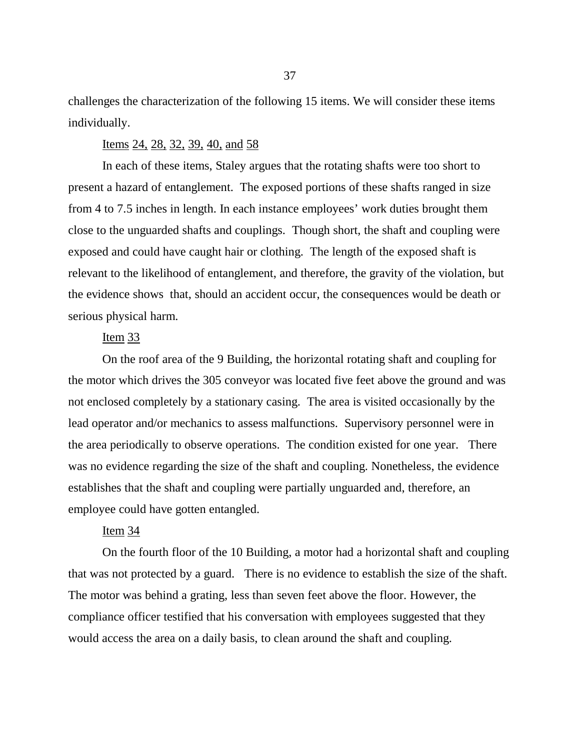challenges the characterization of the following 15 items. We will consider these items individually.

Items 24, 28, 32, 39, 40, and 58

In each of these items, Staley argues that the rotating shafts were too short to present a hazard of entanglement. The exposed portions of these shafts ranged in size from 4 to 7.5 inches in length. In each instance employees' work duties brought them close to the unguarded shafts and couplings. Though short, the shaft and coupling were exposed and could have caught hair or clothing. The length of the exposed shaft is relevant to the likelihood of entanglement, and therefore, the gravity of the violation, but the evidence shows that, should an accident occur, the consequences would be death or serious physical harm.

Item 33

On the roof area of the 9 Building, the horizontal rotating shaft and coupling for the motor which drives the 305 conveyor was located five feet above the ground and was not enclosed completely by a stationary casing. The area is visited occasionally by the lead operator and/or mechanics to assess malfunctions. Supervisory personnel were in the area periodically to observe operations. The condition existed for one year. There was no evidence regarding the size of the shaft and coupling. Nonetheless, the evidence establishes that the shaft and coupling were partially unguarded and, therefore, an employee could have gotten entangled.

Item 34

On the fourth floor of the 10 Building, a motor had a horizontal shaft and coupling that was not protected by a guard. There is no evidence to establish the size of the shaft. The motor was behind a grating, less than seven feet above the floor. However, the compliance officer testified that his conversation with employees suggested that they would access the area on a daily basis, to clean around the shaft and coupling.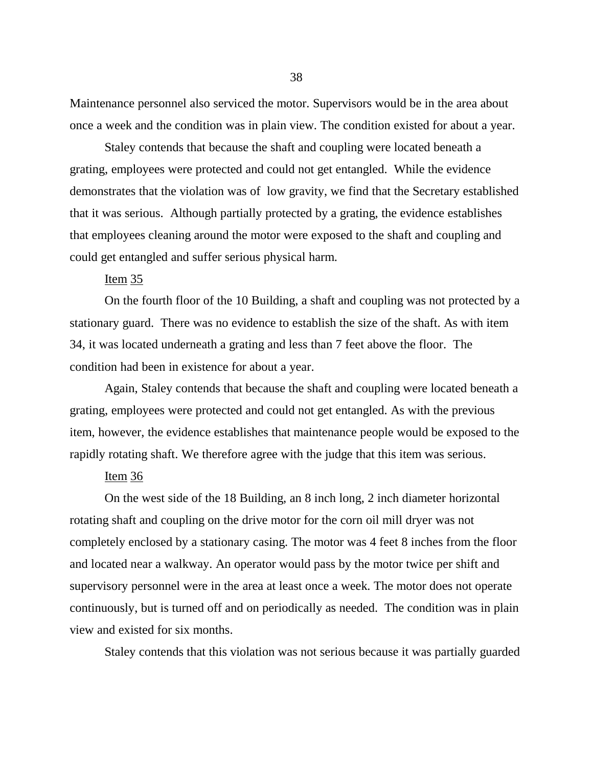Maintenance personnel also serviced the motor. Supervisors would be in the area about once a week and the condition was in plain view. The condition existed for about a year.

Staley contends that because the shaft and coupling were located beneath a grating, employees were protected and could not get entangled. While the evidence demonstrates that the violation was of low gravity, we find that the Secretary established that it was serious. Although partially protected by a grating, the evidence establishes that employees cleaning around the motor were exposed to the shaft and coupling and could get entangled and suffer serious physical harm.

Item 35

On the fourth floor of the 10 Building, a shaft and coupling was not protected by a stationary guard. There was no evidence to establish the size of the shaft. As with item 34, it was located underneath a grating and less than 7 feet above the floor. The condition had been in existence for about a year.

Again, Staley contends that because the shaft and coupling were located beneath a grating, employees were protected and could not get entangled. As with the previous item, however, the evidence establishes that maintenance people would be exposed to the rapidly rotating shaft. We therefore agree with the judge that this item was serious.

Item 36

On the west side of the 18 Building, an 8 inch long, 2 inch diameter horizontal rotating shaft and coupling on the drive motor for the corn oil mill dryer was not completely enclosed by a stationary casing. The motor was 4 feet 8 inches from the floor and located near a walkway. An operator would pass by the motor twice per shift and supervisory personnel were in the area at least once a week. The motor does not operate continuously, but is turned off and on periodically as needed. The condition was in plain view and existed for six months.

Staley contends that this violation was not serious because it was partially guarded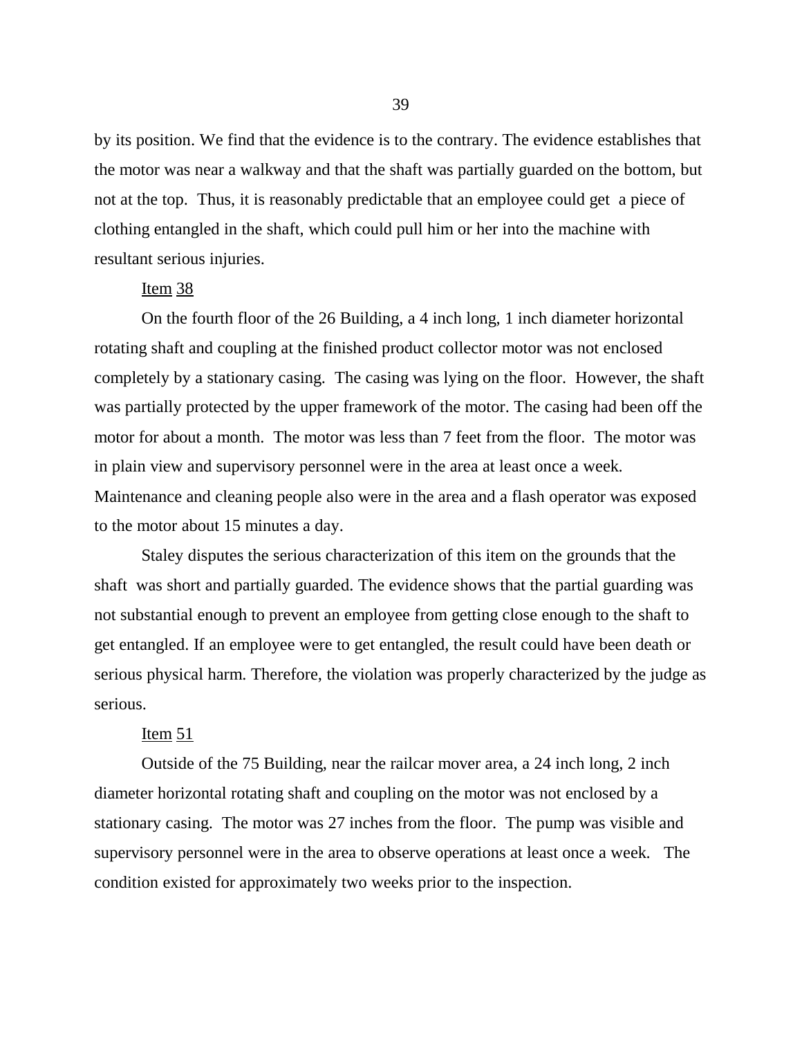by its position. We find that the evidence is to the contrary. The evidence establishes that the motor was near a walkway and that the shaft was partially guarded on the bottom, but not at the top. Thus, it is reasonably predictable that an employee could get a piece of clothing entangled in the shaft, which could pull him or her into the machine with resultant serious injuries.

Item 38

On the fourth floor of the 26 Building, a 4 inch long, 1 inch diameter horizontal rotating shaft and coupling at the finished product collector motor was not enclosed completely by a stationary casing. The casing was lying on the floor. However, the shaft was partially protected by the upper framework of the motor. The casing had been off the motor for about a month. The motor was less than 7 feet from the floor. The motor was in plain view and supervisory personnel were in the area at least once a week. Maintenance and cleaning people also were in the area and a flash operator was exposed to the motor about 15 minutes a day.

Staley disputes the serious characterization of this item on the grounds that the shaft was short and partially guarded. The evidence shows that the partial guarding was not substantial enough to prevent an employee from getting close enough to the shaft to get entangled. If an employee were to get entangled, the result could have been death or serious physical harm. Therefore, the violation was properly characterized by the judge as serious.

Item 51

Outside of the 75 Building, near the railcar mover area, a 24 inch long, 2 inch diameter horizontal rotating shaft and coupling on the motor was not enclosed by a stationary casing. The motor was 27 inches from the floor. The pump was visible and supervisory personnel were in the area to observe operations at least once a week. The condition existed for approximately two weeks prior to the inspection.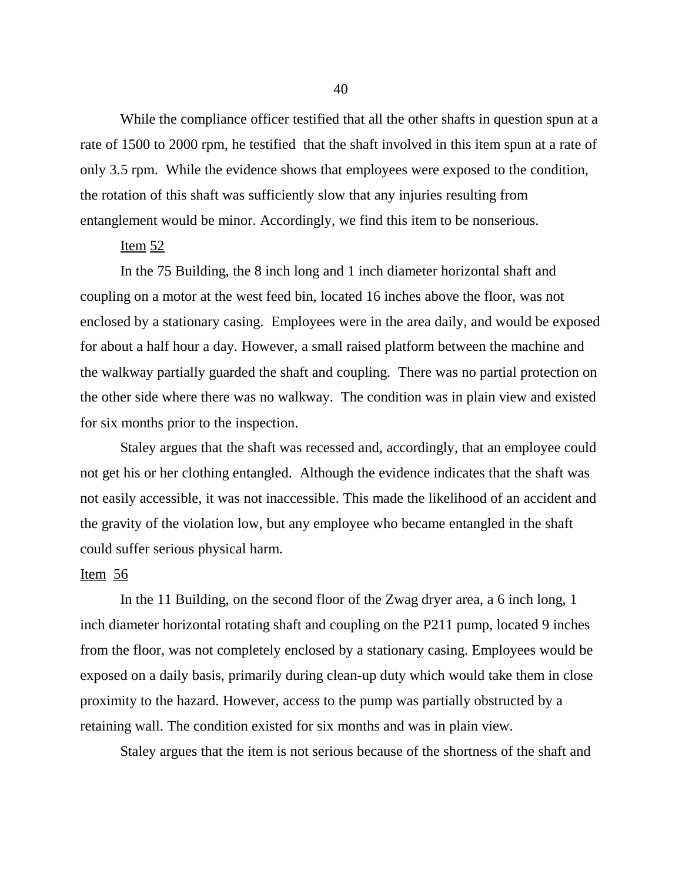While the compliance officer testified that all the other shafts in question spun at a rate of 1500 to 2000 rpm, he testified that the shaft involved in this item spun at a rate of only 3.5 rpm. While the evidence shows that employees were exposed to the condition, the rotation of this shaft was sufficiently slow that any injuries resulting from entanglement would be minor. Accordingly, we find this item to be nonserious.

<u>Item</u> <u>52</u>

In the 75 Building, the 8 inch long and 1 inch diameter horizontal shaft and coupling on a motor at the west feed bin, located 16 inches above the floor, was not enclosed by a stationary casing. Employees were in the area daily, and would be exposed for about a half hour a day. However, a small raised platform between the machine and the walkway partially guarded the shaft and coupling. There was no partial protection on the other side where there was no walkway. The condition was in plain view and existed for six months prior to the inspection.

Staley argues that the shaft was recessed and, accordingly, that an employee could not get his or her clothing entangled. Although the evidence indicates that the shaft was not easily accessible, it was not inaccessible. This made the likelihood of an accident and the gravity of the violation low, but any employee who became entangled in the shaft could suffer serious physical harm.

<u>Item</u> <u>56</u>

In the 11 Building, on the second floor of the Zwag dryer area, a 6 inch long, 1 inch diameter horizontal rotating shaft and coupling on the P211 pump, located 9 inches from the floor, was not completely enclosed by a stationary casing. Employees would be exposed on a daily basis, primarily during clean-up duty which would take them in close proximity to the hazard. However, access to the pump was partially obstructed by a retaining wall. The condition existed for six months and was in plain view.

Staley argues that the item is not serious because of the shortness of the shaft and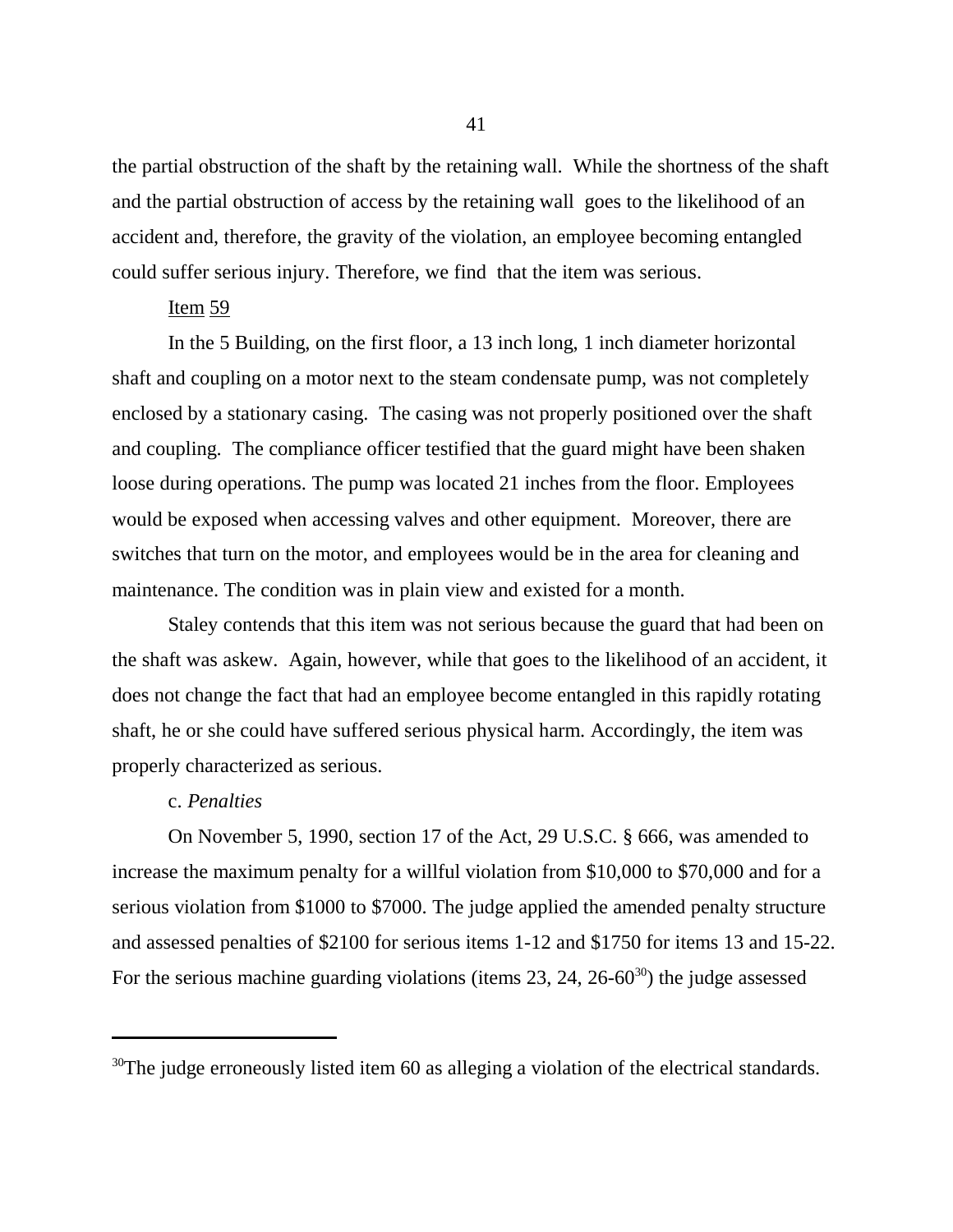the partial obstruction of the shaft by the retaining wall. While the shortness of the shaft and the partial obstruction of access by the retaining wall goes to the likelihood of an accident and, therefore, the gravity of the violation, an employee becoming entangled could suffer serious injury. Therefore, we find that the item was serious.

Item 59

In the 5 Building, on the first floor, a 13 inch long, 1 inch diameter horizontal shaft and coupling on a motor next to the steam condensate pump, was not completely enclosed by a stationary casing. The casing was not properly positioned over the shaft and coupling. The compliance officer testified that the guard might have been shaken loose during operations. The pump was located 21 inches from the floor. Employees would be exposed when accessing valves and other equipment. Moreover, there are switches that turn on the motor, and employees would be in the area for cleaning and maintenance. The condition was in plain view and existed for a month.

Staley contends that this item was not serious because the guard that had been on the shaft was askew. Again, however, while that goes to the likelihood of an accident, it does not change the fact that had an employee become entangled in this rapidly rotating shaft, he or she could have suffered serious physical harm. Accordingly, the item was properly characterized as serious.

c. *Penalties*

On November 5, 1990, section 17 of the Act, 29 U.S.C. § 666, was amended to increase the maximum penalty for a willful violation from $10,000 to $70,000 and for a serious violation from $1000 to $7000. The judge applied the amended penalty structure and assessed penalties of $2100 for serious items 1-12 and $1750 for items 13 and 15-22. For the serious machine guarding violations (items 23, 24, 26-60[30]) the judge assessed

---

[30]The judge erroneously listed item 60 as alleging a violation of the electrical standards.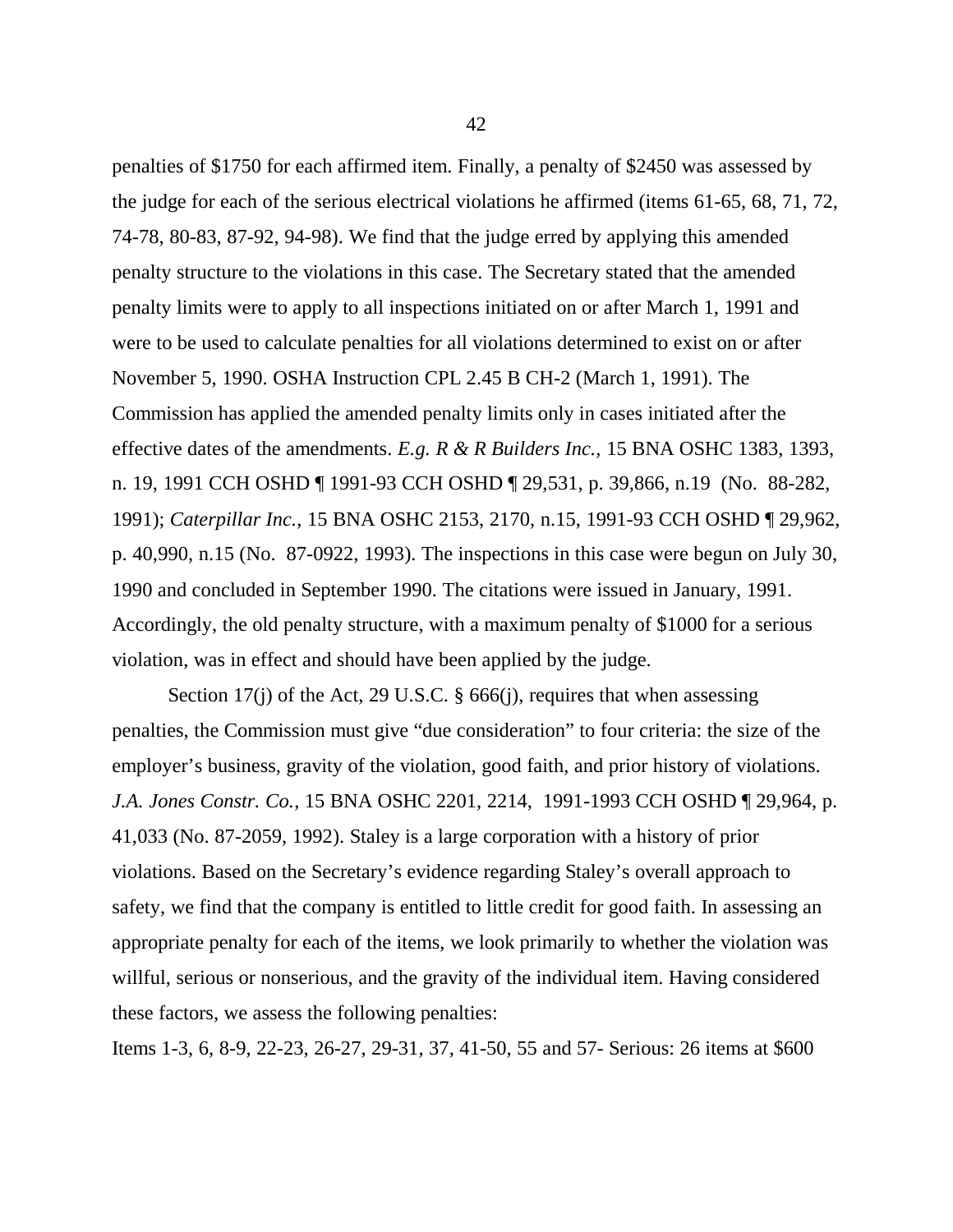penalties of $1750 for each affirmed item. Finally, a penalty of $2450 was assessed by the judge for each of the serious electrical violations he affirmed (items 61-65, 68, 71, 72, 74-78, 80-83, 87-92, 94-98). We find that the judge erred by applying this amended penalty structure to the violations in this case. The Secretary stated that the amended penalty limits were to apply to all inspections initiated on or after March 1, 1991 and were to be used to calculate penalties for all violations determined to exist on or after November 5, 1990. OSHA Instruction CPL 2.45 B CH-2 (March 1, 1991). The Commission has applied the amended penalty limits only in cases initiated after the effective dates of the amendments. *E.g. R & R Builders Inc.,* 15 BNA OSHC 1383, 1393, n. 19, 1991 CCH OSHD ¶ 1991-93 CCH OSHD ¶ 29,531, p. 39,866, n.19 (No. 88-282, 1991); *Caterpillar Inc.,* 15 BNA OSHC 2153, 2170, n.15, 1991-93 CCH OSHD ¶ 29,962, p. 40,990, n.15 (No. 87-0922, 1993). The inspections in this case were begun on July 30, 1990 and concluded in September 1990. The citations were issued in January, 1991. Accordingly, the old penalty structure, with a maximum penalty of $1000 for a serious violation, was in effect and should have been applied by the judge.

Section 17(j) of the Act, 29 U.S.C. § 666(j), requires that when assessing penalties, the Commission must give "due consideration" to four criteria: the size of the employer's business, gravity of the violation, good faith, and prior history of violations. *J.A. Jones Constr. Co.*, 15 BNA OSHC 2201, 2214, 1991-1993 CCH OSHD ¶ 29,964, p. 41,033 (No. 87-2059, 1992). Staley is a large corporation with a history of prior violations. Based on the Secretary's evidence regarding Staley's overall approach to safety, we find that the company is entitled to little credit for good faith. In assessing an appropriate penalty for each of the items, we look primarily to whether the violation was willful, serious or nonserious, and the gravity of the individual item. Having considered these factors, we assess the following penalties:

Items 1-3, 6, 8-9, 22-23, 26-27, 29-31, 37, 41-50, 55 and 57- Serious: 26 items at $600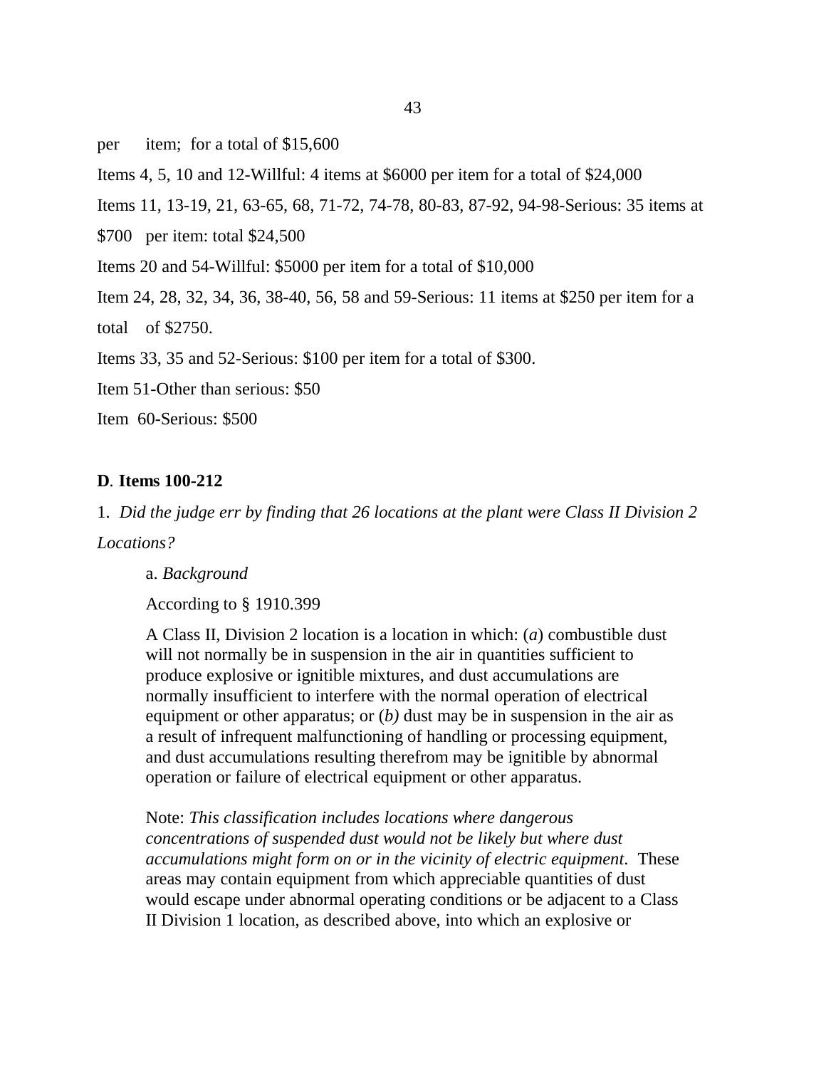per item; for a total of $15,600

Items 4, 5, 10 and 12-Willful: 4 items at $6000 per item for a total of $24,000

Items 11, 13-19, 21, 63-65, 68, 71-72, 74-78, 80-83, 87-92, 94-98-Serious: 35 items at $700 per item: total $24,500

Items 20 and 54-Willful: $5000 per item for a total of $10,000

Item 24, 28, 32, 34, 36, 38-40, 56, 58 and 59-Serious: 11 items at $250 per item for a total of $2750.

Items 33, 35 and 52-Serious: $100 per item for a total of $300.

Item 51-Other than serious: $50

Item 60-Serious: $500

**D. Items 100-212**

1. *Did the judge err by finding that 26 locations at the plant were Class II Division 2 Locations?*

a. *Background*

According to § 1910.399

> A Class II, Division 2 location is a location in which: (*a*) combustible dust will not normally be in suspension in the air in quantities sufficient to produce explosive or ignitible mixtures, and dust accumulations are normally insufficient to interfere with the normal operation of electrical equipment or other apparatus; or (*b)* dust may be in suspension in the air as a result of infrequent malfunctioning of handling or processing equipment, and dust accumulations resulting therefrom may be ignitible by abnormal operation or failure of electrical equipment or other apparatus.
>
> Note: *This classification includes locations where dangerous concentrations of suspended dust would not be likely but where dust accumulations might form on or in the vicinity of electric equipment*. These areas may contain equipment from which appreciable quantities of dust would escape under abnormal operating conditions or be adjacent to a Class II Division 1 location, as described above, into which an explosive or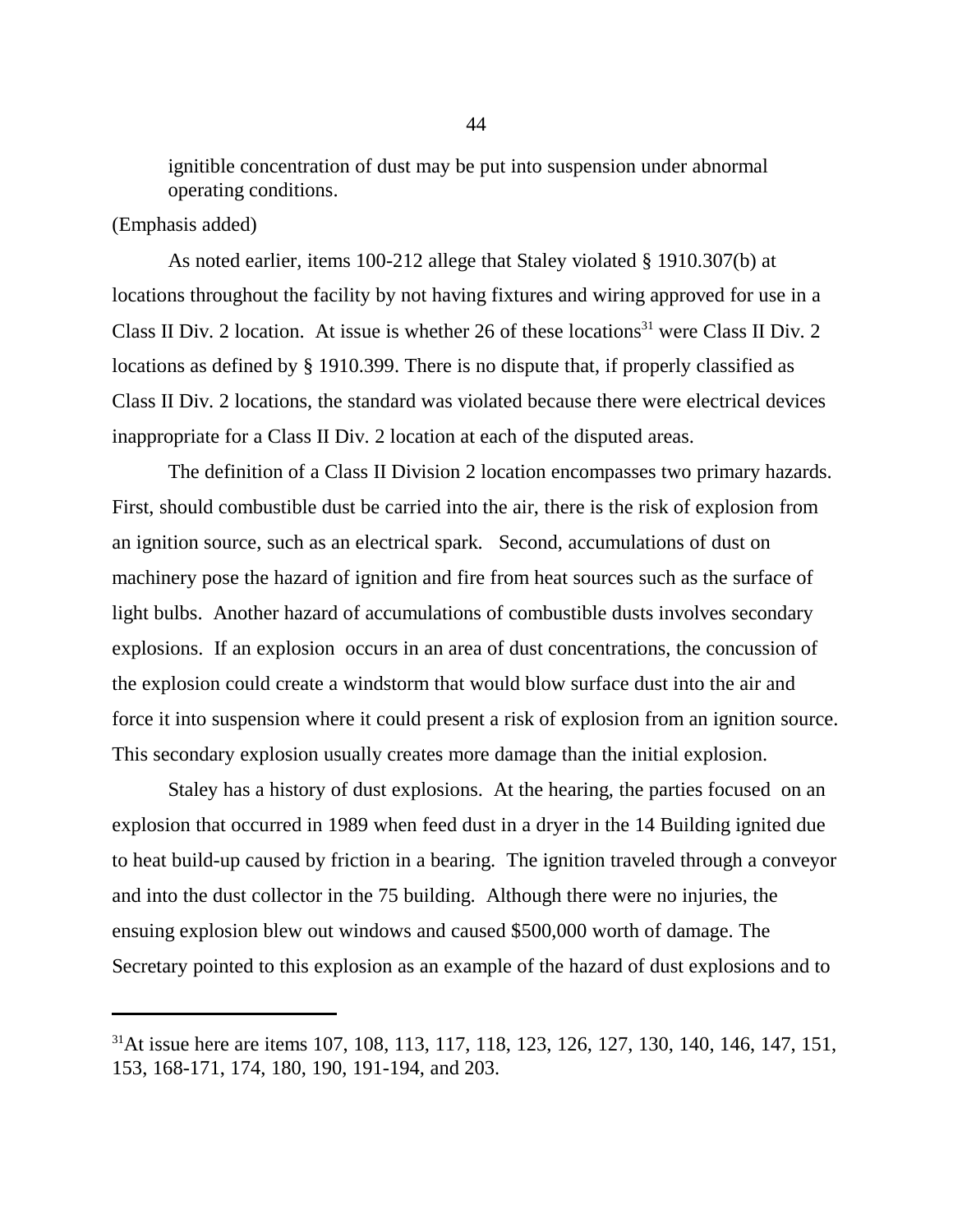ignitible concentration of dust may be put into suspension under abnormal operating conditions.

(Emphasis added)

As noted earlier, items 100-212 allege that Staley violated § 1910.307(b) at locations throughout the facility by not having fixtures and wiring approved for use in a Class II Div. 2 location. At issue is whether 26 of these locations[31] were Class II Div. 2 locations as defined by § 1910.399. There is no dispute that, if properly classified as Class II Div. 2 locations, the standard was violated because there were electrical devices inappropriate for a Class II Div. 2 location at each of the disputed areas.

The definition of a Class II Division 2 location encompasses two primary hazards. First, should combustible dust be carried into the air, there is the risk of explosion from an ignition source, such as an electrical spark. Second, accumulations of dust on machinery pose the hazard of ignition and fire from heat sources such as the surface of light bulbs. Another hazard of accumulations of combustible dusts involves secondary explosions. If an explosion occurs in an area of dust concentrations, the concussion of the explosion could create a windstorm that would blow surface dust into the air and force it into suspension where it could present a risk of explosion from an ignition source. This secondary explosion usually creates more damage than the initial explosion.

Staley has a history of dust explosions. At the hearing, the parties focused on an explosion that occurred in 1989 when feed dust in a dryer in the 14 Building ignited due to heat build-up caused by friction in a bearing. The ignition traveled through a conveyor and into the dust collector in the 75 building. Although there were no injuries, the ensuing explosion blew out windows and caused $500,000 worth of damage. The Secretary pointed to this explosion as an example of the hazard of dust explosions and to

---

[31] At issue here are items 107, 108, 113, 117, 118, 123, 126, 127, 130, 140, 146, 147, 151, 153, 168-171, 174, 180, 190, 191-194, and 203.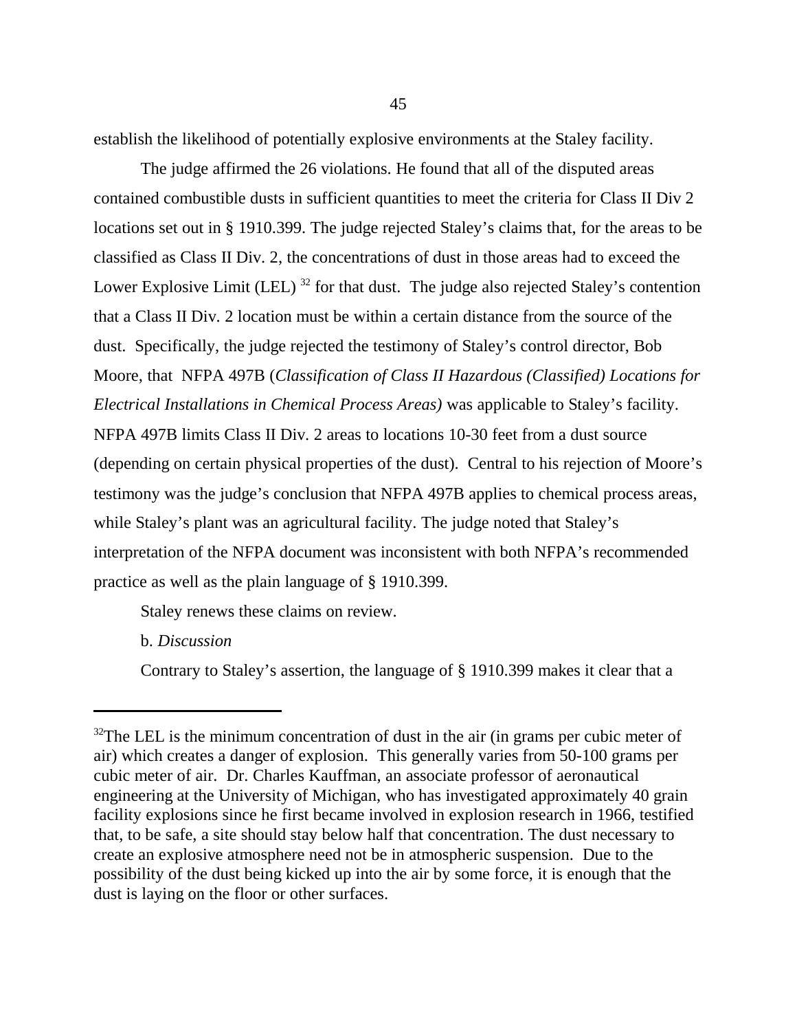establish the likelihood of potentially explosive environments at the Staley facility.

The judge affirmed the 26 violations. He found that all of the disputed areas contained combustible dusts in sufficient quantities to meet the criteria for Class II Div 2 locations set out in § 1910.399. The judge rejected Staley's claims that, for the areas to be classified as Class II Div. 2, the concentrations of dust in those areas had to exceed the Lower Explosive Limit (LEL) [32] for that dust. The judge also rejected Staley's contention that a Class II Div. 2 location must be within a certain distance from the source of the dust. Specifically, the judge rejected the testimony of Staley's control director, Bob Moore, that NFPA 497B (*Classification of Class II Hazardous (Classified) Locations for Electrical Installations in Chemical Process Areas)* was applicable to Staley's facility. NFPA 497B limits Class II Div. 2 areas to locations 10-30 feet from a dust source (depending on certain physical properties of the dust). Central to his rejection of Moore's testimony was the judge's conclusion that NFPA 497B applies to chemical process areas, while Staley's plant was an agricultural facility. The judge noted that Staley's interpretation of the NFPA document was inconsistent with both NFPA's recommended practice as well as the plain language of § 1910.399.

Staley renews these claims on review.

b. *Discussion*

Contrary to Staley's assertion, the language of § 1910.399 makes it clear that a

---

[32] The LEL is the minimum concentration of dust in the air (in grams per cubic meter of air) which creates a danger of explosion. This generally varies from 50-100 grams per cubic meter of air. Dr. Charles Kauffman, an associate professor of aeronautical engineering at the University of Michigan, who has investigated approximately 40 grain facility explosions since he first became involved in explosion research in 1966, testified that, to be safe, a site should stay below half that concentration. The dust necessary to create an explosive atmosphere need not be in atmospheric suspension. Due to the possibility of the dust being kicked up into the air by some force, it is enough that the dust is laying on the floor or other surfaces.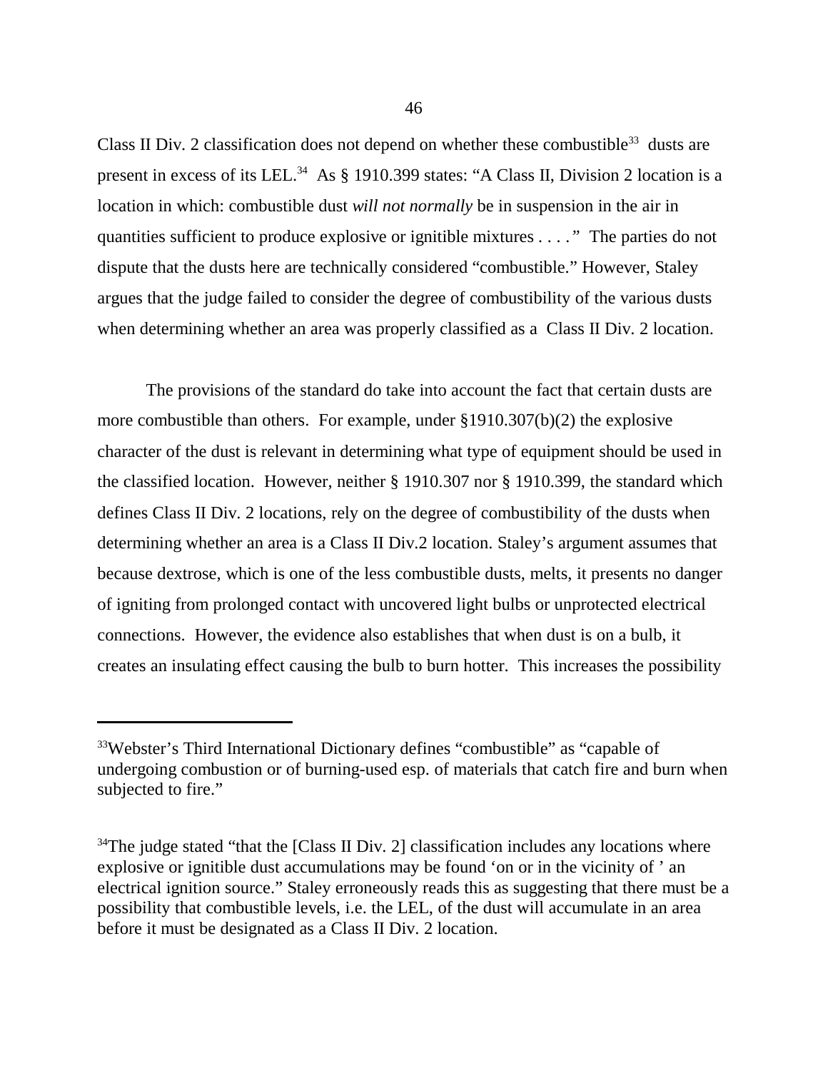Class II Div. 2 classification does not depend on whether these combustible[33] dusts are present in excess of its LEL.[34] As § 1910.399 states: "A Class II, Division 2 location is a location in which: combustible dust *will not normally* be in suspension in the air in quantities sufficient to produce explosive or ignitible mixtures . . . ." The parties do not dispute that the dusts here are technically considered "combustible." However, Staley argues that the judge failed to consider the degree of combustibility of the various dusts when determining whether an area was properly classified as a Class II Div. 2 location.

The provisions of the standard do take into account the fact that certain dusts are more combustible than others. For example, under §1910.307(b)(2) the explosive character of the dust is relevant in determining what type of equipment should be used in the classified location. However, neither § 1910.307 nor § 1910.399, the standard which defines Class II Div. 2 locations, rely on the degree of combustibility of the dusts when determining whether an area is a Class II Div.2 location. Staley's argument assumes that because dextrose, which is one of the less combustible dusts, melts, it presents no danger of igniting from prolonged contact with uncovered light bulbs or unprotected electrical connections. However, the evidence also establishes that when dust is on a bulb, it creates an insulating effect causing the bulb to burn hotter. This increases the possibility

---

[33]Webster's Third International Dictionary defines "combustible" as "capable of undergoing combustion or of burning-used esp. of materials that catch fire and burn when subjected to fire."

[34]The judge stated "that the [Class II Div. 2] classification includes any locations where explosive or ignitible dust accumulations may be found 'on or in the vicinity of ' an electrical ignition source." Staley erroneously reads this as suggesting that there must be a possibility that combustible levels, i.e. the LEL, of the dust will accumulate in an area before it must be designated as a Class II Div. 2 location.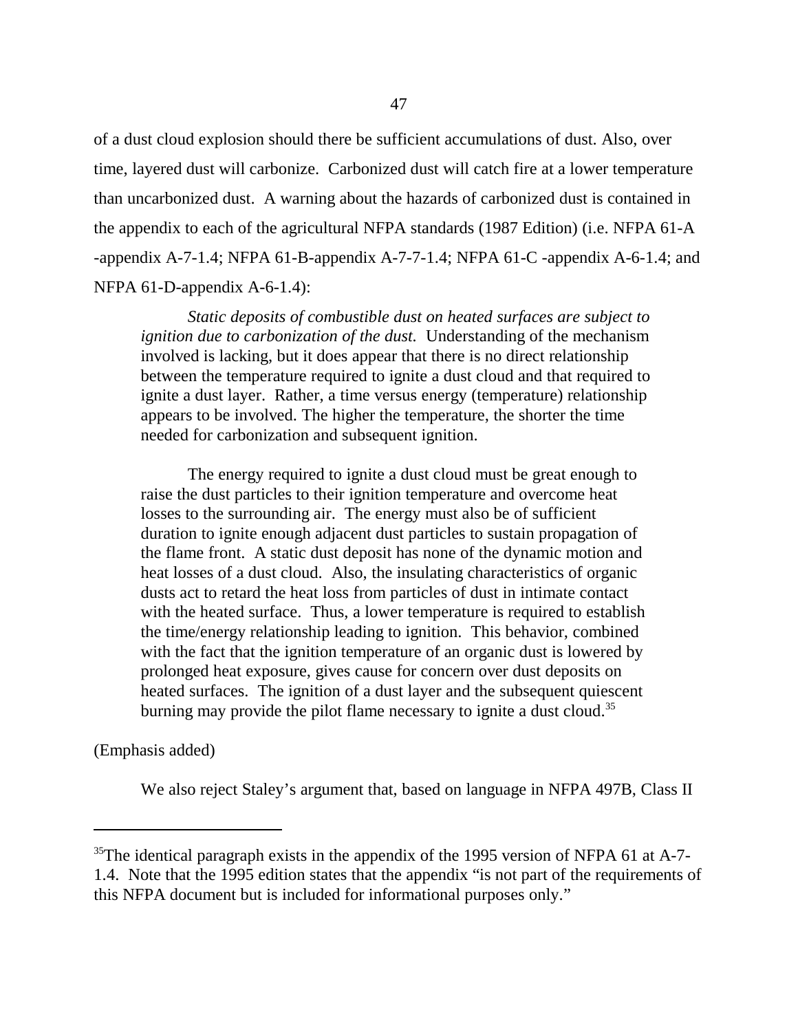of a dust cloud explosion should there be sufficient accumulations of dust. Also, over time, layered dust will carbonize. Carbonized dust will catch fire at a lower temperature than uncarbonized dust. A warning about the hazards of carbonized dust is contained in the appendix to each of the agricultural NFPA standards (1987 Edition) (i.e. NFPA 61-A -appendix A-7-1.4; NFPA 61-B-appendix A-7-7-1.4; NFPA 61-C -appendix A-6-1.4; and NFPA 61-D-appendix A-6-1.4):

> *Static deposits of combustible dust on heated surfaces are subject to ignition due to carbonization of the dust.* Understanding of the mechanism involved is lacking, but it does appear that there is no direct relationship between the temperature required to ignite a dust cloud and that required to ignite a dust layer. Rather, a time versus energy (temperature) relationship appears to be involved. The higher the temperature, the shorter the time needed for carbonization and subsequent ignition.
>
> The energy required to ignite a dust cloud must be great enough to raise the dust particles to their ignition temperature and overcome heat losses to the surrounding air. The energy must also be of sufficient duration to ignite enough adjacent dust particles to sustain propagation of the flame front. A static dust deposit has none of the dynamic motion and heat losses of a dust cloud. Also, the insulating characteristics of organic dusts act to retard the heat loss from particles of dust in intimate contact with the heated surface. Thus, a lower temperature is required to establish the time/energy relationship leading to ignition. This behavior, combined with the fact that the ignition temperature of an organic dust is lowered by prolonged heat exposure, gives cause for concern over dust deposits on heated surfaces. The ignition of a dust layer and the subsequent quiescent burning may provide the pilot flame necessary to ignite a dust cloud.[35]

(Emphasis added)

We also reject Staley's argument that, based on language in NFPA 497B, Class II

---

[35] The identical paragraph exists in the appendix of the 1995 version of NFPA 61 at A-7-1.4. Note that the 1995 edition states that the appendix "is not part of the requirements of this NFPA document but is included for informational purposes only."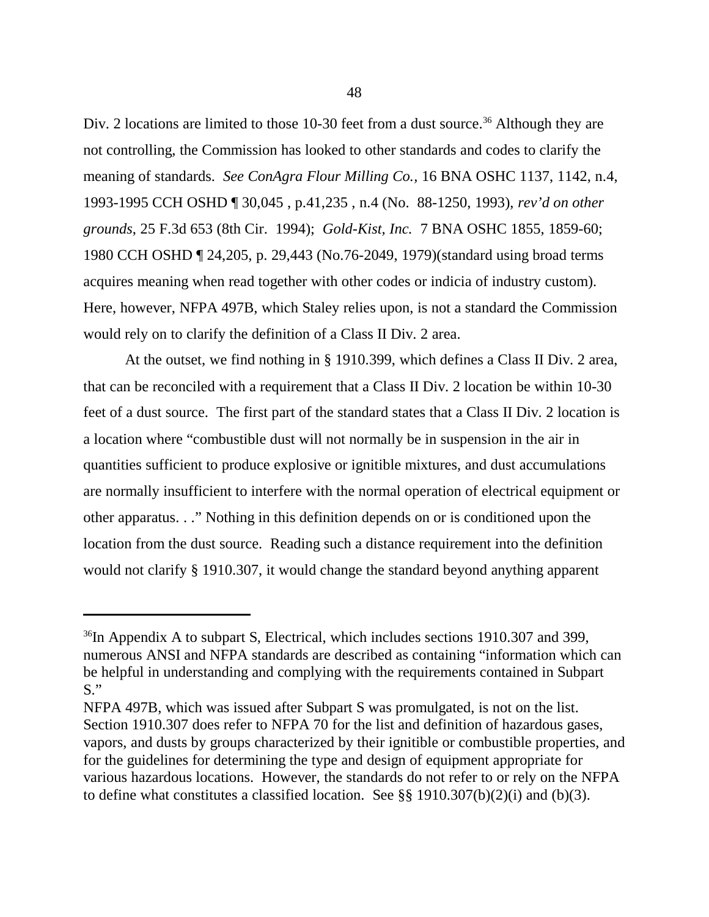Div. 2 locations are limited to those 10-30 feet from a dust source.[36] Although they are not controlling, the Commission has looked to other standards and codes to clarify the meaning of standards. *See ConAgra Flour Milling Co.*, 16 BNA OSHC 1137, 1142, n.4, 1993-1995 CCH OSHD ¶ 30,045 , p.41,235 , n.4 (No. 88-1250, 1993), *rev'd on other grounds*, 25 F.3d 653 (8th Cir. 1994); *Gold-Kist, Inc.* 7 BNA OSHC 1855, 1859-60; 1980 CCH OSHD ¶ 24,205, p. 29,443 (No.76-2049, 1979)(standard using broad terms acquires meaning when read together with other codes or indicia of industry custom). Here, however, NFPA 497B, which Staley relies upon, is not a standard the Commission would rely on to clarify the definition of a Class II Div. 2 area.

At the outset, we find nothing in § 1910.399, which defines a Class II Div. 2 area, that can be reconciled with a requirement that a Class II Div. 2 location be within 10-30 feet of a dust source. The first part of the standard states that a Class II Div. 2 location is a location where "combustible dust will not normally be in suspension in the air in quantities sufficient to produce explosive or ignitible mixtures, and dust accumulations are normally insufficient to interfere with the normal operation of electrical equipment or other apparatus. . ." Nothing in this definition depends on or is conditioned upon the location from the dust source. Reading such a distance requirement into the definition would not clarify § 1910.307, it would change the standard beyond anything apparent

---

[36]In Appendix A to subpart S, Electrical, which includes sections 1910.307 and 399, numerous ANSI and NFPA standards are described as containing "information which can be helpful in understanding and complying with the requirements contained in Subpart S."

NFPA 497B, which was issued after Subpart S was promulgated, is not on the list. Section 1910.307 does refer to NFPA 70 for the list and definition of hazardous gases, vapors, and dusts by groups characterized by their ignitible or combustible properties, and for the guidelines for determining the type and design of equipment appropriate for various hazardous locations. However, the standards do not refer to or rely on the NFPA to define what constitutes a classified location. See §§ 1910.307(b)(2)(i) and (b)(3).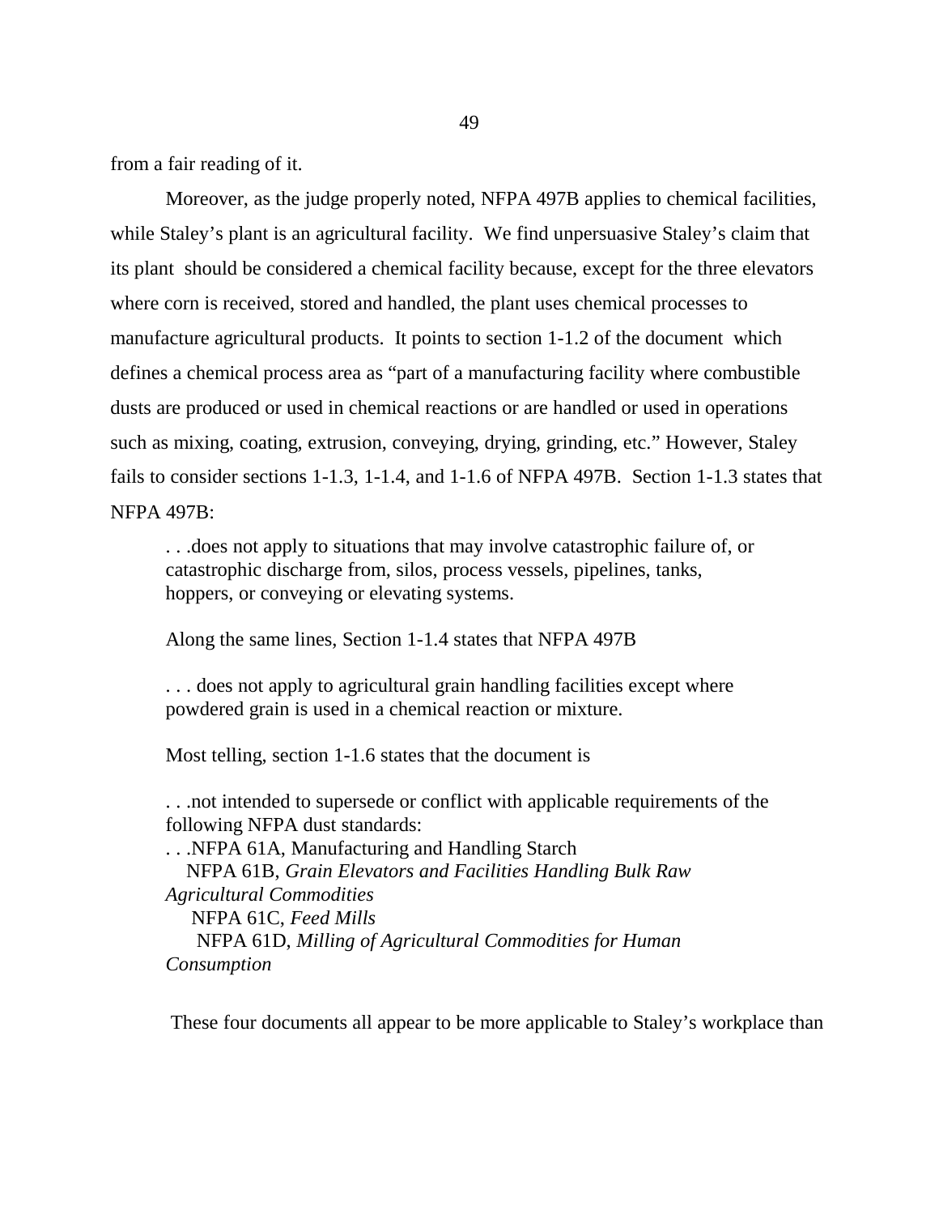from a fair reading of it.

Moreover, as the judge properly noted, NFPA 497B applies to chemical facilities, while Staley's plant is an agricultural facility. We find unpersuasive Staley's claim that its plant should be considered a chemical facility because, except for the three elevators where corn is received, stored and handled, the plant uses chemical processes to manufacture agricultural products. It points to section 1-1.2 of the document which defines a chemical process area as "part of a manufacturing facility where combustible dusts are produced or used in chemical reactions or are handled or used in operations such as mixing, coating, extrusion, conveying, drying, grinding, etc." However, Staley fails to consider sections 1-1.3, 1-1.4, and 1-1.6 of NFPA 497B. Section 1-1.3 states that NFPA 497B:

> . . .does not apply to situations that may involve catastrophic failure of, or catastrophic discharge from, silos, process vessels, pipelines, tanks, hoppers, or conveying or elevating systems.

Along the same lines, Section 1-1.4 states that NFPA 497B

> . . . does not apply to agricultural grain handling facilities except where powdered grain is used in a chemical reaction or mixture.

Most telling, section 1-1.6 states that the document is

> . . .not intended to supersede or conflict with applicable requirements of the following NFPA dust standards:
> . . .NFPA 61A, Manufacturing and Handling Starch
> NFPA 61B, *Grain Elevators and Facilities Handling Bulk Raw Agricultural Commodities*
> NFPA 61C, *Feed Mills*
> NFPA 61D, *Milling of Agricultural Commodities for Human Consumption*

These four documents all appear to be more applicable to Staley's workplace than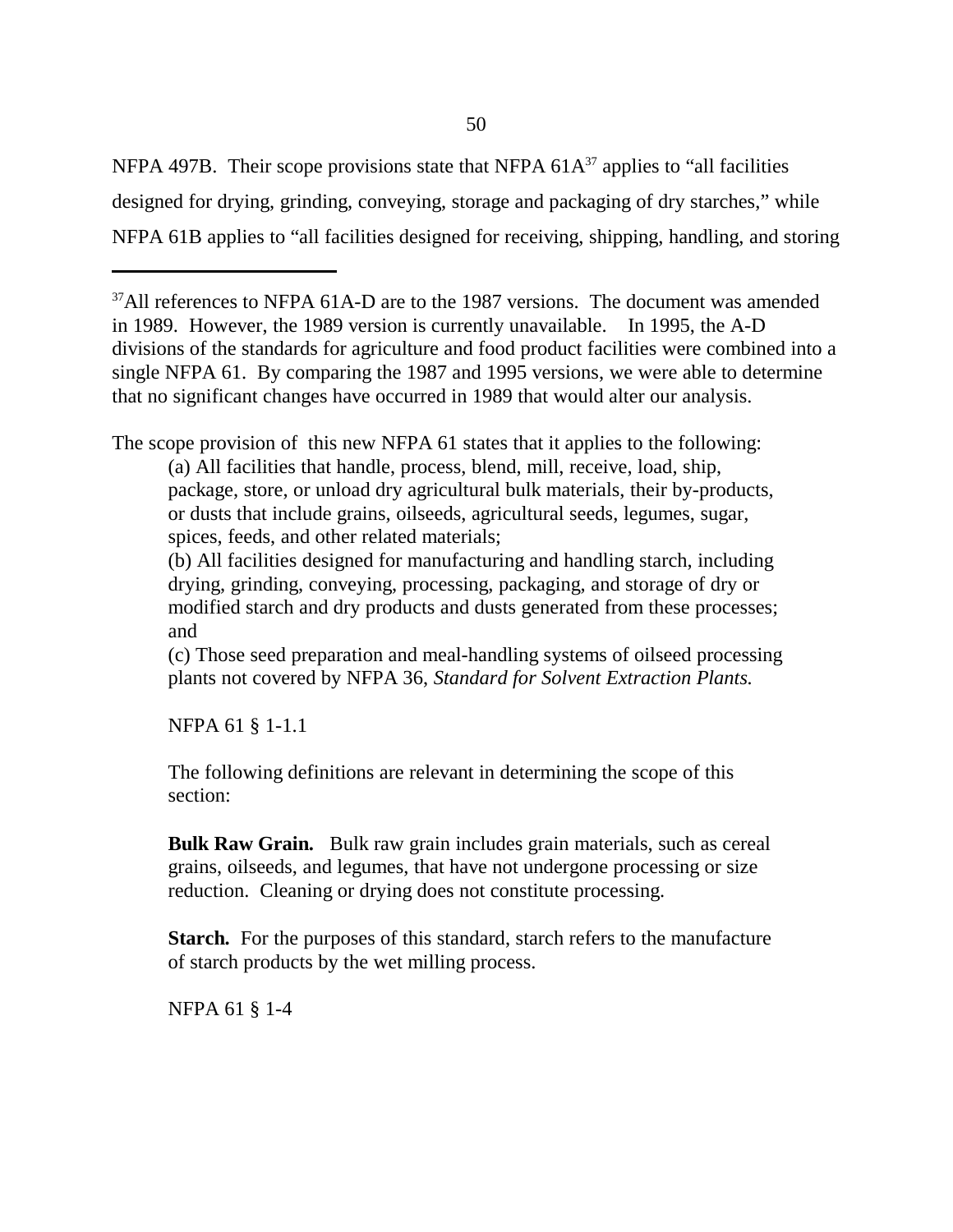NFPA 497B. Their scope provisions state that NFPA 61A[37] applies to "all facilities designed for drying, grinding, conveying, storage and packaging of dry starches," while NFPA 61B applies to "all facilities designed for receiving, shipping, handling, and storing

---

[37]All references to NFPA 61A-D are to the 1987 versions. The document was amended in 1989. However, the 1989 version is currently unavailable. In 1995, the A-D divisions of the standards for agriculture and food product facilities were combined into a single NFPA 61. By comparing the 1987 and 1995 versions, we were able to determine that no significant changes have occurred in 1989 that would alter our analysis.

The scope provision of this new NFPA 61 states that it applies to the following:

> (a) All facilities that handle, process, blend, mill, receive, load, ship, package, store, or unload dry agricultural bulk materials, their by-products, or dusts that include grains, oilseeds, agricultural seeds, legumes, sugar, spices, feeds, and other related materials;
>
> (b) All facilities designed for manufacturing and handling starch, including drying, grinding, conveying, processing, packaging, and storage of dry or modified starch and dry products and dusts generated from these processes; and
>
> (c) Those seed preparation and meal-handling systems of oilseed processing plants not covered by NFPA 36, *Standard for Solvent Extraction Plants.*
>
> NFPA 61 § 1-1.1
>
> The following definitions are relevant in determining the scope of this section:
>
> **Bulk Raw Grain.** Bulk raw grain includes grain materials, such as cereal grains, oilseeds, and legumes, that have not undergone processing or size reduction. Cleaning or drying does not constitute processing.
>
> **Starch.** For the purposes of this standard, starch refers to the manufacture of starch products by the wet milling process.
>
> NFPA 61 § 1-4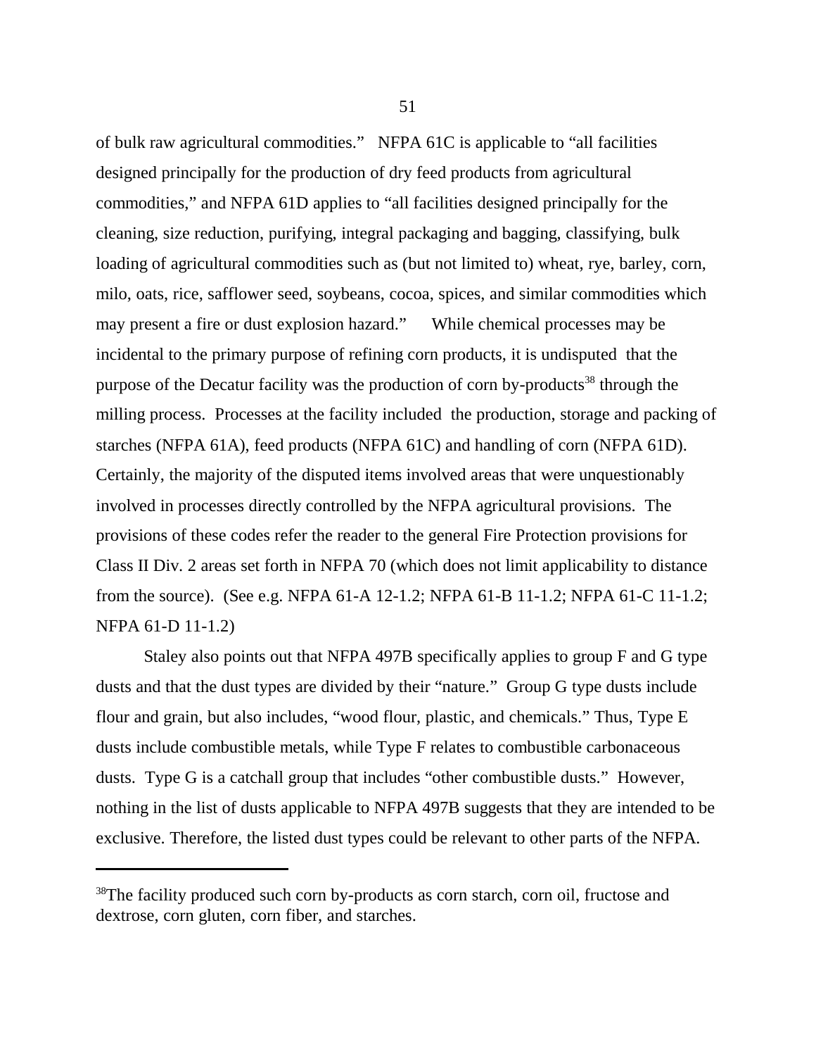of bulk raw agricultural commodities." NFPA 61C is applicable to "all facilities designed principally for the production of dry feed products from agricultural commodities," and NFPA 61D applies to "all facilities designed principally for the cleaning, size reduction, purifying, integral packaging and bagging, classifying, bulk loading of agricultural commodities such as (but not limited to) wheat, rye, barley, corn, milo, oats, rice, safflower seed, soybeans, cocoa, spices, and similar commodities which may present a fire or dust explosion hazard." While chemical processes may be incidental to the primary purpose of refining corn products, it is undisputed that the purpose of the Decatur facility was the production of corn by-products[38] through the milling process. Processes at the facility included the production, storage and packing of starches (NFPA 61A), feed products (NFPA 61C) and handling of corn (NFPA 61D). Certainly, the majority of the disputed items involved areas that were unquestionably involved in processes directly controlled by the NFPA agricultural provisions. The provisions of these codes refer the reader to the general Fire Protection provisions for Class II Div. 2 areas set forth in NFPA 70 (which does not limit applicability to distance from the source). (See e.g. NFPA 61-A 12-1.2; NFPA 61-B 11-1.2; NFPA 61-C 11-1.2; NFPA 61-D 11-1.2)

Staley also points out that NFPA 497B specifically applies to group F and G type dusts and that the dust types are divided by their "nature." Group G type dusts include flour and grain, but also includes, "wood flour, plastic, and chemicals." Thus, Type E dusts include combustible metals, while Type F relates to combustible carbonaceous dusts. Type G is a catchall group that includes "other combustible dusts." However, nothing in the list of dusts applicable to NFPA 497B suggests that they are intended to be exclusive. Therefore, the listed dust types could be relevant to other parts of the NFPA.

---

[38]The facility produced such corn by-products as corn starch, corn oil, fructose and dextrose, corn gluten, corn fiber, and starches.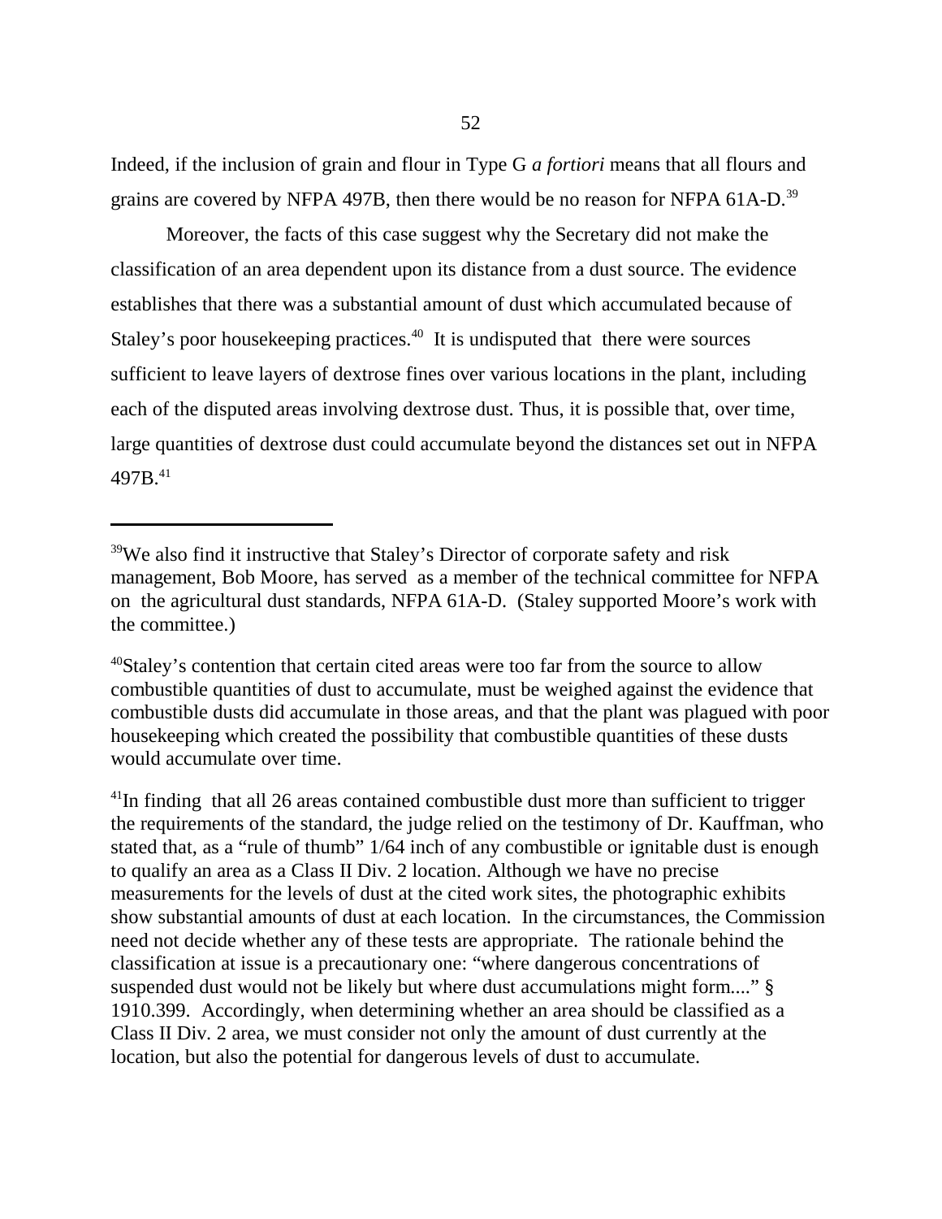Indeed, if the inclusion of grain and flour in Type G *a fortiori* means that all flours and grains are covered by NFPA 497B, then there would be no reason for NFPA 61A-D.[39]

Moreover, the facts of this case suggest why the Secretary did not make the classification of an area dependent upon its distance from a dust source. The evidence establishes that there was a substantial amount of dust which accumulated because of Staley's poor housekeeping practices.[40] It is undisputed that there were sources sufficient to leave layers of dextrose fines over various locations in the plant, including each of the disputed areas involving dextrose dust. Thus, it is possible that, over time, large quantities of dextrose dust could accumulate beyond the distances set out in NFPA 497B.[41]

---

[39]We also find it instructive that Staley's Director of corporate safety and risk management, Bob Moore, has served as a member of the technical committee for NFPA on the agricultural dust standards, NFPA 61A-D. (Staley supported Moore's work with the committee.)

[40]Staley's contention that certain cited areas were too far from the source to allow combustible quantities of dust to accumulate, must be weighed against the evidence that combustible dusts did accumulate in those areas, and that the plant was plagued with poor housekeeping which created the possibility that combustible quantities of these dusts would accumulate over time.

[41]In finding that all 26 areas contained combustible dust more than sufficient to trigger the requirements of the standard, the judge relied on the testimony of Dr. Kauffman, who stated that, as a "rule of thumb" 1/64 inch of any combustible or ignitable dust is enough to qualify an area as a Class II Div. 2 location. Although we have no precise measurements for the levels of dust at the cited work sites, the photographic exhibits show substantial amounts of dust at each location. In the circumstances, the Commission need not decide whether any of these tests are appropriate. The rationale behind the classification at issue is a precautionary one: "where dangerous concentrations of suspended dust would not be likely but where dust accumulations might form...." § 1910.399. Accordingly, when determining whether an area should be classified as a Class II Div. 2 area, we must consider not only the amount of dust currently at the location, but also the potential for dangerous levels of dust to accumulate.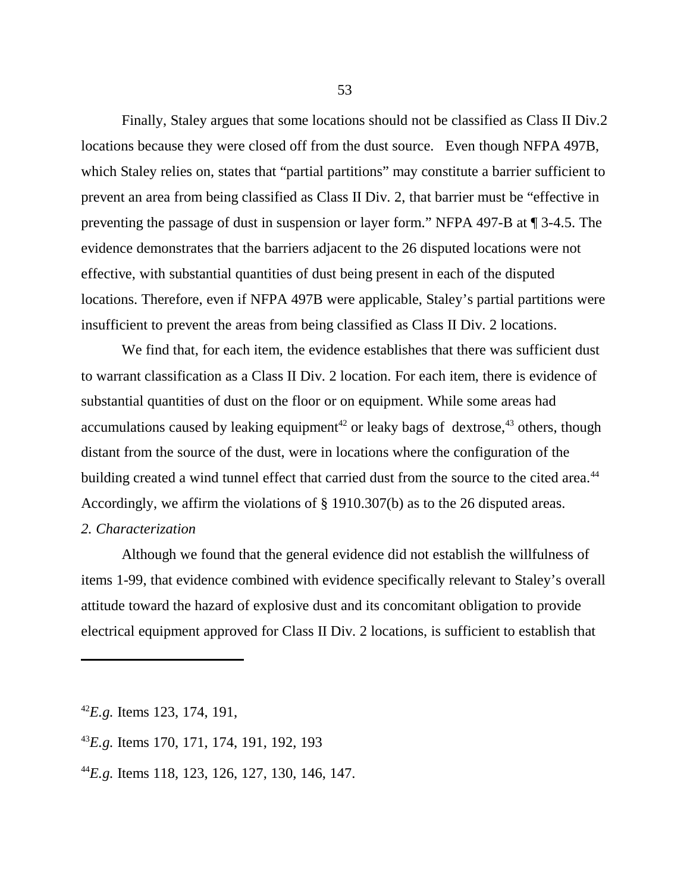Finally, Staley argues that some locations should not be classified as Class II Div.2 locations because they were closed off from the dust source. Even though NFPA 497B, which Staley relies on, states that "partial partitions" may constitute a barrier sufficient to prevent an area from being classified as Class II Div. 2, that barrier must be "effective in preventing the passage of dust in suspension or layer form." NFPA 497-B at ¶ 3-4.5. The evidence demonstrates that the barriers adjacent to the 26 disputed locations were not effective, with substantial quantities of dust being present in each of the disputed locations. Therefore, even if NFPA 497B were applicable, Staley's partial partitions were insufficient to prevent the areas from being classified as Class II Div. 2 locations.

We find that, for each item, the evidence establishes that there was sufficient dust to warrant classification as a Class II Div. 2 location. For each item, there is evidence of substantial quantities of dust on the floor or on equipment. While some areas had accumulations caused by leaking equipment[42] or leaky bags of dextrose,[43] others, though distant from the source of the dust, were in locations where the configuration of the building created a wind tunnel effect that carried dust from the source to the cited area.[44] Accordingly, we affirm the violations of § 1910.307(b) as to the 26 disputed areas.

*2. Characterization*

Although we found that the general evidence did not establish the willfulness of items 1-99, that evidence combined with evidence specifically relevant to Staley's overall attitude toward the hazard of explosive dust and its concomitant obligation to provide electrical equipment approved for Class II Div. 2 locations, is sufficient to establish that

---

[42] *E.g.* Items 123, 174, 191,

[43] *E.g.* Items 170, 171, 174, 191, 192, 193

[44] *E.g.* Items 118, 123, 126, 127, 130, 146, 147.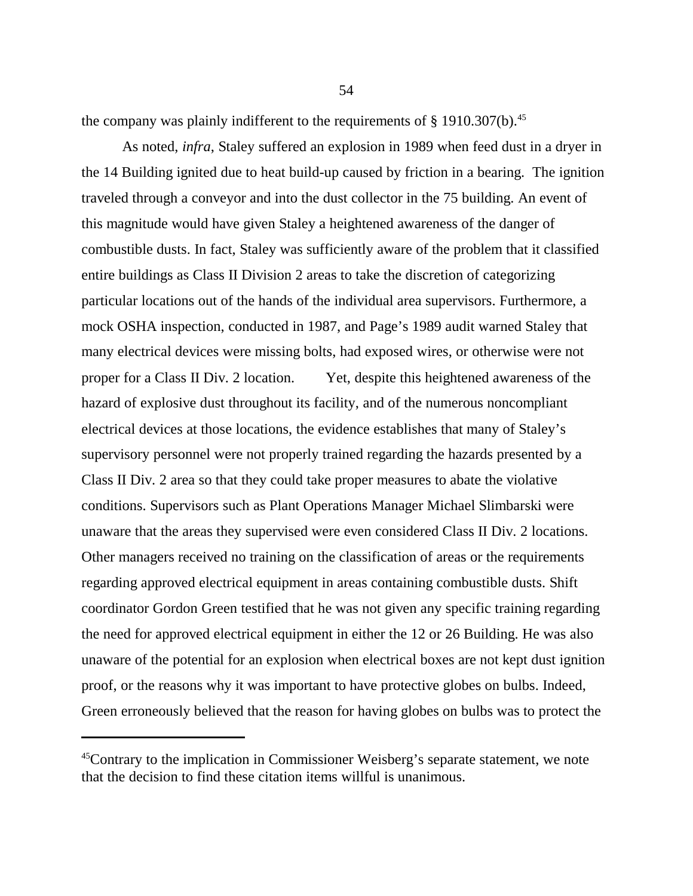the company was plainly indifferent to the requirements of § 1910.307(b).[45]

As noted, *infra*, Staley suffered an explosion in 1989 when feed dust in a dryer in the 14 Building ignited due to heat build-up caused by friction in a bearing. The ignition traveled through a conveyor and into the dust collector in the 75 building. An event of this magnitude would have given Staley a heightened awareness of the danger of combustible dusts. In fact, Staley was sufficiently aware of the problem that it classified entire buildings as Class II Division 2 areas to take the discretion of categorizing particular locations out of the hands of the individual area supervisors. Furthermore, a mock OSHA inspection, conducted in 1987, and Page's 1989 audit warned Staley that many electrical devices were missing bolts, had exposed wires, or otherwise were not proper for a Class II Div. 2 location. Yet, despite this heightened awareness of the hazard of explosive dust throughout its facility, and of the numerous noncompliant electrical devices at those locations, the evidence establishes that many of Staley's supervisory personnel were not properly trained regarding the hazards presented by a Class II Div. 2 area so that they could take proper measures to abate the violative conditions. Supervisors such as Plant Operations Manager Michael Slimbarski were unaware that the areas they supervised were even considered Class II Div. 2 locations. Other managers received no training on the classification of areas or the requirements regarding approved electrical equipment in areas containing combustible dusts. Shift coordinator Gordon Green testified that he was not given any specific training regarding the need for approved electrical equipment in either the 12 or 26 Building. He was also unaware of the potential for an explosion when electrical boxes are not kept dust ignition proof, or the reasons why it was important to have protective globes on bulbs. Indeed, Green erroneously believed that the reason for having globes on bulbs was to protect the

---

[45]Contrary to the implication in Commissioner Weisberg's separate statement, we note that the decision to find these citation items willful is unanimous.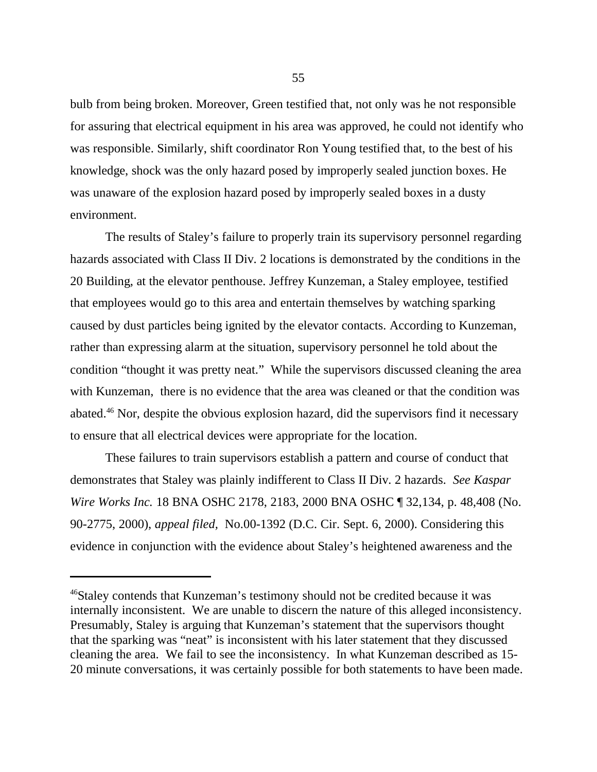bulb from being broken. Moreover, Green testified that, not only was he not responsible for assuring that electrical equipment in his area was approved, he could not identify who was responsible. Similarly, shift coordinator Ron Young testified that, to the best of his knowledge, shock was the only hazard posed by improperly sealed junction boxes. He was unaware of the explosion hazard posed by improperly sealed boxes in a dusty environment.

The results of Staley's failure to properly train its supervisory personnel regarding hazards associated with Class II Div. 2 locations is demonstrated by the conditions in the 20 Building, at the elevator penthouse. Jeffrey Kunzeman, a Staley employee, testified that employees would go to this area and entertain themselves by watching sparking caused by dust particles being ignited by the elevator contacts. According to Kunzeman, rather than expressing alarm at the situation, supervisory personnel he told about the condition "thought it was pretty neat." While the supervisors discussed cleaning the area with Kunzeman, there is no evidence that the area was cleaned or that the condition was abated.[46] Nor, despite the obvious explosion hazard, did the supervisors find it necessary to ensure that all electrical devices were appropriate for the location.

These failures to train supervisors establish a pattern and course of conduct that demonstrates that Staley was plainly indifferent to Class II Div. 2 hazards. *See Kaspar Wire Works Inc.* 18 BNA OSHC 2178, 2183, 2000 BNA OSHC ¶ 32,134, p. 48,408 (No. 90-2775, 2000), *appeal filed,* No.00-1392 (D.C. Cir. Sept. 6, 2000). Considering this evidence in conjunction with the evidence about Staley's heightened awareness and the

---

[46] Staley contends that Kunzeman's testimony should not be credited because it was internally inconsistent. We are unable to discern the nature of this alleged inconsistency. Presumably, Staley is arguing that Kunzeman's statement that the supervisors thought that the sparking was "neat" is inconsistent with his later statement that they discussed cleaning the area. We fail to see the inconsistency. In what Kunzeman described as 15-20 minute conversations, it was certainly possible for both statements to have been made.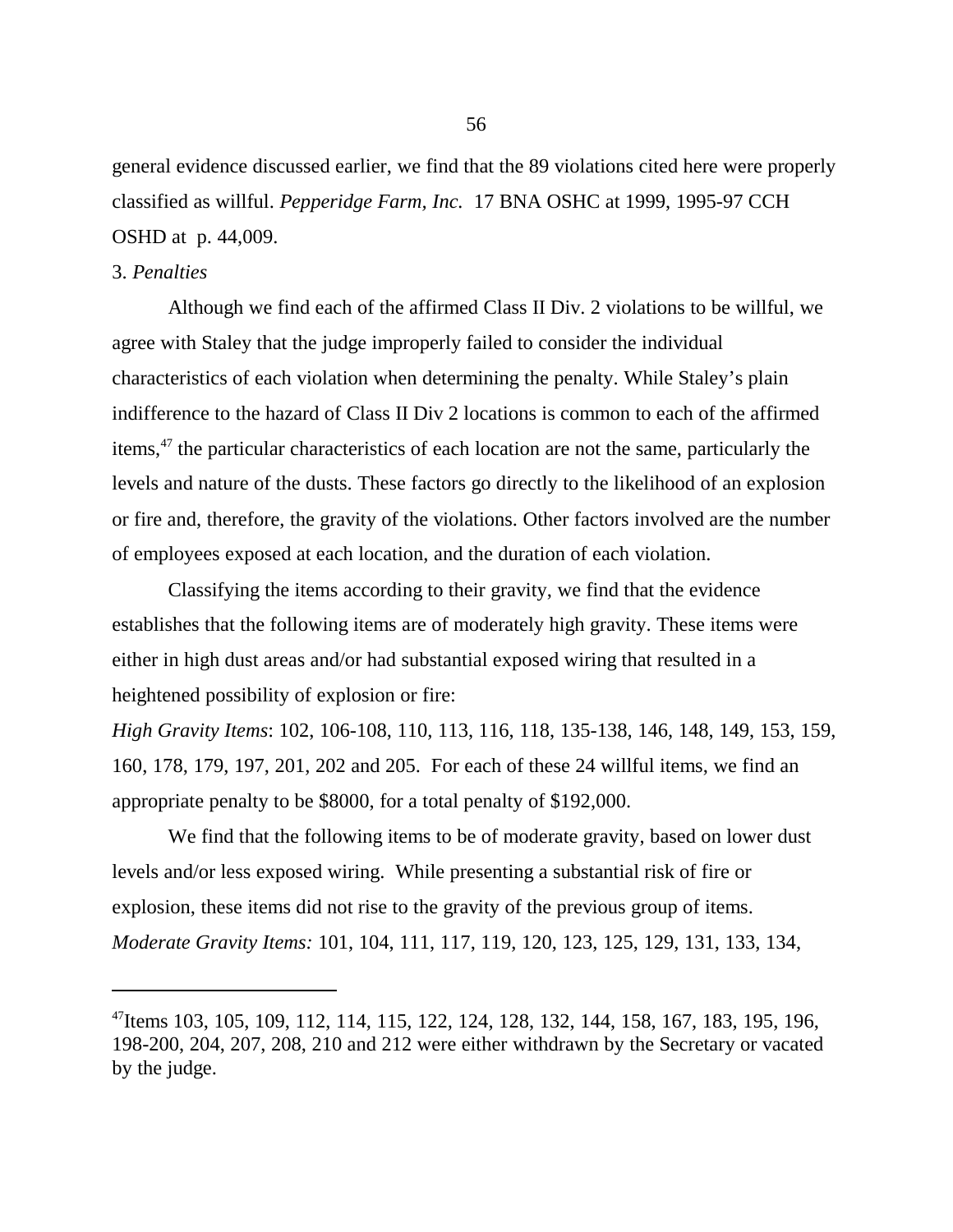general evidence discussed earlier, we find that the 89 violations cited here were properly classified as willful. *Pepperidge Farm, Inc.* 17 BNA OSHC at 1999, 1995-97 CCH OSHD at p. 44,009.

3. *Penalties*

Although we find each of the affirmed Class II Div. 2 violations to be willful, we agree with Staley that the judge improperly failed to consider the individual characteristics of each violation when determining the penalty. While Staley's plain indifference to the hazard of Class II Div 2 locations is common to each of the affirmed items,[47] the particular characteristics of each location are not the same, particularly the levels and nature of the dusts. These factors go directly to the likelihood of an explosion or fire and, therefore, the gravity of the violations. Other factors involved are the number of employees exposed at each location, and the duration of each violation.

Classifying the items according to their gravity, we find that the evidence establishes that the following items are of moderately high gravity. These items were either in high dust areas and/or had substantial exposed wiring that resulted in a heightened possibility of explosion or fire:

*High Gravity Items*: 102, 106-108, 110, 113, 116, 118, 135-138, 146, 148, 149, 153, 159, 160, 178, 179, 197, 201, 202 and 205. For each of these 24 willful items, we find an appropriate penalty to be $8000, for a total penalty of $192,000.

We find that the following items to be of moderate gravity, based on lower dust levels and/or less exposed wiring. While presenting a substantial risk of fire or explosion, these items did not rise to the gravity of the previous group of items.

*Moderate Gravity Items:* 101, 104, 111, 117, 119, 120, 123, 125, 129, 131, 133, 134,

---

[47]Items 103, 105, 109, 112, 114, 115, 122, 124, 128, 132, 144, 158, 167, 183, 195, 196, 198-200, 204, 207, 208, 210 and 212 were either withdrawn by the Secretary or vacated by the judge.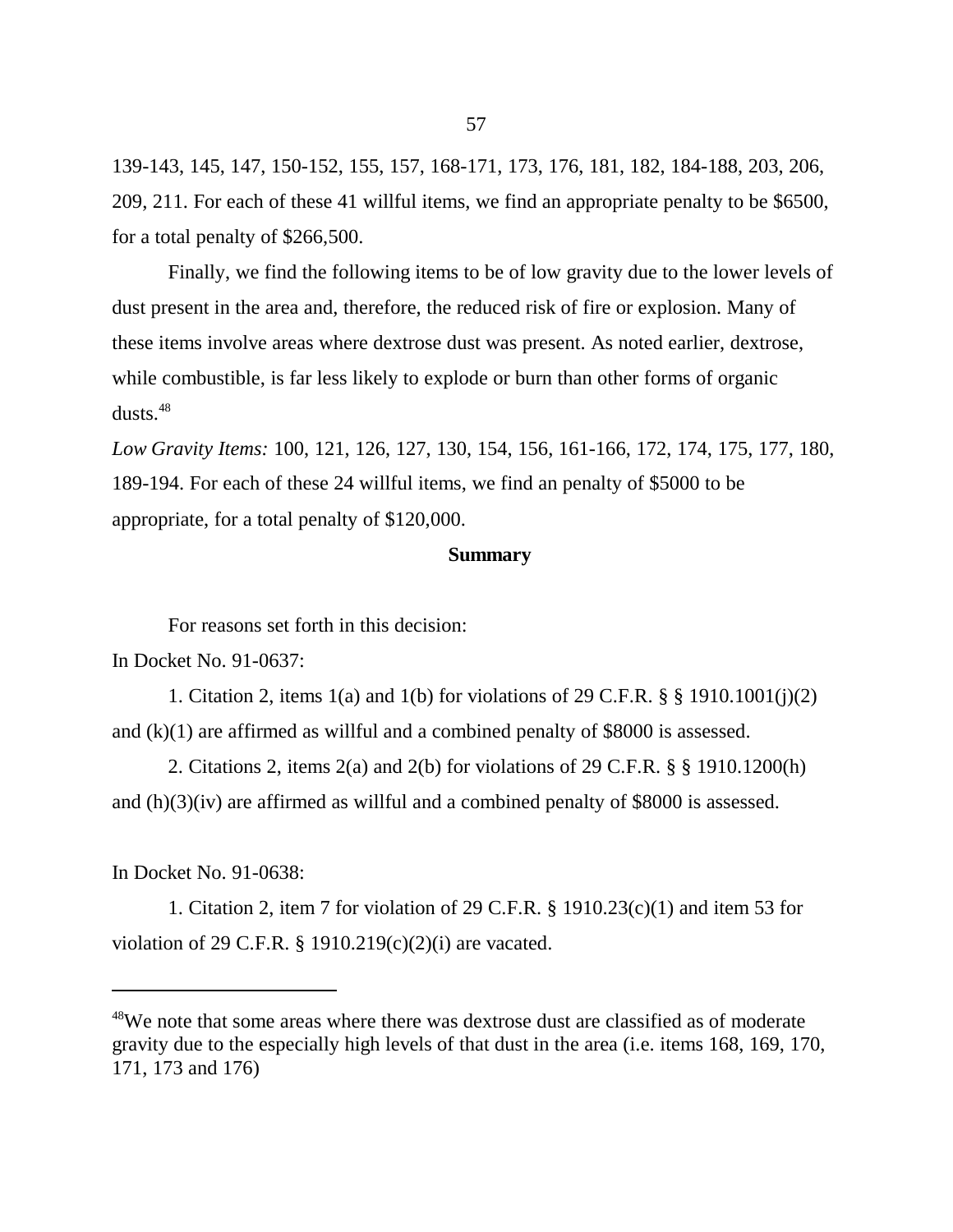139-143, 145, 147, 150-152, 155, 157, 168-171, 173, 176, 181, 182, 184-188, 203, 206, 209, 211. For each of these 41 willful items, we find an appropriate penalty to be \$6500, for a total penalty of \$266,500.

Finally, we find the following items to be of low gravity due to the lower levels of dust present in the area and, therefore, the reduced risk of fire or explosion. Many of these items involve areas where dextrose dust was present. As noted earlier, dextrose, while combustible, is far less likely to explode or burn than other forms of organic dusts.[48]

*Low Gravity Items:* 100, 121, 126, 127, 130, 154, 156, 161-166, 172, 174, 175, 177, 180, 189-194. For each of these 24 willful items, we find an penalty of \$5000 to be appropriate, for a total penalty of \$120,000.

## Summary

For reasons set forth in this decision:

In Docket No. 91-0637:

1. Citation 2, items 1(a) and 1(b) for violations of 29 C.F.R. § § 1910.1001(j)(2) and (k)(1) are affirmed as willful and a combined penalty of \$8000 is assessed.

2. Citations 2, items 2(a) and 2(b) for violations of 29 C.F.R. § § 1910.1200(h) and (h)(3)(iv) are affirmed as willful and a combined penalty of \$8000 is assessed.

In Docket No. 91-0638:

1. Citation 2, item 7 for violation of 29 C.F.R. § 1910.23(c)(1) and item 53 for violation of 29 C.F.R. § 1910.219(c)(2)(i) are vacated.

---

[48]We note that some areas where there was dextrose dust are classified as of moderate gravity due to the especially high levels of that dust in the area (i.e. items 168, 169, 170, 171, 173 and 176)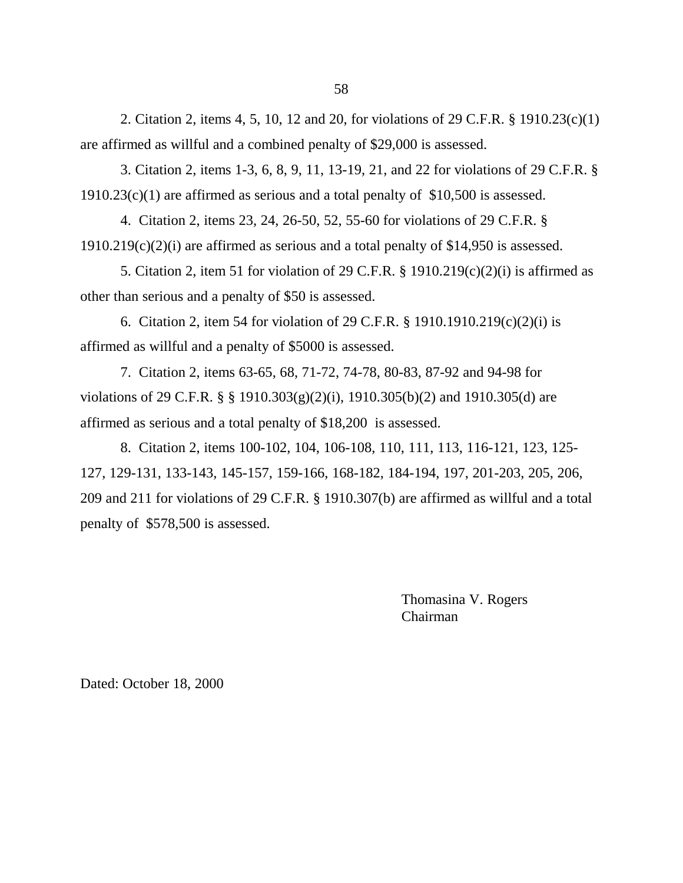2. Citation 2, items 4, 5, 10, 12 and 20, for violations of 29 C.F.R. § 1910.23(c)(1) are affirmed as willful and a combined penalty of $29,000 is assessed.

3. Citation 2, items 1-3, 6, 8, 9, 11, 13-19, 21, and 22 for violations of 29 C.F.R. § 1910.23(c)(1) are affirmed as serious and a total penalty of $10,500 is assessed.

4. Citation 2, items 23, 24, 26-50, 52, 55-60 for violations of 29 C.F.R. § 1910.219(c)(2)(i) are affirmed as serious and a total penalty of $14,950 is assessed.

5. Citation 2, item 51 for violation of 29 C.F.R. § 1910.219(c)(2)(i) is affirmed as other than serious and a penalty of $50 is assessed.

6. Citation 2, item 54 for violation of 29 C.F.R. § 1910.1910.219(c)(2)(i) is affirmed as willful and a penalty of $5000 is assessed.

7. Citation 2, items 63-65, 68, 71-72, 74-78, 80-83, 87-92 and 94-98 for violations of 29 C.F.R. § § 1910.303(g)(2)(i), 1910.305(b)(2) and 1910.305(d) are affirmed as serious and a total penalty of $18,200 is assessed.

8. Citation 2, items 100-102, 104, 106-108, 110, 111, 113, 116-121, 123, 125-127, 129-131, 133-143, 145-157, 159-166, 168-182, 184-194, 197, 201-203, 205, 206, 209 and 211 for violations of 29 C.F.R. § 1910.307(b) are affirmed as willful and a total penalty of $578,500 is assessed.

Thomasina V. Rogers
Chairman

Dated: October 18, 2000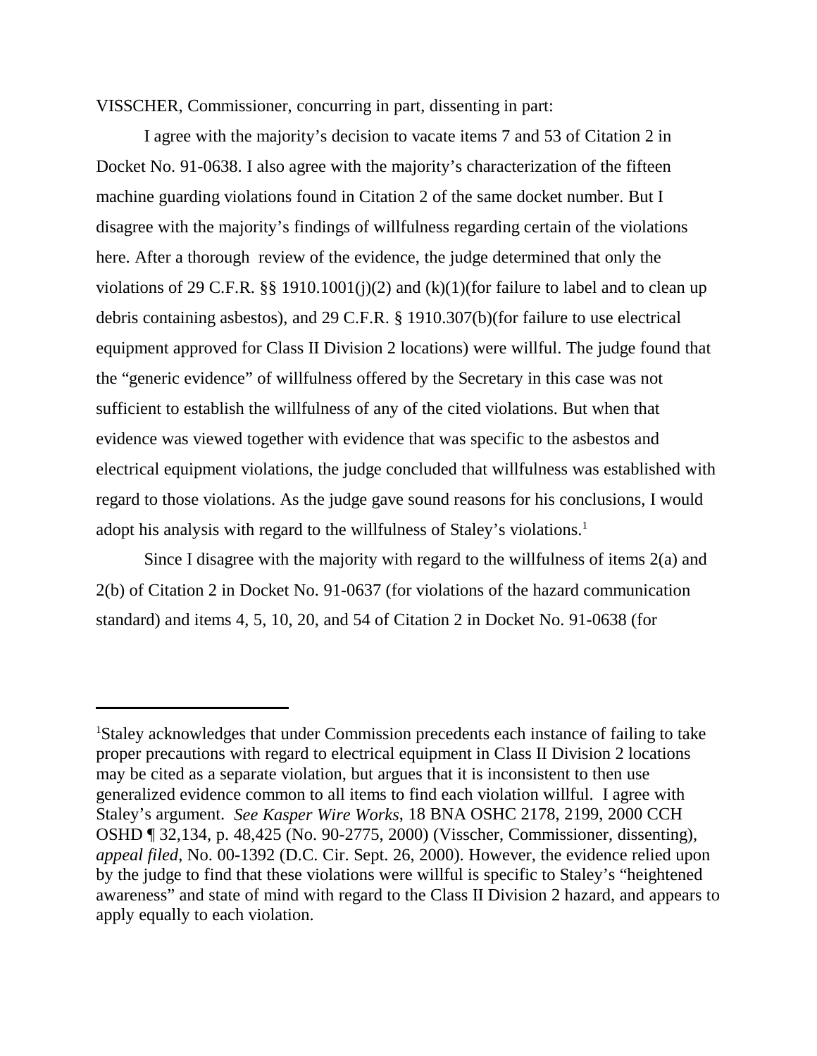VISSCHER, Commissioner, concurring in part, dissenting in part:

I agree with the majority's decision to vacate items 7 and 53 of Citation 2 in Docket No. 91-0638. I also agree with the majority's characterization of the fifteen machine guarding violations found in Citation 2 of the same docket number. But I disagree with the majority's findings of willfulness regarding certain of the violations here. After a thorough review of the evidence, the judge determined that only the violations of 29 C.F.R. §§ 1910.1001(j)(2) and (k)(1)(for failure to label and to clean up debris containing asbestos), and 29 C.F.R. § 1910.307(b)(for failure to use electrical equipment approved for Class II Division 2 locations) were willful. The judge found that the "generic evidence" of willfulness offered by the Secretary in this case was not sufficient to establish the willfulness of any of the cited violations. But when that evidence was viewed together with evidence that was specific to the asbestos and electrical equipment violations, the judge concluded that willfulness was established with regard to those violations. As the judge gave sound reasons for his conclusions, I would adopt his analysis with regard to the willfulness of Staley's violations.[1]

Since I disagree with the majority with regard to the willfulness of items 2(a) and 2(b) of Citation 2 in Docket No. 91-0637 (for violations of the hazard communication standard) and items 4, 5, 10, 20, and 54 of Citation 2 in Docket No. 91-0638 (for

---

[1]Staley acknowledges that under Commission precedents each instance of failing to take proper precautions with regard to electrical equipment in Class II Division 2 locations may be cited as a separate violation, but argues that it is inconsistent to then use generalized evidence common to all items to find each violation willful. I agree with Staley's argument. *See Kasper Wire Works*, 18 BNA OSHC 2178, 2199, 2000 CCH OSHD ¶ 32,134, p. 48,425 (No. 90-2775, 2000) (Visscher, Commissioner, dissenting), *appeal filed*, No. 00-1392 (D.C. Cir. Sept. 26, 2000). However, the evidence relied upon by the judge to find that these violations were willful is specific to Staley's "heightened awareness" and state of mind with regard to the Class II Division 2 hazard, and appears to apply equally to each violation.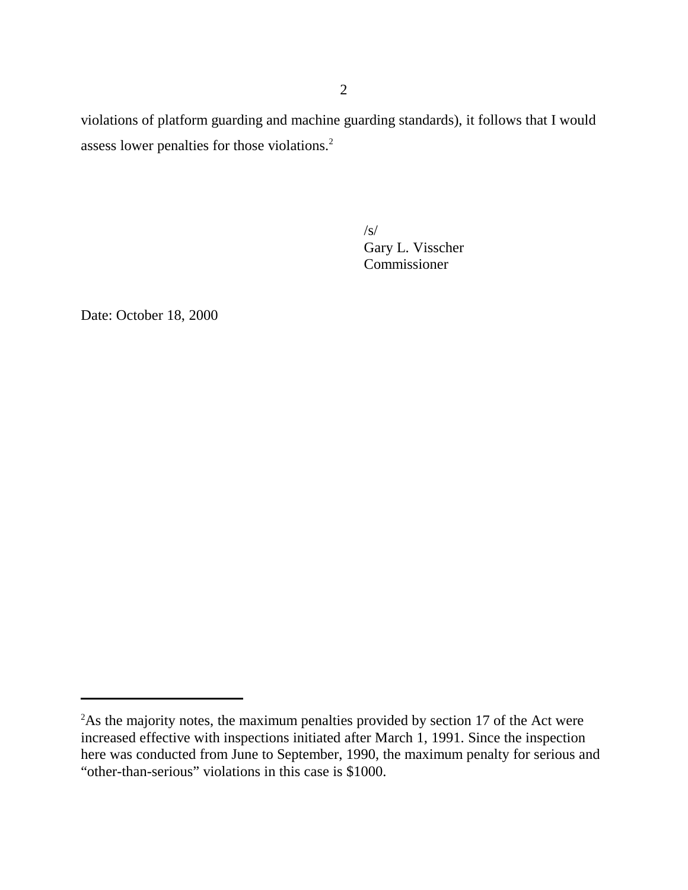violations of platform guarding and machine guarding standards), it follows that I would assess lower penalties for those violations.[2]

/s/
Gary L. Visscher
Commissioner

Date: October 18, 2000

---

[2]As the majority notes, the maximum penalties provided by section 17 of the Act were increased effective with inspections initiated after March 1, 1991. Since the inspection here was conducted from June to September, 1990, the maximum penalty for serious and "other-than-serious" violations in this case is $1000.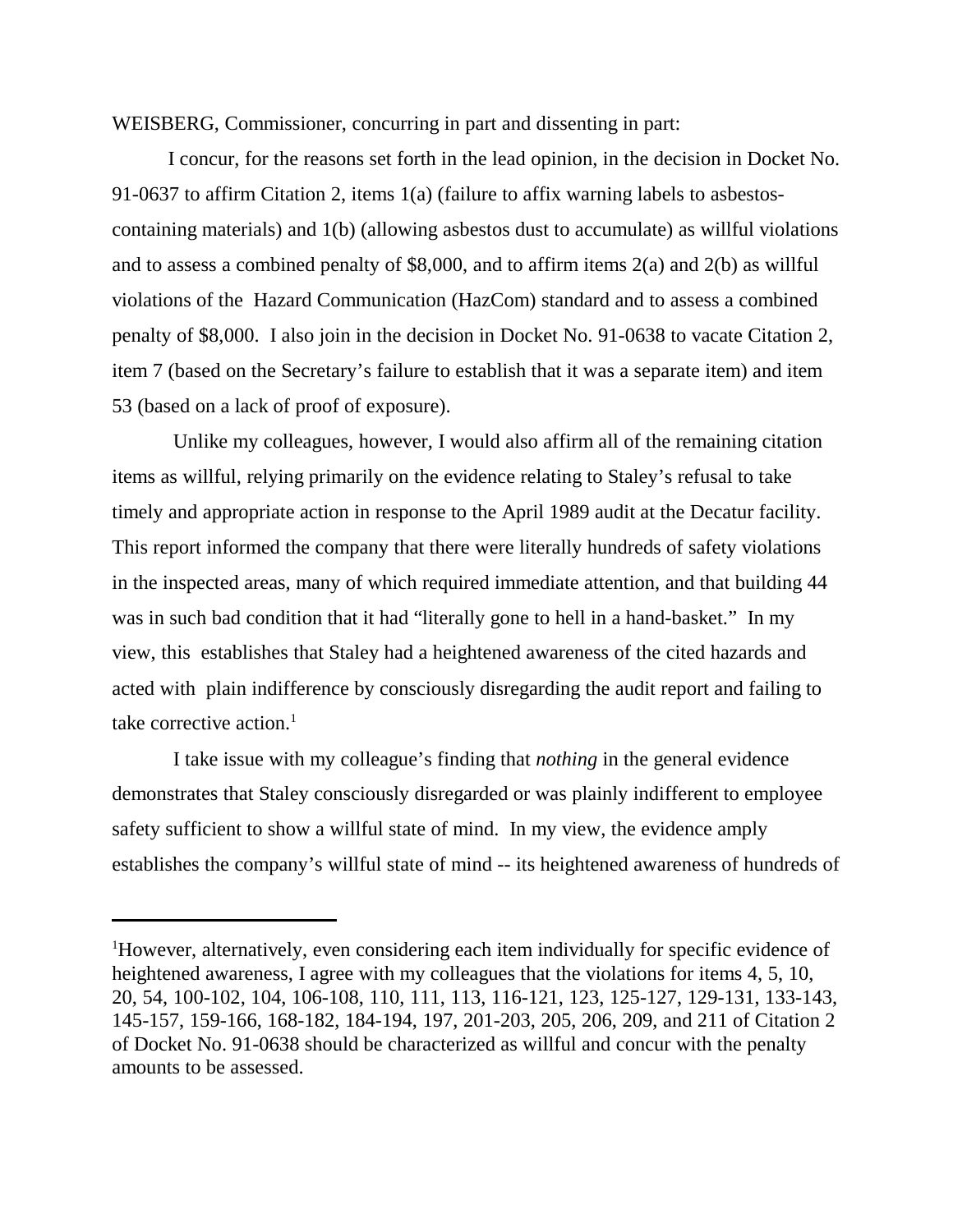WEISBERG, Commissioner, concurring in part and dissenting in part:

I concur, for the reasons set forth in the lead opinion, in the decision in Docket No. 91-0637 to affirm Citation 2, items 1(a) (failure to affix warning labels to asbestos-containing materials) and 1(b) (allowing asbestos dust to accumulate) as willful violations and to assess a combined penalty of $8,000, and to affirm items 2(a) and 2(b) as willful violations of the Hazard Communication (HazCom) standard and to assess a combined penalty of $8,000. I also join in the decision in Docket No. 91-0638 to vacate Citation 2, item 7 (based on the Secretary's failure to establish that it was a separate item) and item 53 (based on a lack of proof of exposure).

Unlike my colleagues, however, I would also affirm all of the remaining citation items as willful, relying primarily on the evidence relating to Staley's refusal to take timely and appropriate action in response to the April 1989 audit at the Decatur facility. This report informed the company that there were literally hundreds of safety violations in the inspected areas, many of which required immediate attention, and that building 44 was in such bad condition that it had "literally gone to hell in a hand-basket." In my view, this establishes that Staley had a heightened awareness of the cited hazards and acted with plain indifference by consciously disregarding the audit report and failing to take corrective action.[1]

I take issue with my colleague's finding that *nothing* in the general evidence demonstrates that Staley consciously disregarded or was plainly indifferent to employee safety sufficient to show a willful state of mind. In my view, the evidence amply establishes the company's willful state of mind -- its heightened awareness of hundreds of

---

[1]However, alternatively, even considering each item individually for specific evidence of heightened awareness, I agree with my colleagues that the violations for items 4, 5, 10, 20, 54, 100-102, 104, 106-108, 110, 111, 113, 116-121, 123, 125-127, 129-131, 133-143, 145-157, 159-166, 168-182, 184-194, 197, 201-203, 205, 206, 209, and 211 of Citation 2 of Docket No. 91-0638 should be characterized as willful and concur with the penalty amounts to be assessed.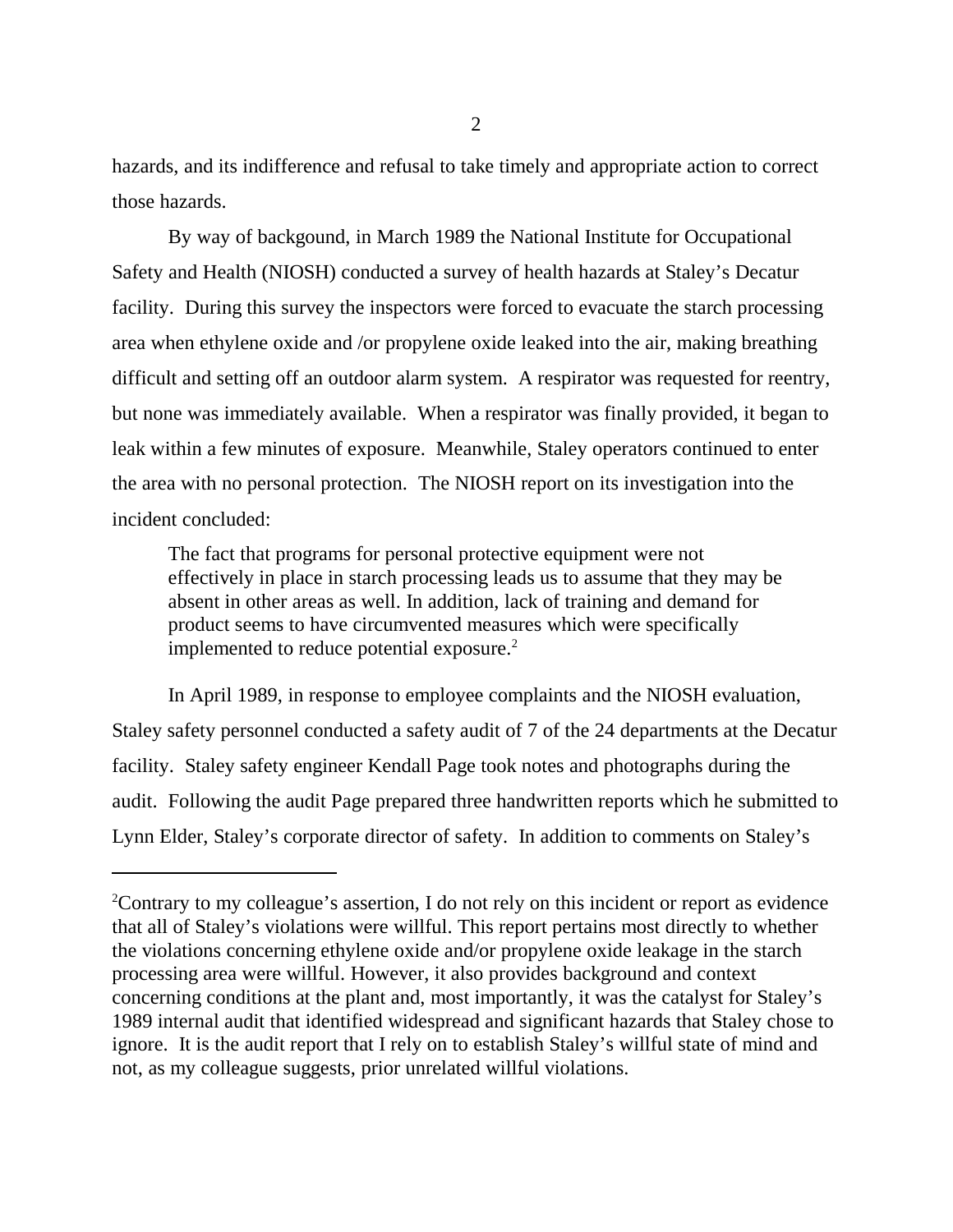hazards, and its indifference and refusal to take timely and appropriate action to correct those hazards.

By way of backgound, in March 1989 the National Institute for Occupational Safety and Health (NIOSH) conducted a survey of health hazards at Staley's Decatur facility. During this survey the inspectors were forced to evacuate the starch processing area when ethylene oxide and /or propylene oxide leaked into the air, making breathing difficult and setting off an outdoor alarm system. A respirator was requested for reentry, but none was immediately available. When a respirator was finally provided, it began to leak within a few minutes of exposure. Meanwhile, Staley operators continued to enter the area with no personal protection. The NIOSH report on its investigation into the incident concluded:

> The fact that programs for personal protective equipment were not effectively in place in starch processing leads us to assume that they may be absent in other areas as well. In addition, lack of training and demand for product seems to have circumvented measures which were specifically implemented to reduce potential exposure.[2]

In April 1989, in response to employee complaints and the NIOSH evaluation, Staley safety personnel conducted a safety audit of 7 of the 24 departments at the Decatur facility. Staley safety engineer Kendall Page took notes and photographs during the audit. Following the audit Page prepared three handwritten reports which he submitted to Lynn Elder, Staley's corporate director of safety. In addition to comments on Staley's

---

[2]Contrary to my colleague's assertion, I do not rely on this incident or report as evidence that all of Staley's violations were willful. This report pertains most directly to whether the violations concerning ethylene oxide and/or propylene oxide leakage in the starch processing area were willful. However, it also provides background and context concerning conditions at the plant and, most importantly, it was the catalyst for Staley's 1989 internal audit that identified widespread and significant hazards that Staley chose to ignore. It is the audit report that I rely on to establish Staley's willful state of mind and not, as my colleague suggests, prior unrelated willful violations.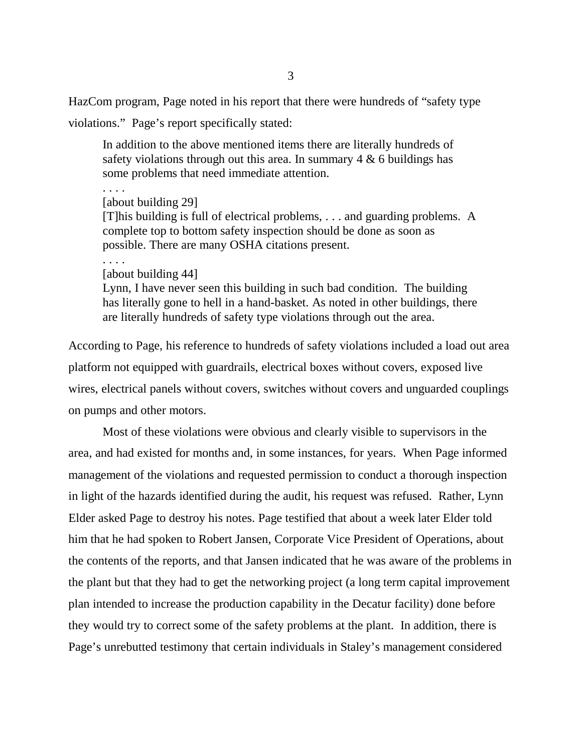HazCom program, Page noted in his report that there were hundreds of "safety type violations." Page's report specifically stated:

> In addition to the above mentioned items there are literally hundreds of safety violations through out this area. In summary 4 & 6 buildings has some problems that need immediate attention.
>
> . . . .
>
> [about building 29]
>
> [T]his building is full of electrical problems, . . . and guarding problems. A complete top to bottom safety inspection should be done as soon as possible. There are many OSHA citations present.
>
> . . . .
>
> [about building 44]
>
> Lynn, I have never seen this building in such bad condition. The building has literally gone to hell in a hand-basket. As noted in other buildings, there are literally hundreds of safety type violations through out the area.

According to Page, his reference to hundreds of safety violations included a load out area platform not equipped with guardrails, electrical boxes without covers, exposed live wires, electrical panels without covers, switches without covers and unguarded couplings on pumps and other motors.

Most of these violations were obvious and clearly visible to supervisors in the area, and had existed for months and, in some instances, for years. When Page informed management of the violations and requested permission to conduct a thorough inspection in light of the hazards identified during the audit, his request was refused. Rather, Lynn Elder asked Page to destroy his notes. Page testified that about a week later Elder told him that he had spoken to Robert Jansen, Corporate Vice President of Operations, about the contents of the reports, and that Jansen indicated that he was aware of the problems in the plant but that they had to get the networking project (a long term capital improvement plan intended to increase the production capability in the Decatur facility) done before they would try to correct some of the safety problems at the plant. In addition, there is Page's unrebutted testimony that certain individuals in Staley's management considered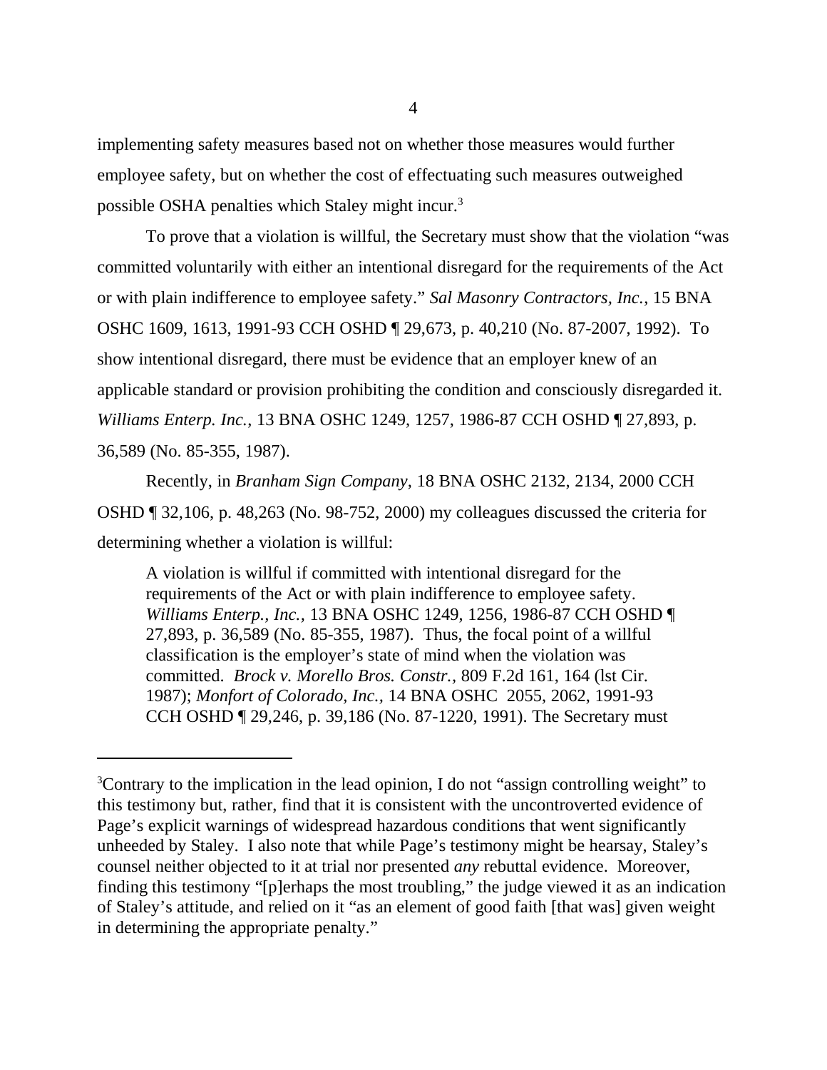implementing safety measures based not on whether those measures would further employee safety, but on whether the cost of effectuating such measures outweighed possible OSHA penalties which Staley might incur.[3]

To prove that a violation is willful, the Secretary must show that the violation "was committed voluntarily with either an intentional disregard for the requirements of the Act or with plain indifference to employee safety." *Sal Masonry Contractors, Inc.*, 15 BNA OSHC 1609, 1613, 1991-93 CCH OSHD ¶ 29,673, p. 40,210 (No. 87-2007, 1992). To show intentional disregard, there must be evidence that an employer knew of an applicable standard or provision prohibiting the condition and consciously disregarded it. *Williams Enterp. Inc.*, 13 BNA OSHC 1249, 1257, 1986-87 CCH OSHD ¶ 27,893, p. 36,589 (No. 85-355, 1987).

Recently, in *Branham Sign Company,* 18 BNA OSHC 2132, 2134, 2000 CCH OSHD ¶ 32,106, p. 48,263 (No. 98-752, 2000) my colleagues discussed the criteria for determining whether a violation is willful:

> A violation is willful if committed with intentional disregard for the requirements of the Act or with plain indifference to employee safety. *Williams Enterp., Inc.,* 13 BNA OSHC 1249, 1256, 1986-87 CCH OSHD ¶ 27,893, p. 36,589 (No. 85-355, 1987). Thus, the focal point of a willful classification is the employer's state of mind when the violation was committed. *Brock v. Morello Bros. Constr.,* 809 F.2d 161, 164 (lst Cir. 1987); *Monfort of Colorado, Inc.*, 14 BNA OSHC 2055, 2062, 1991-93 CCH OSHD ¶ 29,246, p. 39,186 (No. 87-1220, 1991). The Secretary must

---

[3]Contrary to the implication in the lead opinion, I do not "assign controlling weight" to this testimony but, rather, find that it is consistent with the uncontroverted evidence of Page's explicit warnings of widespread hazardous conditions that went significantly unheeded by Staley. I also note that while Page's testimony might be hearsay, Staley's counsel neither objected to it at trial nor presented *any* rebuttal evidence. Moreover, finding this testimony "[p]erhaps the most troubling," the judge viewed it as an indication of Staley's attitude, and relied on it "as an element of good faith [that was] given weight in determining the appropriate penalty."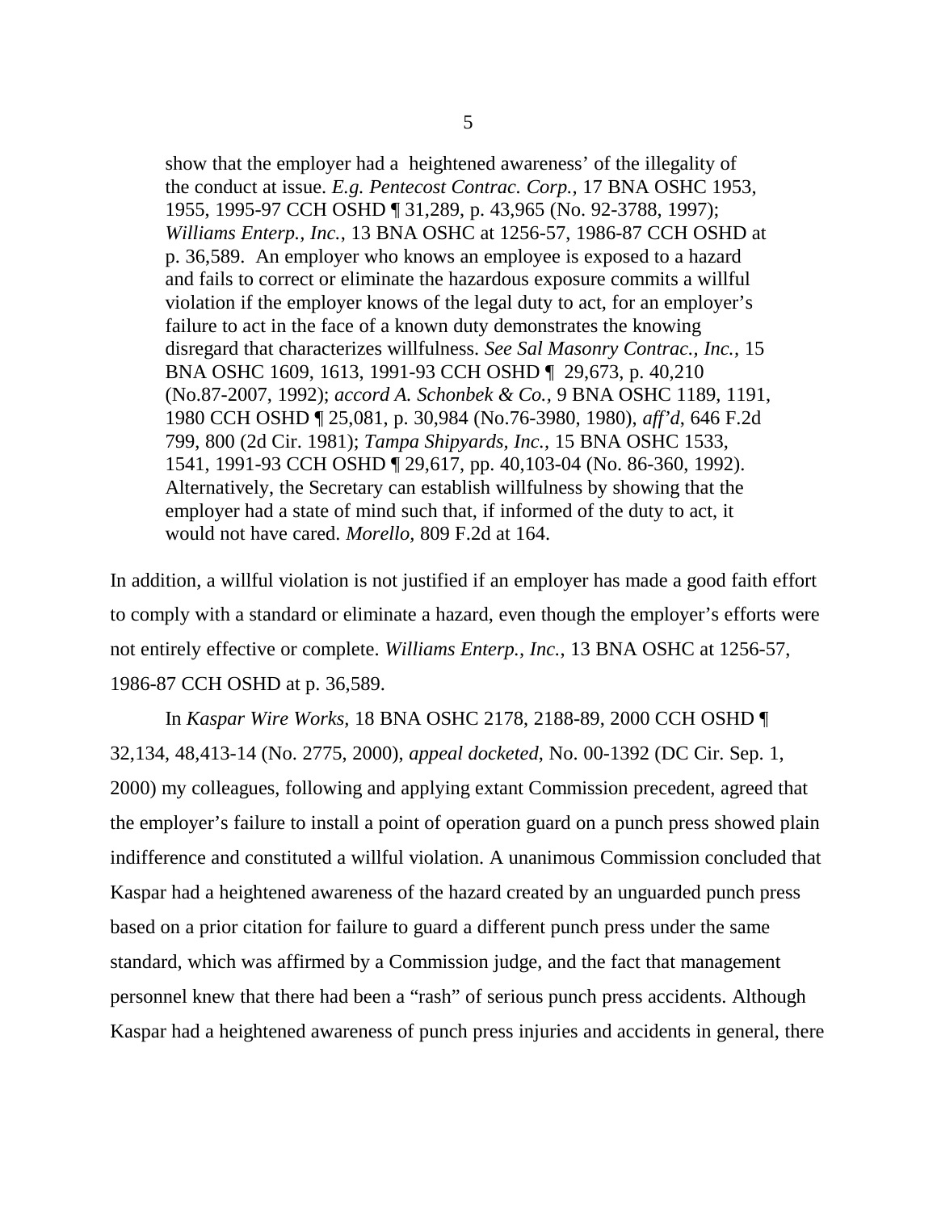> show that the employer had a heightened awareness' of the illegality of the conduct at issue. *E.g. Pentecost Contrac. Corp.*, 17 BNA OSHC 1953, 1955, 1995-97 CCH OSHD ¶ 31,289, p. 43,965 (No. 92-3788, 1997); *Williams Enterp., Inc.*, 13 BNA OSHC at 1256-57, 1986-87 CCH OSHD at p. 36,589. An employer who knows an employee is exposed to a hazard and fails to correct or eliminate the hazardous exposure commits a willful violation if the employer knows of the legal duty to act, for an employer's failure to act in the face of a known duty demonstrates the knowing disregard that characterizes willfulness. *See Sal Masonry Contrac., Inc.,* 15 BNA OSHC 1609, 1613, 1991-93 CCH OSHD ¶ 29,673, p. 40,210 (No.87-2007, 1992); *accord A. Schonbek & Co.,* 9 BNA OSHC 1189, 1191, 1980 CCH OSHD ¶ 25,081, p. 30,984 (No.76-3980, 1980), *aff'd*, 646 F.2d 799, 800 (2d Cir. 1981); *Tampa Shipyards, Inc.,* 15 BNA OSHC 1533, 1541, 1991-93 CCH OSHD ¶ 29,617, pp. 40,103-04 (No. 86-360, 1992). Alternatively, the Secretary can establish willfulness by showing that the employer had a state of mind such that, if informed of the duty to act, it would not have cared. *Morello,* 809 F.2d at 164.

In addition, a willful violation is not justified if an employer has made a good faith effort to comply with a standard or eliminate a hazard, even though the employer's efforts were not entirely effective or complete. *Williams Enterp., Inc.*, 13 BNA OSHC at 1256-57, 1986-87 CCH OSHD at p. 36,589.

In *Kaspar Wire Works,* 18 BNA OSHC 2178, 2188-89, 2000 CCH OSHD ¶ 32,134, 48,413-14 (No. 2775, 2000), *appeal docketed*, No. 00-1392 (DC Cir. Sep. 1, 2000) my colleagues, following and applying extant Commission precedent, agreed that the employer's failure to install a point of operation guard on a punch press showed plain indifference and constituted a willful violation. A unanimous Commission concluded that Kaspar had a heightened awareness of the hazard created by an unguarded punch press based on a prior citation for failure to guard a different punch press under the same standard, which was affirmed by a Commission judge, and the fact that management personnel knew that there had been a "rash" of serious punch press accidents. Although Kaspar had a heightened awareness of punch press injuries and accidents in general, there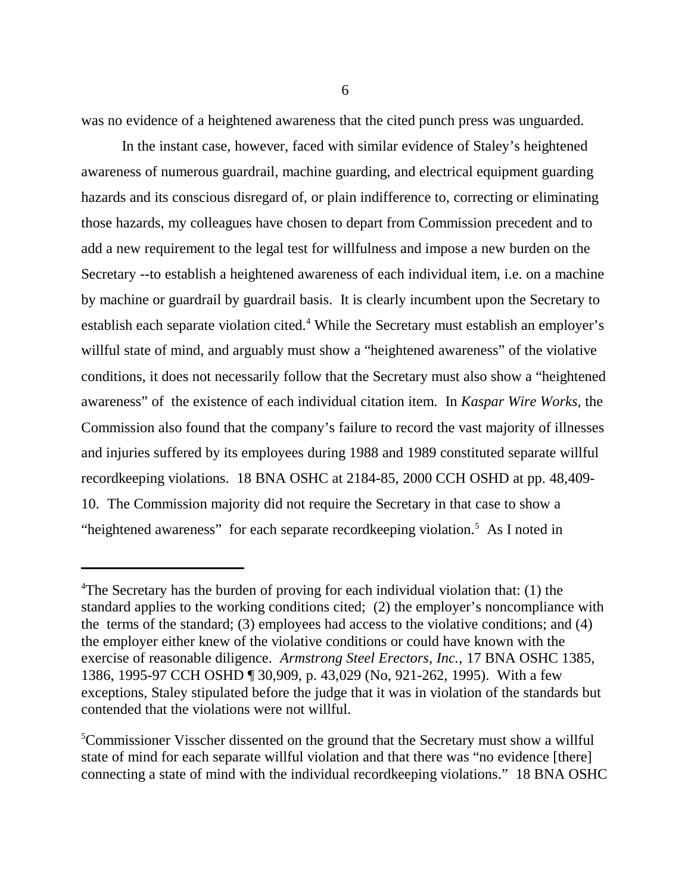was no evidence of a heightened awareness that the cited punch press was unguarded.

In the instant case, however, faced with similar evidence of Staley's heightened awareness of numerous guardrail, machine guarding, and electrical equipment guarding hazards and its conscious disregard of, or plain indifference to, correcting or eliminating those hazards, my colleagues have chosen to depart from Commission precedent and to add a new requirement to the legal test for willfulness and impose a new burden on the Secretary --to establish a heightened awareness of each individual item, i.e. on a machine by machine or guardrail by guardrail basis. It is clearly incumbent upon the Secretary to establish each separate violation cited.[4] While the Secretary must establish an employer's willful state of mind, and arguably must show a "heightened awareness" of the violative conditions, it does not necessarily follow that the Secretary must also show a "heightened awareness" of the existence of each individual citation item. In *Kaspar Wire Works*, the Commission also found that the company's failure to record the vast majority of illnesses and injuries suffered by its employees during 1988 and 1989 constituted separate willful recordkeeping violations. 18 BNA OSHC at 2184-85, 2000 CCH OSHD at pp. 48,409-10. The Commission majority did not require the Secretary in that case to show a "heightened awareness" for each separate recordkeeping violation.[5] As I noted in

---

[4]The Secretary has the burden of proving for each individual violation that: (1) the standard applies to the working conditions cited; (2) the employer's noncompliance with the terms of the standard; (3) employees had access to the violative conditions; and (4) the employer either knew of the violative conditions or could have known with the exercise of reasonable diligence. *Armstrong Steel Erectors, Inc.*, 17 BNA OSHC 1385, 1386, 1995-97 CCH OSHD ¶ 30,909, p. 43,029 (No, 921-262, 1995). With a few exceptions, Staley stipulated before the judge that it was in violation of the standards but contended that the violations were not willful.

[5]Commissioner Visscher dissented on the ground that the Secretary must show a willful state of mind for each separate willful violation and that there was "no evidence [there] connecting a state of mind with the individual recordkeeping violations." 18 BNA OSHC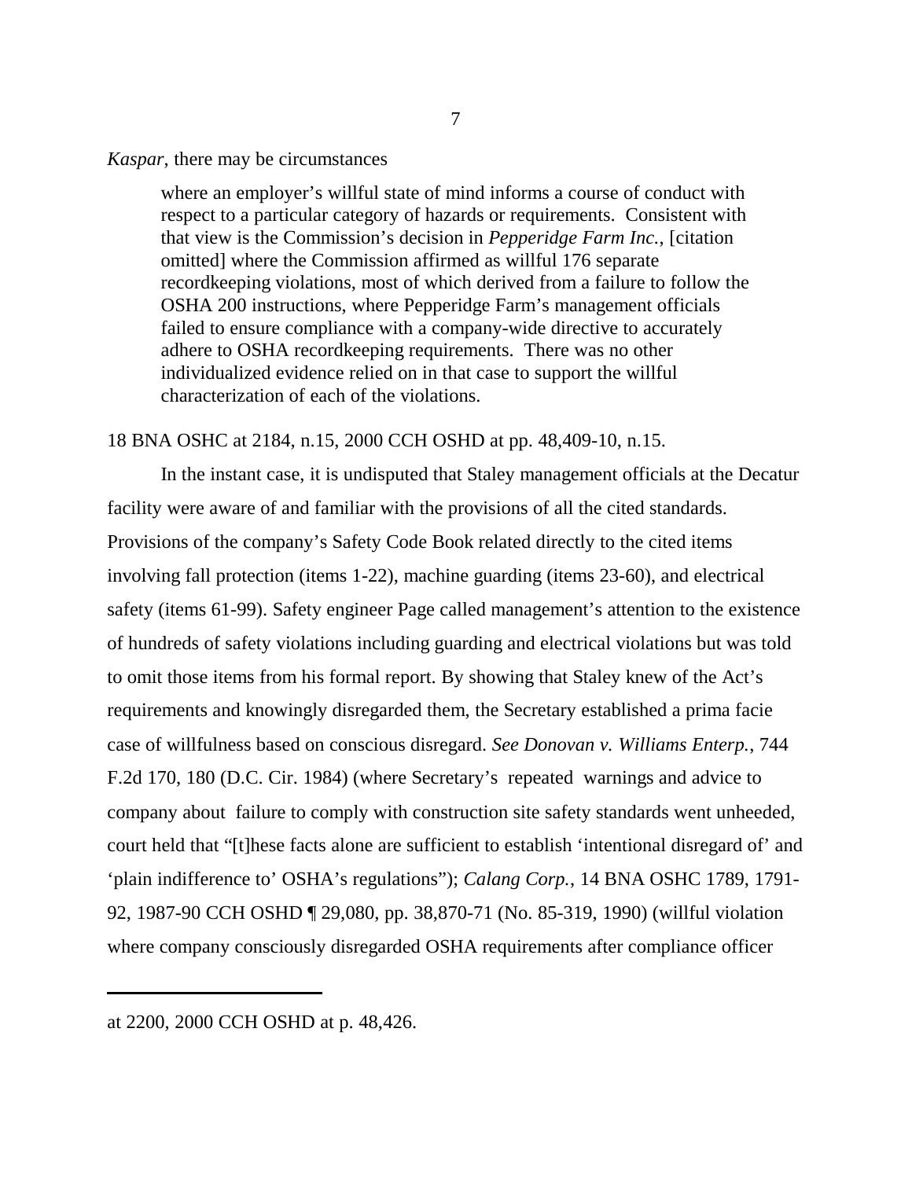*Kaspar*, there may be circumstances

> where an employer's willful state of mind informs a course of conduct with respect to a particular category of hazards or requirements. Consistent with that view is the Commission's decision in *Pepperidge Farm Inc.*, [citation omitted] where the Commission affirmed as willful 176 separate recordkeeping violations, most of which derived from a failure to follow the OSHA 200 instructions, where Pepperidge Farm's management officials failed to ensure compliance with a company-wide directive to accurately adhere to OSHA recordkeeping requirements. There was no other individualized evidence relied on in that case to support the willful characterization of each of the violations.

18 BNA OSHC at 2184, n.15, 2000 CCH OSHD at pp. 48,409-10, n.15.

In the instant case, it is undisputed that Staley management officials at the Decatur facility were aware of and familiar with the provisions of all the cited standards. Provisions of the company's Safety Code Book related directly to the cited items involving fall protection (items 1-22), machine guarding (items 23-60), and electrical safety (items 61-99). Safety engineer Page called management's attention to the existence of hundreds of safety violations including guarding and electrical violations but was told to omit those items from his formal report. By showing that Staley knew of the Act's requirements and knowingly disregarded them, the Secretary established a prima facie case of willfulness based on conscious disregard. *See Donovan v. Williams Enterp.*, 744 F.2d 170, 180 (D.C. Cir. 1984) (where Secretary's repeated warnings and advice to company about failure to comply with construction site safety standards went unheeded, court held that "[t]hese facts alone are sufficient to establish 'intentional disregard of' and 'plain indifference to' OSHA's regulations"); *Calang Corp.*, 14 BNA OSHC 1789, 1791-92, 1987-90 CCH OSHD ¶ 29,080, pp. 38,870-71 (No. 85-319, 1990) (willful violation where company consciously disregarded OSHA requirements after compliance officer

---

at 2200, 2000 CCH OSHD at p. 48,426.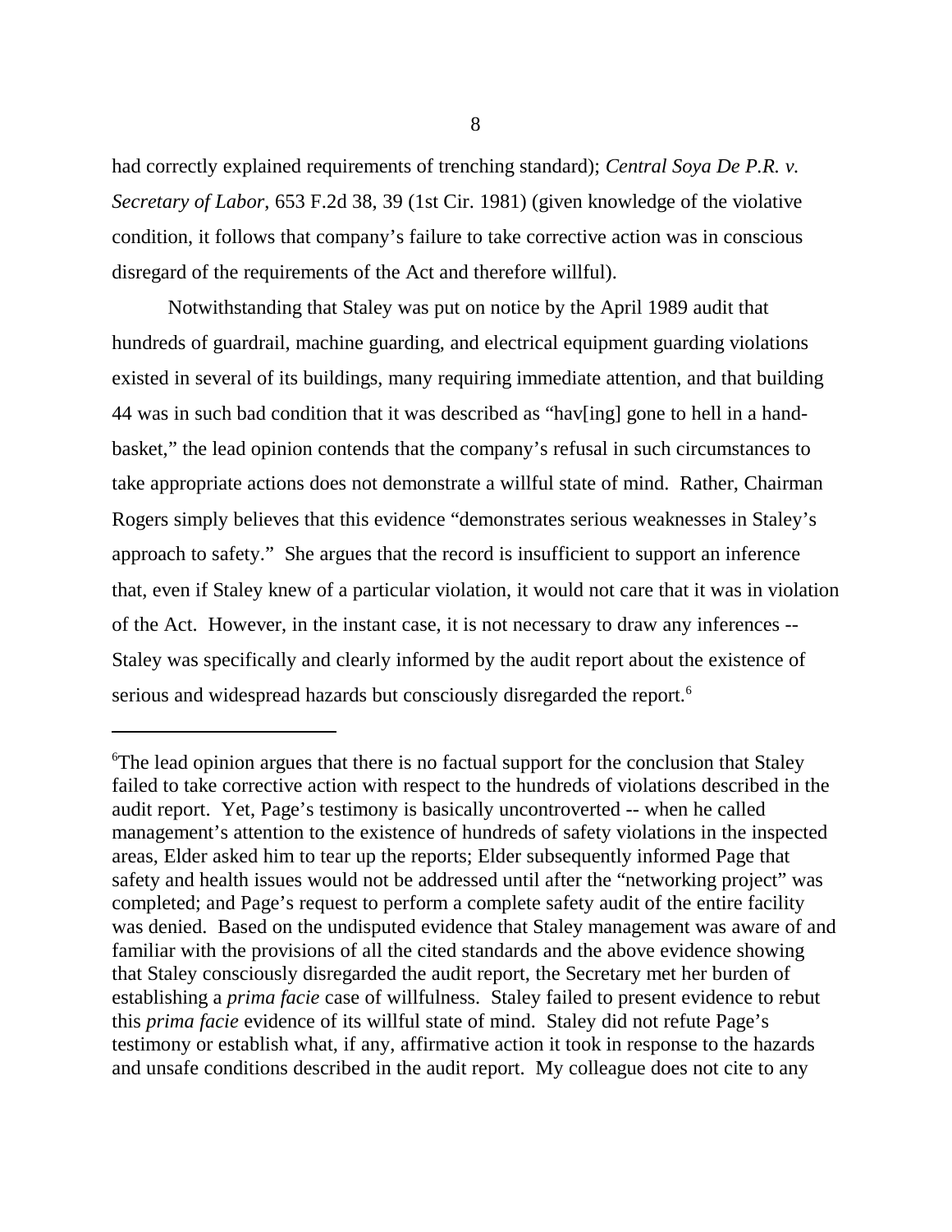had correctly explained requirements of trenching standard); *Central Soya De P.R. v. Secretary of Labor*, 653 F.2d 38, 39 (1st Cir. 1981) (given knowledge of the violative condition, it follows that company's failure to take corrective action was in conscious disregard of the requirements of the Act and therefore willful).

Notwithstanding that Staley was put on notice by the April 1989 audit that hundreds of guardrail, machine guarding, and electrical equipment guarding violations existed in several of its buildings, many requiring immediate attention, and that building 44 was in such bad condition that it was described as "hav[ing] gone to hell in a hand-basket," the lead opinion contends that the company's refusal in such circumstances to take appropriate actions does not demonstrate a willful state of mind. Rather, Chairman Rogers simply believes that this evidence "demonstrates serious weaknesses in Staley's approach to safety." She argues that the record is insufficient to support an inference that, even if Staley knew of a particular violation, it would not care that it was in violation of the Act. However, in the instant case, it is not necessary to draw any inferences -- Staley was specifically and clearly informed by the audit report about the existence of serious and widespread hazards but consciously disregarded the report.[6]

---

[6]The lead opinion argues that there is no factual support for the conclusion that Staley failed to take corrective action with respect to the hundreds of violations described in the audit report. Yet, Page's testimony is basically uncontroverted -- when he called management's attention to the existence of hundreds of safety violations in the inspected areas, Elder asked him to tear up the reports; Elder subsequently informed Page that safety and health issues would not be addressed until after the "networking project" was completed; and Page's request to perform a complete safety audit of the entire facility was denied. Based on the undisputed evidence that Staley management was aware of and familiar with the provisions of all the cited standards and the above evidence showing that Staley consciously disregarded the audit report, the Secretary met her burden of establishing a *prima facie* case of willfulness. Staley failed to present evidence to rebut this *prima facie* evidence of its willful state of mind. Staley did not refute Page's testimony or establish what, if any, affirmative action it took in response to the hazards and unsafe conditions described in the audit report. My colleague does not cite to any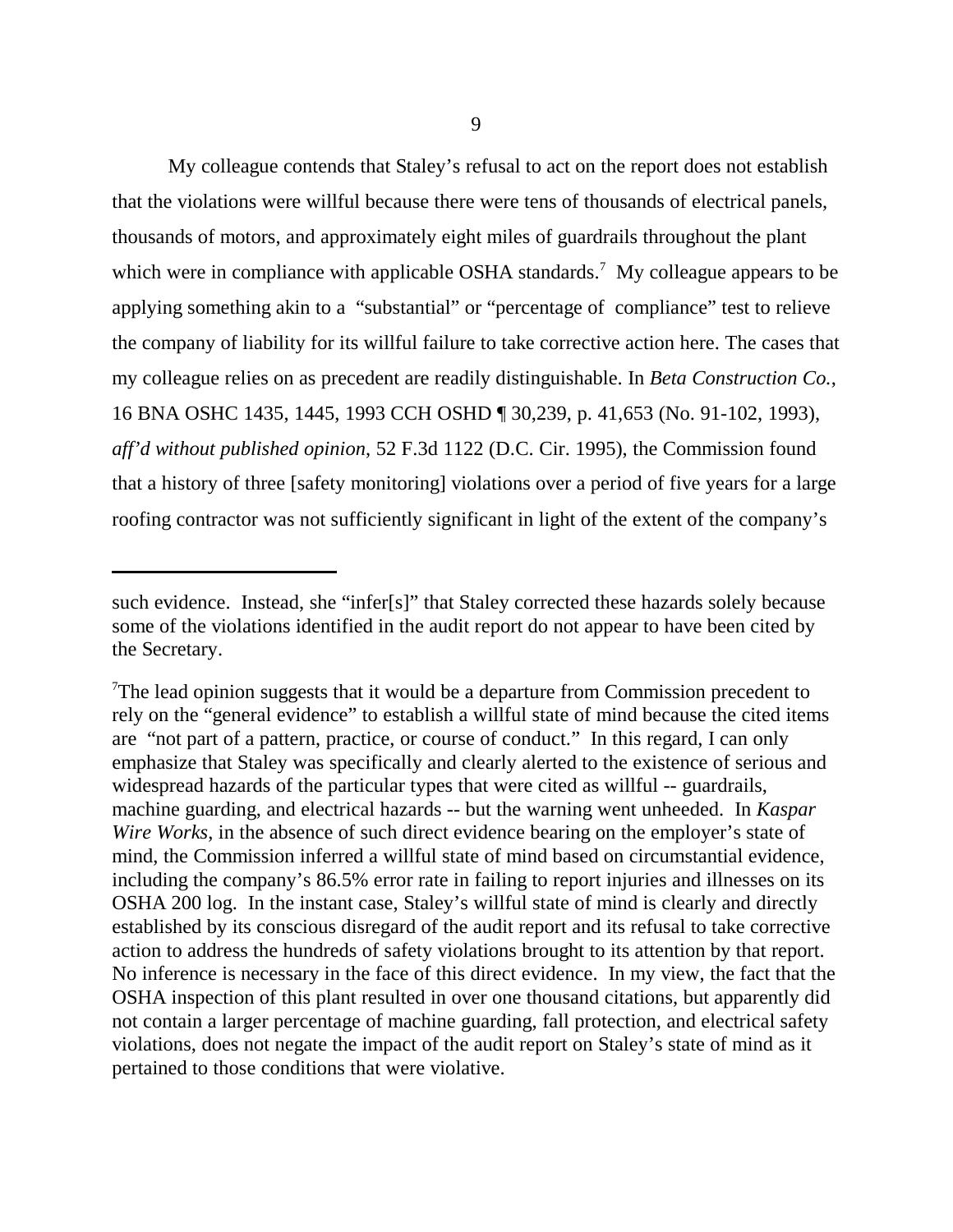My colleague contends that Staley's refusal to act on the report does not establish that the violations were willful because there were tens of thousands of electrical panels, thousands of motors, and approximately eight miles of guardrails throughout the plant which were in compliance with applicable OSHA standards.[7] My colleague appears to be applying something akin to a "substantial" or "percentage of compliance" test to relieve the company of liability for its willful failure to take corrective action here. The cases that my colleague relies on as precedent are readily distinguishable. In *Beta Construction Co.*, 16 BNA OSHC 1435, 1445, 1993 CCH OSHD ¶ 30,239, p. 41,653 (No. 91-102, 1993), *aff'd without published opinion*, 52 F.3d 1122 (D.C. Cir. 1995), the Commission found that a history of three [safety monitoring] violations over a period of five years for a large roofing contractor was not sufficiently significant in light of the extent of the company's

---

such evidence. Instead, she "infer[s]" that Staley corrected these hazards solely because some of the violations identified in the audit report do not appear to have been cited by the Secretary.

[7]The lead opinion suggests that it would be a departure from Commission precedent to rely on the "general evidence" to establish a willful state of mind because the cited items are "not part of a pattern, practice, or course of conduct." In this regard, I can only emphasize that Staley was specifically and clearly alerted to the existence of serious and widespread hazards of the particular types that were cited as willful -- guardrails, machine guarding, and electrical hazards -- but the warning went unheeded. In *Kaspar Wire Works*, in the absence of such direct evidence bearing on the employer's state of mind, the Commission inferred a willful state of mind based on circumstantial evidence, including the company's 86.5% error rate in failing to report injuries and illnesses on its OSHA 200 log. In the instant case, Staley's willful state of mind is clearly and directly established by its conscious disregard of the audit report and its refusal to take corrective action to address the hundreds of safety violations brought to its attention by that report. No inference is necessary in the face of this direct evidence. In my view, the fact that the OSHA inspection of this plant resulted in over one thousand citations, but apparently did not contain a larger percentage of machine guarding, fall protection, and electrical safety violations, does not negate the impact of the audit report on Staley's state of mind as it pertained to those conditions that were violative.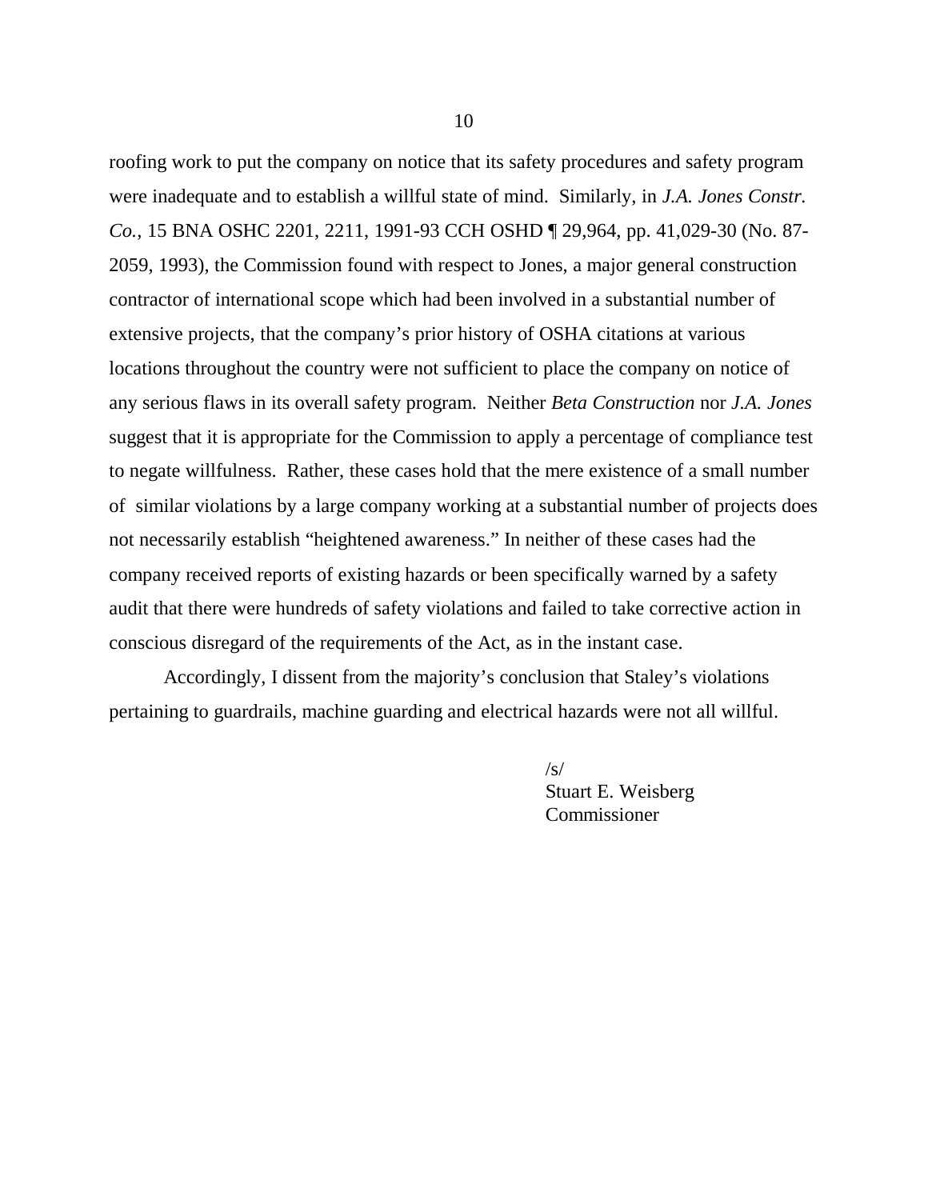roofing work to put the company on notice that its safety procedures and safety program were inadequate and to establish a willful state of mind. Similarly, in *J.A. Jones Constr. Co.*, 15 BNA OSHC 2201, 2211, 1991-93 CCH OSHD ¶ 29,964, pp. 41,029-30 (No. 87-2059, 1993), the Commission found with respect to Jones, a major general construction contractor of international scope which had been involved in a substantial number of extensive projects, that the company's prior history of OSHA citations at various locations throughout the country were not sufficient to place the company on notice of any serious flaws in its overall safety program. Neither *Beta Construction* nor *J.A. Jones* suggest that it is appropriate for the Commission to apply a percentage of compliance test to negate willfulness. Rather, these cases hold that the mere existence of a small number of similar violations by a large company working at a substantial number of projects does not necessarily establish "heightened awareness." In neither of these cases had the company received reports of existing hazards or been specifically warned by a safety audit that there were hundreds of safety violations and failed to take corrective action in conscious disregard of the requirements of the Act, as in the instant case.

Accordingly, I dissent from the majority's conclusion that Staley's violations pertaining to guardrails, machine guarding and electrical hazards were not all willful.

/s/
Stuart E. Weisberg
Commissioner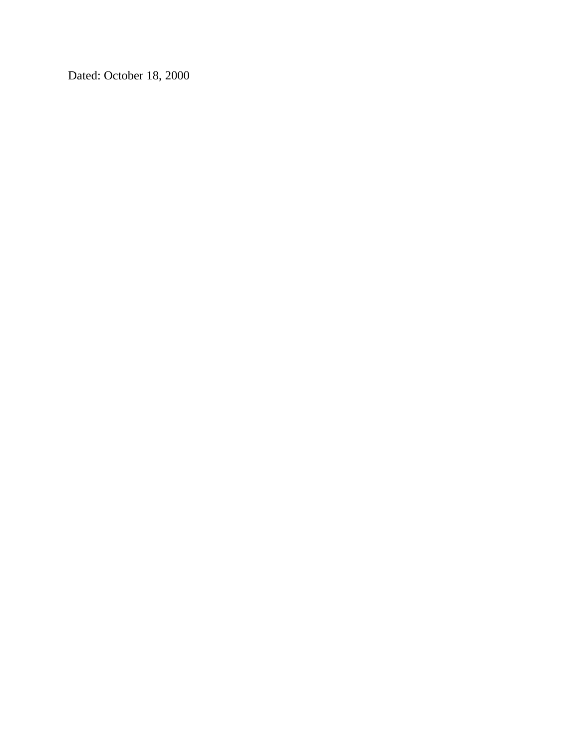Dated: October 18, 2000